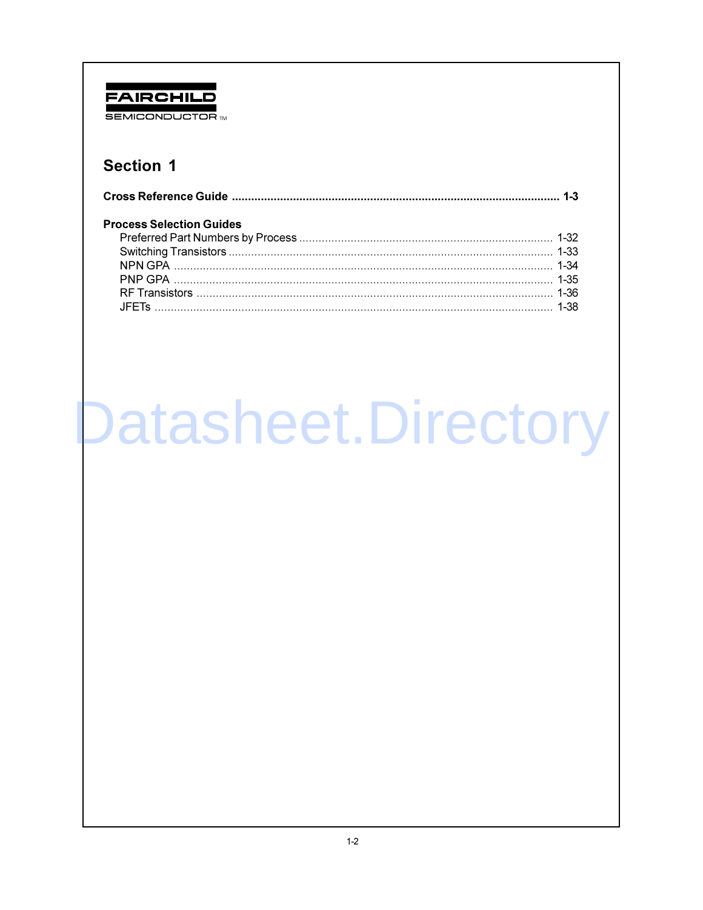FAIRCHILD

SEMICONDUCTOR™

# Section 1

**Cross Reference Guide .................................................................................................... 1-3**

**Process Selection Guides**

- Preferred Part Numbers by Process ............................................................................. 1-32
- Switching Transistors .................................................................................................... 1-33
- NPN GPA ..................................................................................................................... 1-34
- PNP GPA ..................................................................................................................... 1-35
- RF Transistors .............................................................................................................. 1-36
- JFETs ........................................................................................................................... 1-38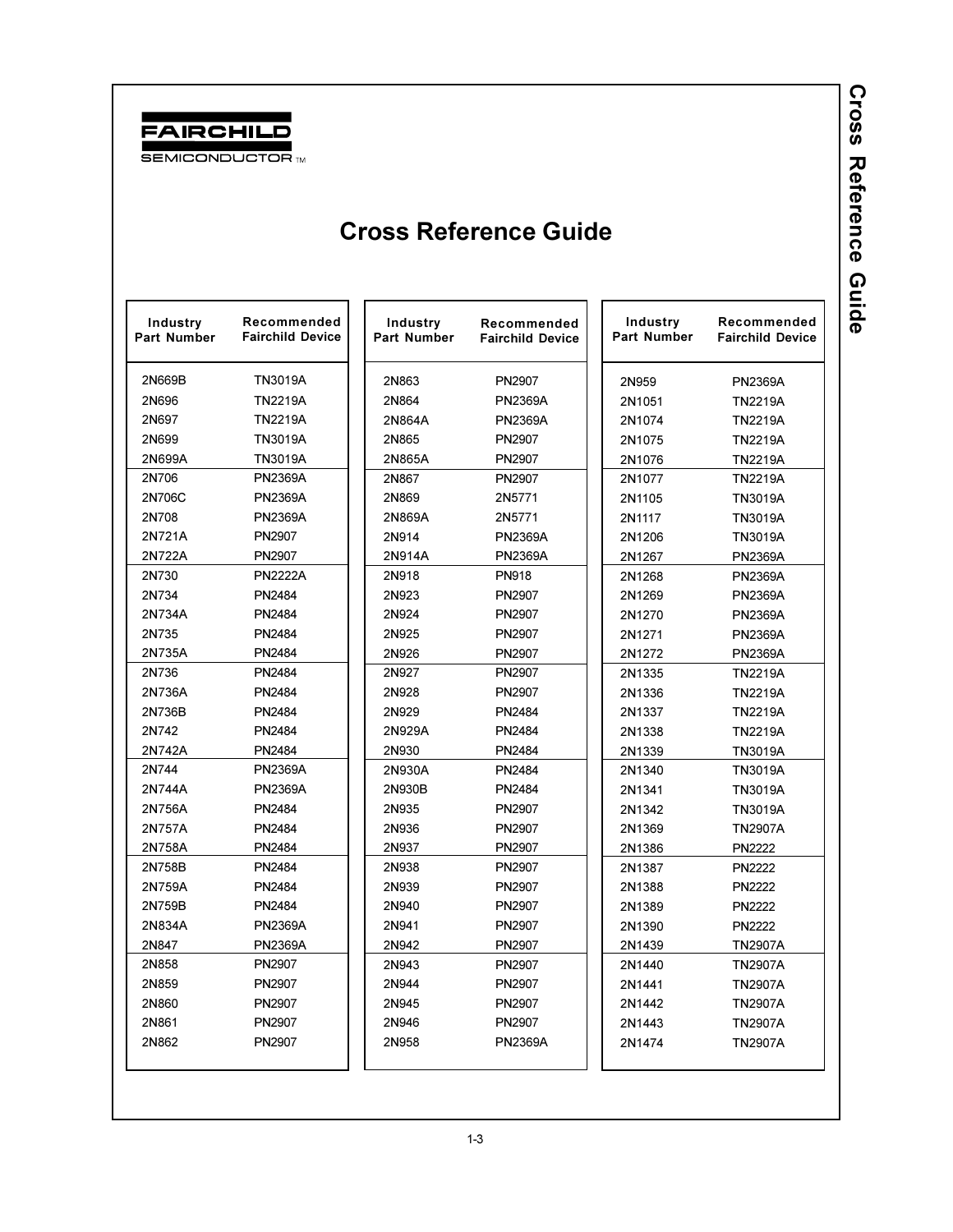FAIRCHILD SEMICONDUCTOR™

# Cross Reference Guide

| Industry Part Number | Recommended Fairchild Device |
|---|---|
| 2N669B | TN3019A |
| 2N696 | TN2219A |
| 2N697 | TN2219A |
| 2N699 | TN3019A |
| 2N699A | TN3019A |
| 2N706 | PN2369A |
| 2N706C | PN2369A |
| 2N708 | PN2369A |
| 2N721A | PN2907 |
| 2N722A | PN2907 |
| 2N730 | PN2222A |
| 2N734 | PN2484 |
| 2N734A | PN2484 |
| 2N735 | PN2484 |
| 2N735A | PN2484 |
| 2N736 | PN2484 |
| 2N736A | PN2484 |
| 2N736B | PN2484 |
| 2N742 | PN2484 |
| 2N742A | PN2484 |
| 2N744 | PN2369A |
| 2N744A | PN2369A |
| 2N756A | PN2484 |
| 2N757A | PN2484 |
| 2N758A | PN2484 |
| 2N758B | PN2484 |
| 2N759A | PN2484 |
| 2N759B | PN2484 |
| 2N834A | PN2369A |
| 2N847 | PN2369A |
| 2N858 | PN2907 |
| 2N859 | PN2907 |
| 2N860 | PN2907 |
| 2N861 | PN2907 |
| 2N862 | PN2907 |
| 2N863 | PN2907 |
| 2N864 | PN2369A |
| 2N864A | PN2369A |
| 2N865 | PN2907 |
| 2N865A | PN2907 |
| 2N867 | PN2907 |
| 2N869 | 2N5771 |
| 2N869A | 2N5771 |
| 2N914 | PN2369A |
| 2N914A | PN2369A |
| 2N918 | PN918 |
| 2N923 | PN2907 |
| 2N924 | PN2907 |
| 2N925 | PN2907 |
| 2N926 | PN2907 |
| 2N927 | PN2907 |
| 2N928 | PN2907 |
| 2N929 | PN2484 |
| 2N929A | PN2484 |
| 2N930 | PN2484 |
| 2N930A | PN2484 |
| 2N930B | PN2484 |
| 2N935 | PN2907 |
| 2N936 | PN2907 |
| 2N937 | PN2907 |
| 2N938 | PN2907 |
| 2N939 | PN2907 |
| 2N940 | PN2907 |
| 2N941 | PN2907 |
| 2N942 | PN2907 |
| 2N943 | PN2907 |
| 2N944 | PN2907 |
| 2N945 | PN2907 |
| 2N946 | PN2907 |
| 2N958 | PN2369A |
| 2N959 | PN2369A |
| 2N1051 | TN2219A |
| 2N1074 | TN2219A |
| 2N1075 | TN2219A |
| 2N1076 | TN2219A |
| 2N1077 | TN2219A |
| 2N1105 | TN3019A |
| 2N1117 | TN3019A |
| 2N1206 | TN3019A |
| 2N1267 | PN2369A |
| 2N1268 | PN2369A |
| 2N1269 | PN2369A |
| 2N1270 | PN2369A |
| 2N1271 | PN2369A |
| 2N1272 | PN2369A |
| 2N1335 | TN2219A |
| 2N1336 | TN2219A |
| 2N1337 | TN2219A |
| 2N1338 | TN2219A |
| 2N1339 | TN3019A |
| 2N1340 | TN3019A |
| 2N1341 | TN3019A |
| 2N1342 | TN3019A |
| 2N1369 | TN2907A |
| 2N1386 | PN2222 |
| 2N1387 | PN2222 |
| 2N1388 | PN2222 |
| 2N1389 | PN2222 |
| 2N1390 | PN2222 |
| 2N1439 | TN2907A |
| 2N1440 | TN2907A |
| 2N1441 | TN2907A |
| 2N1442 | TN2907A |
| 2N1443 | TN2907A |
| 2N1474 | TN2907A |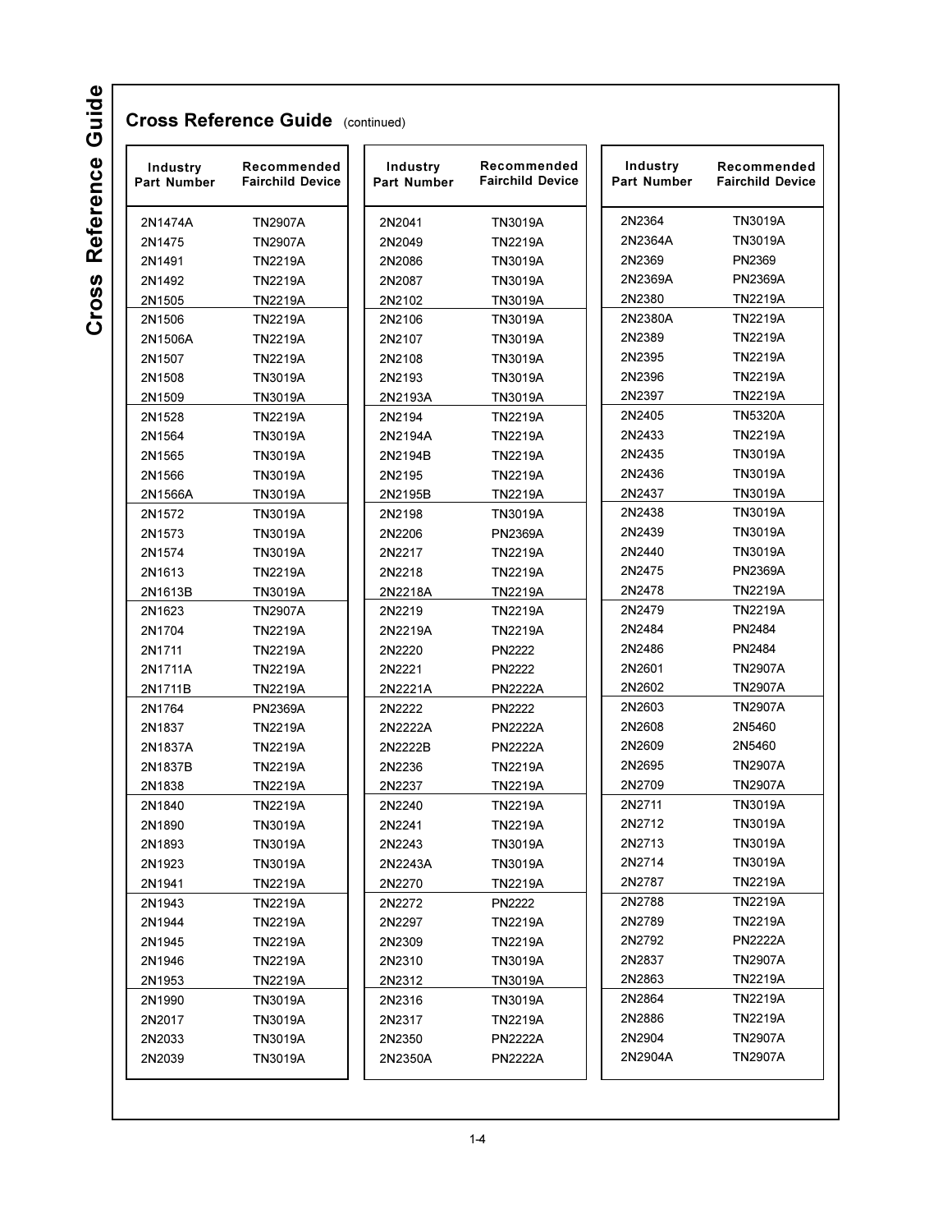## Cross Reference Guide (continued)

| Industry Part Number | Recommended Fairchild Device |
|---|---|
| 2N1474A | TN2907A |
| 2N1475 | TN2907A |
| 2N1491 | TN2219A |
| 2N1492 | TN2219A |
| 2N1505 | TN2219A |
| 2N1506 | TN2219A |
| 2N1506A | TN2219A |
| 2N1507 | TN2219A |
| 2N1508 | TN3019A |
| 2N1509 | TN3019A |
| 2N1528 | TN2219A |
| 2N1564 | TN3019A |
| 2N1565 | TN3019A |
| 2N1566 | TN3019A |
| 2N1566A | TN3019A |
| 2N1572 | TN3019A |
| 2N1573 | TN3019A |
| 2N1574 | TN3019A |
| 2N1613 | TN2219A |
| 2N1613B | TN3019A |
| 2N1623 | TN2907A |
| 2N1704 | TN2219A |
| 2N1711 | TN2219A |
| 2N1711A | TN2219A |
| 2N1711B | TN2219A |
| 2N1764 | PN2369A |
| 2N1837 | TN2219A |
| 2N1837A | TN2219A |
| 2N1837B | TN2219A |
| 2N1838 | TN2219A |
| 2N1840 | TN2219A |
| 2N1890 | TN3019A |
| 2N1893 | TN3019A |
| 2N1923 | TN3019A |
| 2N1941 | TN2219A |
| 2N1943 | TN2219A |
| 2N1944 | TN2219A |
| 2N1945 | TN2219A |
| 2N1946 | TN2219A |
| 2N1953 | TN2219A |
| 2N1990 | TN3019A |
| 2N2017 | TN3019A |
| 2N2033 | TN3019A |
| 2N2039 | TN3019A |
| 2N2041 | TN3019A |
| 2N2049 | TN2219A |
| 2N2086 | TN3019A |
| 2N2087 | TN3019A |
| 2N2102 | TN3019A |
| 2N2106 | TN3019A |
| 2N2107 | TN3019A |
| 2N2108 | TN3019A |
| 2N2193 | TN3019A |
| 2N2193A | TN3019A |
| 2N2194 | TN2219A |
| 2N2194A | TN2219A |
| 2N2194B | TN2219A |
| 2N2195 | TN2219A |
| 2N2195B | TN2219A |
| 2N2198 | TN3019A |
| 2N2206 | PN2369A |
| 2N2217 | TN2219A |
| 2N2218 | TN2219A |
| 2N2218A | TN2219A |
| 2N2219 | TN2219A |
| 2N2219A | TN2219A |
| 2N2220 | PN2222 |
| 2N2221 | PN2222 |
| 2N2221A | PN2222A |
| 2N2222 | PN2222 |
| 2N2222A | PN2222A |
| 2N2222B | PN2222A |
| 2N2236 | TN2219A |
| 2N2237 | TN2219A |
| 2N2240 | TN2219A |
| 2N2241 | TN2219A |
| 2N2243 | TN3019A |
| 2N2243A | TN3019A |
| 2N2270 | TN2219A |
| 2N2272 | PN2222 |
| 2N2297 | TN2219A |
| 2N2309 | TN2219A |
| 2N2310 | TN3019A |
| 2N2312 | TN3019A |
| 2N2316 | TN3019A |
| 2N2317 | TN2219A |
| 2N2350 | PN2222A |
| 2N2350A | PN2222A |
| 2N2364 | TN3019A |
| 2N2364A | TN3019A |
| 2N2369 | PN2369 |
| 2N2369A | PN2369A |
| 2N2380 | TN2219A |
| 2N2380A | TN2219A |
| 2N2389 | TN2219A |
| 2N2395 | TN2219A |
| 2N2396 | TN2219A |
| 2N2397 | TN2219A |
| 2N2405 | TN5320A |
| 2N2433 | TN2219A |
| 2N2435 | TN3019A |
| 2N2436 | TN3019A |
| 2N2437 | TN3019A |
| 2N2438 | TN3019A |
| 2N2439 | TN3019A |
| 2N2440 | TN3019A |
| 2N2475 | PN2369A |
| 2N2478 | TN2219A |
| 2N2479 | TN2219A |
| 2N2484 | PN2484 |
| 2N2486 | PN2484 |
| 2N2601 | TN2907A |
| 2N2602 | TN2907A |
| 2N2603 | TN2907A |
| 2N2608 | 2N5460 |
| 2N2609 | 2N5460 |
| 2N2695 | TN2907A |
| 2N2709 | TN2907A |
| 2N2711 | TN3019A |
| 2N2712 | TN3019A |
| 2N2713 | TN3019A |
| 2N2714 | TN3019A |
| 2N2787 | TN2219A |
| 2N2788 | TN2219A |
| 2N2789 | TN2219A |
| 2N2792 | PN2222A |
| 2N2837 | TN2907A |
| 2N2863 | TN2219A |
| 2N2864 | TN2219A |
| 2N2886 | TN2219A |
| 2N2904 | TN2907A |
| 2N2904A | TN2907A |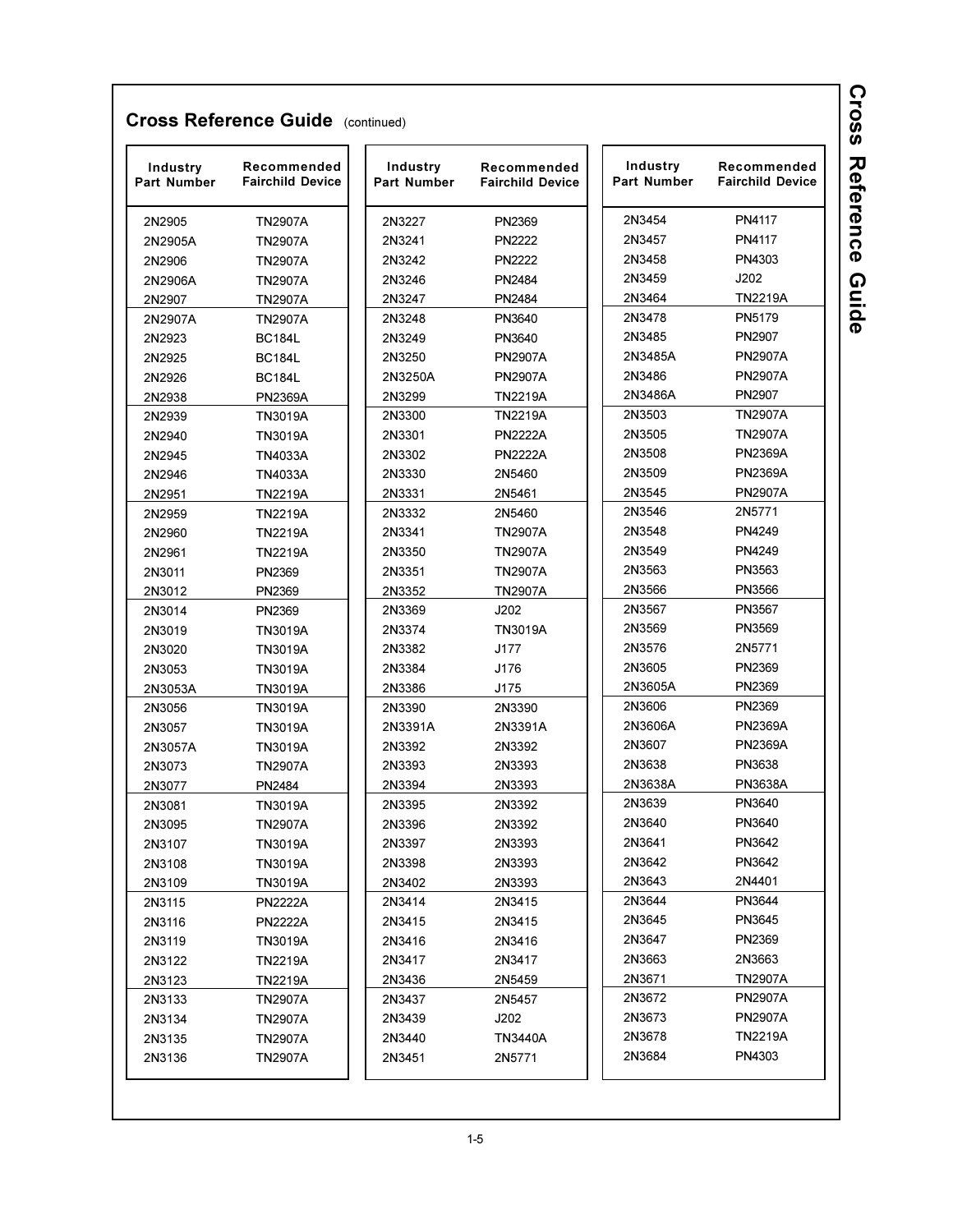## Cross Reference Guide (continued)

| Industry Part Number | Recommended Fairchild Device |
|---|---|
| 2N2905 | TN2907A |
| 2N2905A | TN2907A |
| 2N2906 | TN2907A |
| 2N2906A | TN2907A |
| 2N2907 | TN2907A |
| 2N2907A | TN2907A |
| 2N2923 | BC184L |
| 2N2925 | BC184L |
| 2N2926 | BC184L |
| 2N2938 | PN2369A |
| 2N2939 | TN3019A |
| 2N2940 | TN3019A |
| 2N2945 | TN4033A |
| 2N2946 | TN4033A |
| 2N2951 | TN2219A |
| 2N2959 | TN2219A |
| 2N2960 | TN2219A |
| 2N2961 | TN2219A |
| 2N3011 | PN2369 |
| 2N3012 | PN2369 |
| 2N3014 | PN2369 |
| 2N3019 | TN3019A |
| 2N3020 | TN3019A |
| 2N3053 | TN3019A |
| 2N3053A | TN3019A |
| 2N3056 | TN3019A |
| 2N3057 | TN3019A |
| 2N3057A | TN3019A |
| 2N3073 | TN2907A |
| 2N3077 | PN2484 |
| 2N3081 | TN3019A |
| 2N3095 | TN2907A |
| 2N3107 | TN3019A |
| 2N3108 | TN3019A |
| 2N3109 | TN3019A |
| 2N3115 | PN2222A |
| 2N3116 | PN2222A |
| 2N3119 | TN3019A |
| 2N3122 | TN2219A |
| 2N3123 | TN2219A |
| 2N3133 | TN2907A |
| 2N3134 | TN2907A |
| 2N3135 | TN2907A |
| 2N3136 | TN2907A |

| Industry Part Number | Recommended Fairchild Device |
|---|---|
| 2N3227 | PN2369 |
| 2N3241 | PN2222 |
| 2N3242 | PN2222 |
| 2N3246 | PN2484 |
| 2N3247 | PN2484 |
| 2N3248 | PN3640 |
| 2N3249 | PN3640 |
| 2N3250 | PN2907A |
| 2N3250A | PN2907A |
| 2N3299 | TN2219A |
| 2N3300 | TN2219A |
| 2N3301 | PN2222A |
| 2N3302 | PN2222A |
| 2N3330 | 2N5460 |
| 2N3331 | 2N5461 |
| 2N3332 | 2N5460 |
| 2N3341 | TN2907A |
| 2N3350 | TN2907A |
| 2N3351 | TN2907A |
| 2N3352 | TN2907A |
| 2N3369 | J202 |
| 2N3374 | TN3019A |
| 2N3382 | J177 |
| 2N3384 | J176 |
| 2N3386 | J175 |
| 2N3390 | 2N3390 |
| 2N3391A | 2N3391A |
| 2N3392 | 2N3392 |
| 2N3393 | 2N3393 |
| 2N3394 | 2N3393 |
| 2N3395 | 2N3392 |
| 2N3396 | 2N3392 |
| 2N3397 | 2N3393 |
| 2N3398 | 2N3393 |
| 2N3402 | 2N3393 |
| 2N3414 | 2N3415 |
| 2N3415 | 2N3415 |
| 2N3416 | 2N3416 |
| 2N3417 | 2N3417 |
| 2N3436 | 2N5459 |
| 2N3437 | 2N5457 |
| 2N3439 | J202 |
| 2N3440 | TN3440A |
| 2N3451 | 2N5771 |

| Industry Part Number | Recommended Fairchild Device |
|---|---|
| 2N3454 | PN4117 |
| 2N3457 | PN4117 |
| 2N3458 | PN4303 |
| 2N3459 | J202 |
| 2N3464 | TN2219A |
| 2N3478 | PN5179 |
| 2N3485 | PN2907 |
| 2N3485A | PN2907A |
| 2N3486 | PN2907A |
| 2N3486A | PN2907 |
| 2N3503 | TN2907A |
| 2N3505 | TN2907A |
| 2N3508 | PN2369A |
| 2N3509 | PN2369A |
| 2N3545 | PN2907A |
| 2N3546 | 2N5771 |
| 2N3548 | PN4249 |
| 2N3549 | PN4249 |
| 2N3563 | PN3563 |
| 2N3566 | PN3566 |
| 2N3567 | PN3567 |
| 2N3569 | PN3569 |
| 2N3576 | 2N5771 |
| 2N3605 | PN2369 |
| 2N3605A | PN2369 |
| 2N3606 | PN2369 |
| 2N3606A | PN2369A |
| 2N3607 | PN2369A |
| 2N3638 | PN3638 |
| 2N3638A | PN3638A |
| 2N3639 | PN3640 |
| 2N3640 | PN3640 |
| 2N3641 | PN3642 |
| 2N3642 | PN3642 |
| 2N3643 | 2N4401 |
| 2N3644 | PN3644 |
| 2N3645 | PN3645 |
| 2N3647 | PN2369 |
| 2N3663 | 2N3663 |
| 2N3671 | TN2907A |
| 2N3672 | PN2907A |
| 2N3673 | PN2907A |
| 2N3678 | TN2219A |
| 2N3684 | PN4303 |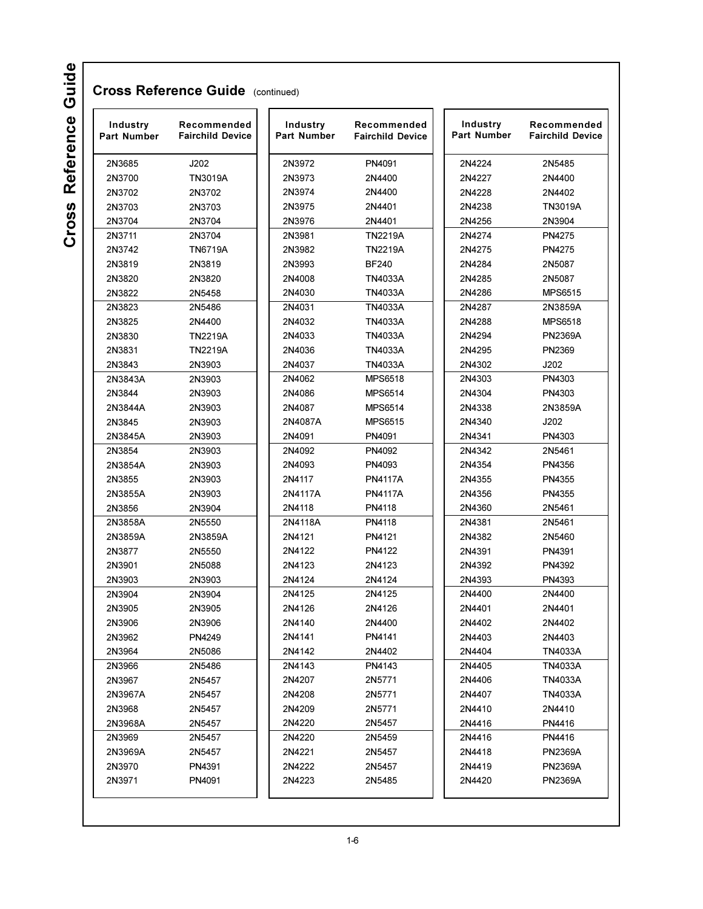## Cross Reference Guide (continued)

| Industry Part Number | Recommended Fairchild Device |
|---|---|
| 2N3685 | J202 |
| 2N3700 | TN3019A |
| 2N3702 | 2N3702 |
| 2N3703 | 2N3703 |
| 2N3704 | 2N3704 |
| 2N3711 | 2N3704 |
| 2N3742 | TN6719A |
| 2N3819 | 2N3819 |
| 2N3820 | 2N3820 |
| 2N3822 | 2N5458 |
| 2N3823 | 2N5486 |
| 2N3825 | 2N4400 |
| 2N3830 | TN2219A |
| 2N3831 | TN2219A |
| 2N3843 | 2N3903 |
| 2N3843A | 2N3903 |
| 2N3844 | 2N3903 |
| 2N3844A | 2N3903 |
| 2N3845 | 2N3903 |
| 2N3845A | 2N3903 |
| 2N3854 | 2N3903 |
| 2N3854A | 2N3903 |
| 2N3855 | 2N3903 |
| 2N3855A | 2N3903 |
| 2N3856 | 2N3904 |
| 2N3858A | 2N5550 |
| 2N3859A | 2N3859A |
| 2N3877 | 2N5550 |
| 2N3901 | 2N5088 |
| 2N3903 | 2N3903 |
| 2N3904 | 2N3904 |
| 2N3905 | 2N3905 |
| 2N3906 | 2N3906 |
| 2N3962 | PN4249 |
| 2N3964 | 2N5086 |
| 2N3966 | 2N5486 |
| 2N3967 | 2N5457 |
| 2N3967A | 2N5457 |
| 2N3968 | 2N5457 |
| 2N3968A | 2N5457 |
| 2N3969 | 2N5457 |
| 2N3969A | 2N5457 |
| 2N3970 | PN4391 |
| 2N3971 | PN4091 |
| 2N3972 | PN4091 |
| 2N3973 | 2N4400 |
| 2N3974 | 2N4400 |
| 2N3975 | 2N4401 |
| 2N3976 | 2N4401 |
| 2N3981 | TN2219A |
| 2N3982 | TN2219A |
| 2N3993 | BF240 |
| 2N4008 | TN4033A |
| 2N4030 | TN4033A |
| 2N4031 | TN4033A |
| 2N4032 | TN4033A |
| 2N4033 | TN4033A |
| 2N4036 | TN4033A |
| 2N4037 | TN4033A |
| 2N4062 | MPS6518 |
| 2N4086 | MPS6514 |
| 2N4087 | MPS6514 |
| 2N4087A | MPS6515 |
| 2N4091 | PN4091 |
| 2N4092 | PN4092 |
| 2N4093 | PN4093 |
| 2N4117 | PN4117A |
| 2N4117A | PN4117A |
| 2N4118 | PN4118 |
| 2N4118A | PN4118 |
| 2N4121 | PN4121 |
| 2N4122 | PN4122 |
| 2N4123 | 2N4123 |
| 2N4124 | 2N4124 |
| 2N4125 | 2N4125 |
| 2N4126 | 2N4126 |
| 2N4140 | 2N4400 |
| 2N4141 | PN4141 |
| 2N4142 | 2N4402 |
| 2N4143 | PN4143 |
| 2N4207 | 2N5771 |
| 2N4208 | 2N5771 |
| 2N4209 | 2N5771 |
| 2N4220 | 2N5457 |
| 2N4220 | 2N5459 |
| 2N4221 | 2N5457 |
| 2N4222 | 2N5457 |
| 2N4223 | 2N5485 |
| 2N4224 | 2N5485 |
| 2N4227 | 2N4400 |
| 2N4228 | 2N4402 |
| 2N4238 | TN3019A |
| 2N4256 | 2N3904 |
| 2N4274 | PN4275 |
| 2N4275 | PN4275 |
| 2N4284 | 2N5087 |
| 2N4285 | 2N5087 |
| 2N4286 | MPS6515 |
| 2N4287 | 2N3859A |
| 2N4288 | MPS6518 |
| 2N4294 | PN2369A |
| 2N4295 | PN2369 |
| 2N4302 | J202 |
| 2N4303 | PN4303 |
| 2N4304 | PN4303 |
| 2N4338 | 2N3859A |
| 2N4340 | J202 |
| 2N4341 | PN4303 |
| 2N4342 | 2N5461 |
| 2N4354 | PN4356 |
| 2N4355 | PN4355 |
| 2N4356 | PN4355 |
| 2N4360 | 2N5461 |
| 2N4381 | 2N5461 |
| 2N4382 | 2N5460 |
| 2N4391 | PN4391 |
| 2N4392 | PN4392 |
| 2N4393 | PN4393 |
| 2N4400 | 2N4400 |
| 2N4401 | 2N4401 |
| 2N4402 | 2N4402 |
| 2N4403 | 2N4403 |
| 2N4404 | TN4033A |
| 2N4405 | TN4033A |
| 2N4406 | TN4033A |
| 2N4407 | TN4033A |
| 2N4410 | 2N4410 |
| 2N4416 | PN4416 |
| 2N4416 | PN4416 |
| 2N4418 | PN2369A |
| 2N4419 | PN2369A |
| 2N4420 | PN2369A |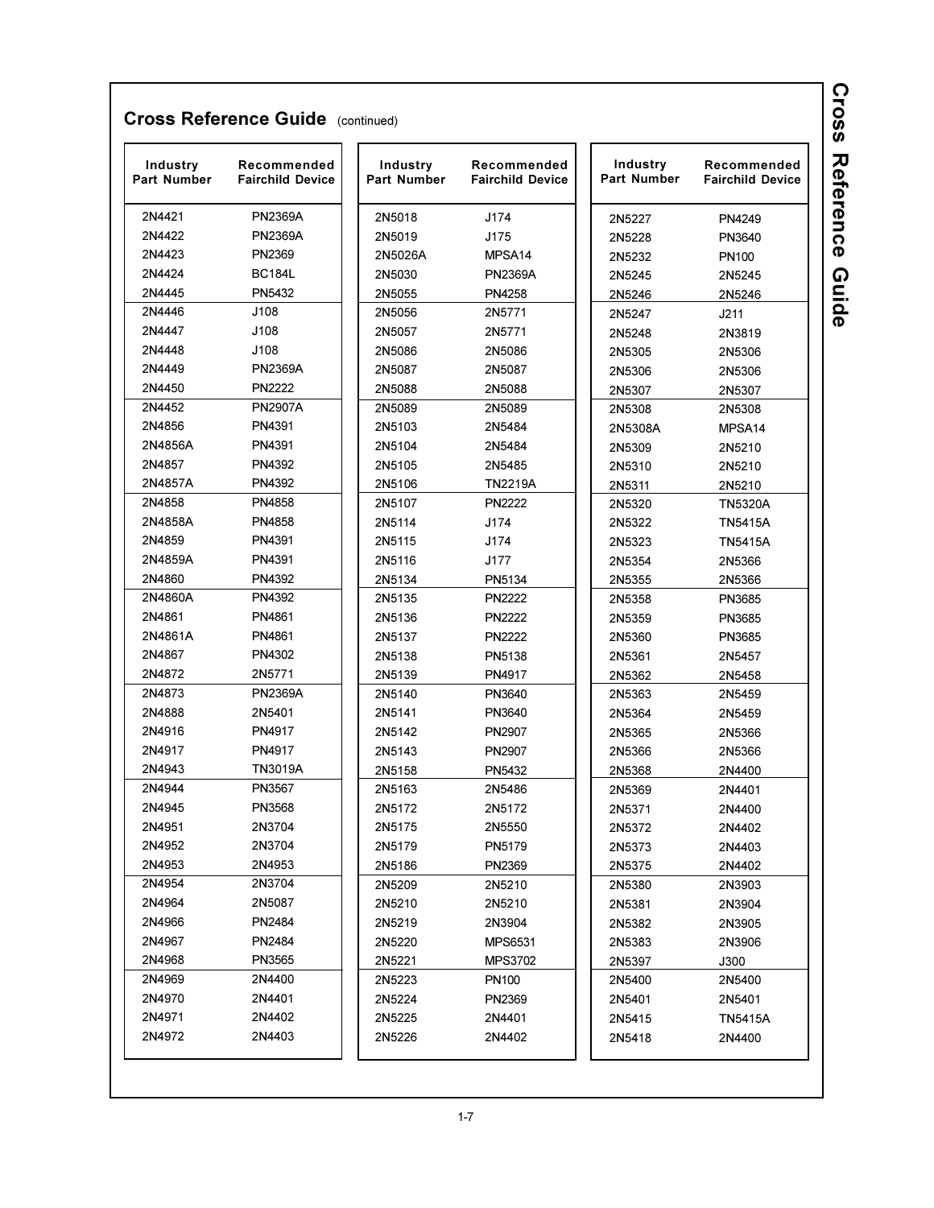## Cross Reference Guide (continued)

| Industry Part Number | Recommended Fairchild Device |
|---|---|
| 2N4421 | PN2369A |
| 2N4422 | PN2369A |
| 2N4423 | PN2369 |
| 2N4424 | BC184L |
| 2N4445 | PN5432 |
| 2N4446 | J108 |
| 2N4447 | J108 |
| 2N4448 | J108 |
| 2N4449 | PN2369A |
| 2N4450 | PN2222 |
| 2N4452 | PN2907A |
| 2N4856 | PN4391 |
| 2N4856A | PN4391 |
| 2N4857 | PN4392 |
| 2N4857A | PN4392 |
| 2N4858 | PN4858 |
| 2N4858A | PN4858 |
| 2N4859 | PN4391 |
| 2N4859A | PN4391 |
| 2N4860 | PN4392 |
| 2N4860A | PN4392 |
| 2N4861 | PN4861 |
| 2N4861A | PN4861 |
| 2N4867 | PN4302 |
| 2N4872 | 2N5771 |
| 2N4873 | PN2369A |
| 2N4888 | 2N5401 |
| 2N4916 | PN4917 |
| 2N4917 | PN4917 |
| 2N4943 | TN3019A |
| 2N4944 | PN3567 |
| 2N4945 | PN3568 |
| 2N4951 | 2N3704 |
| 2N4952 | 2N3704 |
| 2N4953 | 2N4953 |
| 2N4954 | 2N3704 |
| 2N4964 | 2N5087 |
| 2N4966 | PN2484 |
| 2N4967 | PN2484 |
| 2N4968 | PN3565 |
| 2N4969 | 2N4400 |
| 2N4970 | 2N4401 |
| 2N4971 | 2N4402 |
| 2N4972 | 2N4403 |

| Industry Part Number | Recommended Fairchild Device |
|---|---|
| 2N5018 | J174 |
| 2N5019 | J175 |
| 2N5026A | MPSA14 |
| 2N5030 | PN2369A |
| 2N5055 | PN4258 |
| 2N5056 | 2N5771 |
| 2N5057 | 2N5771 |
| 2N5086 | 2N5086 |
| 2N5087 | 2N5087 |
| 2N5088 | 2N5088 |
| 2N5089 | 2N5089 |
| 2N5103 | 2N5484 |
| 2N5104 | 2N5484 |
| 2N5105 | 2N5485 |
| 2N5106 | TN2219A |
| 2N5107 | PN2222 |
| 2N5114 | J174 |
| 2N5115 | J174 |
| 2N5116 | J177 |
| 2N5134 | PN5134 |
| 2N5135 | PN2222 |
| 2N5136 | PN2222 |
| 2N5137 | PN2222 |
| 2N5138 | PN5138 |
| 2N5139 | PN4917 |
| 2N5140 | PN3640 |
| 2N5141 | PN3640 |
| 2N5142 | PN2907 |
| 2N5143 | PN2907 |
| 2N5158 | PN5432 |
| 2N5163 | 2N5486 |
| 2N5172 | 2N5172 |
| 2N5175 | 2N5550 |
| 2N5179 | PN5179 |
| 2N5186 | PN2369 |
| 2N5209 | 2N5210 |
| 2N5210 | 2N5210 |
| 2N5219 | 2N3904 |
| 2N5220 | MPS6531 |
| 2N5221 | MPS3702 |
| 2N5223 | PN100 |
| 2N5224 | PN2369 |
| 2N5225 | 2N4401 |
| 2N5226 | 2N4402 |

| Industry Part Number | Recommended Fairchild Device |
|---|---|
| 2N5227 | PN4249 |
| 2N5228 | PN3640 |
| 2N5232 | PN100 |
| 2N5245 | 2N5245 |
| 2N5246 | 2N5246 |
| 2N5247 | J211 |
| 2N5248 | 2N3819 |
| 2N5305 | 2N5306 |
| 2N5306 | 2N5306 |
| 2N5307 | 2N5307 |
| 2N5308 | 2N5308 |
| 2N5308A | MPSA14 |
| 2N5309 | 2N5210 |
| 2N5310 | 2N5210 |
| 2N5311 | 2N5210 |
| 2N5320 | TN5320A |
| 2N5322 | TN5415A |
| 2N5323 | TN5415A |
| 2N5354 | 2N5366 |
| 2N5355 | 2N5366 |
| 2N5358 | PN3685 |
| 2N5359 | PN3685 |
| 2N5360 | PN3685 |
| 2N5361 | 2N5457 |
| 2N5362 | 2N5458 |
| 2N5363 | 2N5459 |
| 2N5364 | 2N5459 |
| 2N5365 | 2N5366 |
| 2N5366 | 2N5366 |
| 2N5368 | 2N4400 |
| 2N5369 | 2N4401 |
| 2N5371 | 2N4400 |
| 2N5372 | 2N4402 |
| 2N5373 | 2N4403 |
| 2N5375 | 2N4402 |
| 2N5380 | 2N3903 |
| 2N5381 | 2N3904 |
| 2N5382 | 2N3905 |
| 2N5383 | 2N3906 |
| 2N5397 | J300 |
| 2N5400 | 2N5400 |
| 2N5401 | 2N5401 |
| 2N5415 | TN5415A |
| 2N5418 | 2N4400 |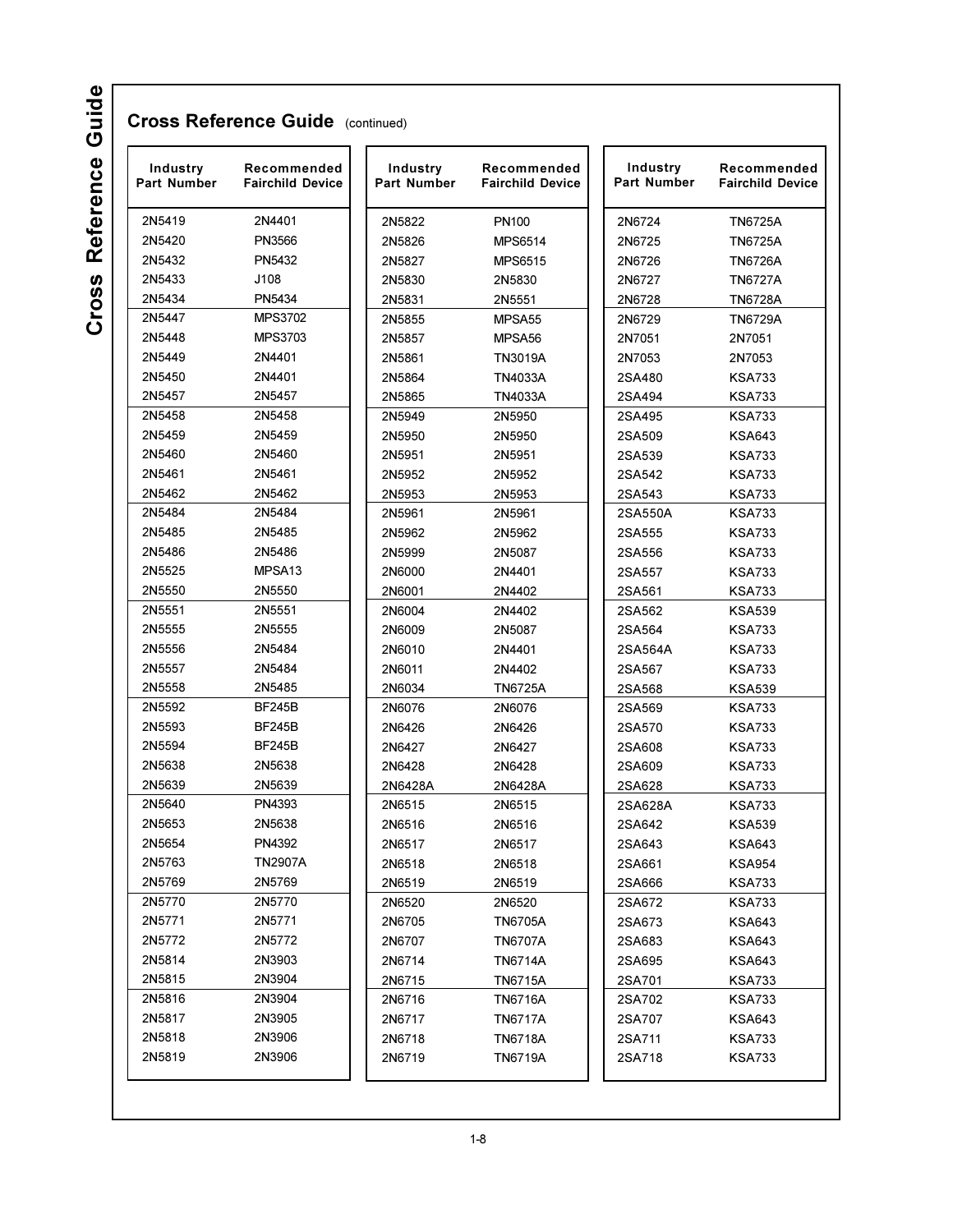## Cross Reference Guide (continued)

| Industry Part Number | Recommended Fairchild Device |
|---|---|
| 2N5419 | 2N4401 |
| 2N5420 | PN3566 |
| 2N5432 | PN5432 |
| 2N5433 | J108 |
| 2N5434 | PN5434 |
| 2N5447 | MPS3702 |
| 2N5448 | MPS3703 |
| 2N5449 | 2N4401 |
| 2N5450 | 2N4401 |
| 2N5457 | 2N5457 |
| 2N5458 | 2N5458 |
| 2N5459 | 2N5459 |
| 2N5460 | 2N5460 |
| 2N5461 | 2N5461 |
| 2N5462 | 2N5462 |
| 2N5484 | 2N5484 |
| 2N5485 | 2N5485 |
| 2N5486 | 2N5486 |
| 2N5525 | MPSA13 |
| 2N5550 | 2N5550 |
| 2N5551 | 2N5551 |
| 2N5555 | 2N5555 |
| 2N5556 | 2N5484 |
| 2N5557 | 2N5484 |
| 2N5558 | 2N5485 |
| 2N5592 | BF245B |
| 2N5593 | BF245B |
| 2N5594 | BF245B |
| 2N5638 | 2N5638 |
| 2N5639 | 2N5639 |
| 2N5640 | PN4393 |
| 2N5653 | 2N5638 |
| 2N5654 | PN4392 |
| 2N5763 | TN2907A |
| 2N5769 | 2N5769 |
| 2N5770 | 2N5770 |
| 2N5771 | 2N5771 |
| 2N5772 | 2N5772 |
| 2N5814 | 2N3903 |
| 2N5815 | 2N3904 |
| 2N5816 | 2N3904 |
| 2N5817 | 2N3905 |
| 2N5818 | 2N3906 |
| 2N5819 | 2N3906 |
| 2N5822 | PN100 |
| 2N5826 | MPS6514 |
| 2N5827 | MPS6515 |
| 2N5830 | 2N5830 |
| 2N5831 | 2N5551 |
| 2N5855 | MPSA55 |
| 2N5857 | MPSA56 |
| 2N5861 | TN3019A |
| 2N5864 | TN4033A |
| 2N5865 | TN4033A |
| 2N5949 | 2N5950 |
| 2N5950 | 2N5950 |
| 2N5951 | 2N5951 |
| 2N5952 | 2N5952 |
| 2N5953 | 2N5953 |
| 2N5961 | 2N5961 |
| 2N5962 | 2N5962 |
| 2N5999 | 2N5087 |
| 2N6000 | 2N4401 |
| 2N6001 | 2N4402 |
| 2N6004 | 2N4402 |
| 2N6009 | 2N5087 |
| 2N6010 | 2N4401 |
| 2N6011 | 2N4402 |
| 2N6034 | TN6725A |
| 2N6076 | 2N6076 |
| 2N6426 | 2N6426 |
| 2N6427 | 2N6427 |
| 2N6428 | 2N6428 |
| 2N6428A | 2N6428A |
| 2N6515 | 2N6515 |
| 2N6516 | 2N6516 |
| 2N6517 | 2N6517 |
| 2N6518 | 2N6518 |
| 2N6519 | 2N6519 |
| 2N6520 | 2N6520 |
| 2N6705 | TN6705A |
| 2N6707 | TN6707A |
| 2N6714 | TN6714A |
| 2N6715 | TN6715A |
| 2N6716 | TN6716A |
| 2N6717 | TN6717A |
| 2N6718 | TN6718A |
| 2N6719 | TN6719A |
| 2N6724 | TN6725A |
| 2N6725 | TN6725A |
| 2N6726 | TN6726A |
| 2N6727 | TN6727A |
| 2N6728 | TN6728A |
| 2N6729 | TN6729A |
| 2N7051 | 2N7051 |
| 2N7053 | 2N7053 |
| 2SA480 | KSA733 |
| 2SA494 | KSA733 |
| 2SA495 | KSA733 |
| 2SA509 | KSA643 |
| 2SA539 | KSA733 |
| 2SA542 | KSA733 |
| 2SA543 | KSA733 |
| 2SA550A | KSA733 |
| 2SA555 | KSA733 |
| 2SA556 | KSA733 |
| 2SA557 | KSA733 |
| 2SA561 | KSA733 |
| 2SA562 | KSA539 |
| 2SA564 | KSA733 |
| 2SA564A | KSA733 |
| 2SA567 | KSA733 |
| 2SA568 | KSA539 |
| 2SA569 | KSA733 |
| 2SA570 | KSA733 |
| 2SA608 | KSA733 |
| 2SA609 | KSA733 |
| 2SA628 | KSA733 |
| 2SA628A | KSA733 |
| 2SA642 | KSA539 |
| 2SA643 | KSA643 |
| 2SA661 | KSA954 |
| 2SA666 | KSA733 |
| 2SA672 | KSA733 |
| 2SA673 | KSA643 |
| 2SA683 | KSA643 |
| 2SA695 | KSA643 |
| 2SA701 | KSA733 |
| 2SA702 | KSA733 |
| 2SA707 | KSA643 |
| 2SA711 | KSA733 |
| 2SA718 | KSA733 |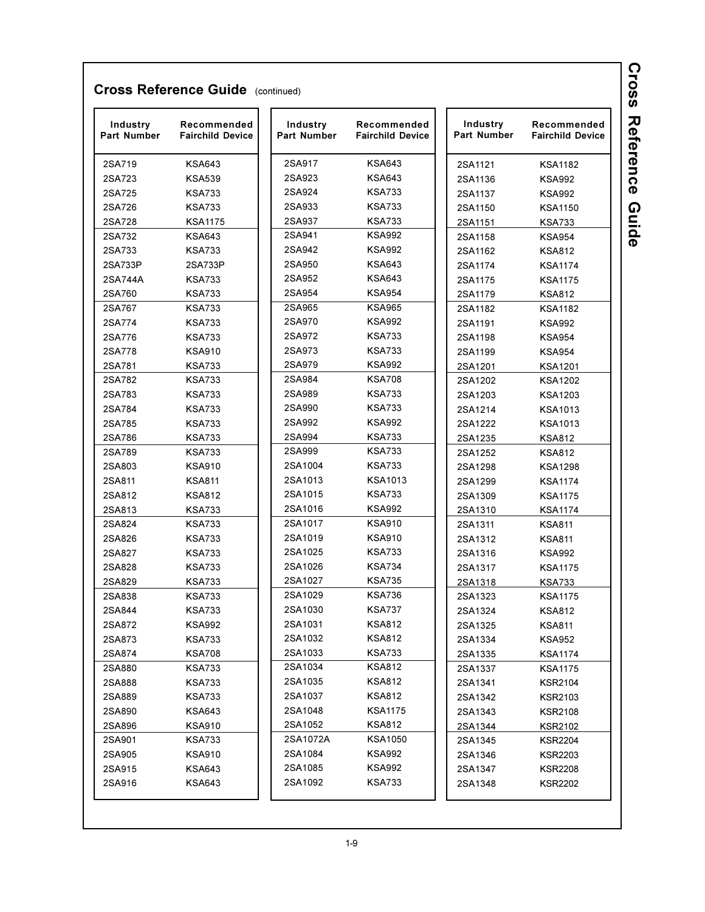## Cross Reference Guide (continued)

| Industry Part Number | Recommended Fairchild Device |
|---|---|
| 2SA719 | KSA643 |
| 2SA723 | KSA539 |
| 2SA725 | KSA733 |
| 2SA726 | KSA733 |
| 2SA728 | KSA1175 |
| 2SA732 | KSA643 |
| 2SA733 | KSA733 |
| 2SA733P | 2SA733P |
| 2SA744A | KSA733 |
| 2SA760 | KSA733 |
| 2SA767 | KSA733 |
| 2SA774 | KSA733 |
| 2SA776 | KSA733 |
| 2SA778 | KSA910 |
| 2SA781 | KSA733 |
| 2SA782 | KSA733 |
| 2SA783 | KSA733 |
| 2SA784 | KSA733 |
| 2SA785 | KSA733 |
| 2SA786 | KSA733 |
| 2SA789 | KSA733 |
| 2SA803 | KSA910 |
| 2SA811 | KSA811 |
| 2SA812 | KSA812 |
| 2SA813 | KSA733 |
| 2SA824 | KSA733 |
| 2SA826 | KSA733 |
| 2SA827 | KSA733 |
| 2SA828 | KSA733 |
| 2SA829 | KSA733 |
| 2SA838 | KSA733 |
| 2SA844 | KSA733 |
| 2SA872 | KSA992 |
| 2SA873 | KSA733 |
| 2SA874 | KSA708 |
| 2SA880 | KSA733 |
| 2SA888 | KSA733 |
| 2SA889 | KSA733 |
| 2SA890 | KSA643 |
| 2SA896 | KSA910 |
| 2SA901 | KSA733 |
| 2SA905 | KSA910 |
| 2SA915 | KSA643 |
| 2SA916 | KSA643 |
| 2SA917 | KSA643 |
| 2SA923 | KSA643 |
| 2SA924 | KSA733 |
| 2SA933 | KSA733 |
| 2SA937 | KSA733 |
| 2SA941 | KSA992 |
| 2SA942 | KSA992 |
| 2SA950 | KSA643 |
| 2SA952 | KSA643 |
| 2SA954 | KSA954 |
| 2SA965 | KSA965 |
| 2SA970 | KSA992 |
| 2SA972 | KSA733 |
| 2SA973 | KSA733 |
| 2SA979 | KSA992 |
| 2SA984 | KSA708 |
| 2SA989 | KSA733 |
| 2SA990 | KSA733 |
| 2SA992 | KSA992 |
| 2SA994 | KSA733 |
| 2SA999 | KSA733 |
| 2SA1004 | KSA733 |
| 2SA1013 | KSA1013 |
| 2SA1015 | KSA733 |
| 2SA1016 | KSA992 |
| 2SA1017 | KSA910 |
| 2SA1019 | KSA910 |
| 2SA1025 | KSA733 |
| 2SA1026 | KSA734 |
| 2SA1027 | KSA735 |
| 2SA1029 | KSA736 |
| 2SA1030 | KSA737 |
| 2SA1031 | KSA812 |
| 2SA1032 | KSA812 |
| 2SA1033 | KSA733 |
| 2SA1034 | KSA812 |
| 2SA1035 | KSA812 |
| 2SA1037 | KSA812 |
| 2SA1048 | KSA1175 |
| 2SA1052 | KSA812 |
| 2SA1072A | KSA1050 |
| 2SA1084 | KSA992 |
| 2SA1085 | KSA992 |
| 2SA1092 | KSA733 |
| 2SA1121 | KSA1182 |
| 2SA1136 | KSA992 |
| 2SA1137 | KSA992 |
| 2SA1150 | KSA1150 |
| 2SA1151 | KSA733 |
| 2SA1158 | KSA954 |
| 2SA1162 | KSA812 |
| 2SA1174 | KSA1174 |
| 2SA1175 | KSA1175 |
| 2SA1179 | KSA812 |
| 2SA1182 | KSA1182 |
| 2SA1191 | KSA992 |
| 2SA1198 | KSA954 |
| 2SA1199 | KSA954 |
| 2SA1201 | KSA1201 |
| 2SA1202 | KSA1202 |
| 2SA1203 | KSA1203 |
| 2SA1214 | KSA1013 |
| 2SA1222 | KSA1013 |
| 2SA1235 | KSA812 |
| 2SA1252 | KSA812 |
| 2SA1298 | KSA1298 |
| 2SA1299 | KSA1174 |
| 2SA1309 | KSA1175 |
| 2SA1310 | KSA1174 |
| 2SA1311 | KSA811 |
| 2SA1312 | KSA811 |
| 2SA1316 | KSA992 |
| 2SA1317 | KSA1175 |
| 2SA1318 | KSA733 |
| 2SA1323 | KSA1175 |
| 2SA1324 | KSA812 |
| 2SA1325 | KSA811 |
| 2SA1334 | KSA952 |
| 2SA1335 | KSA1174 |
| 2SA1337 | KSA1175 |
| 2SA1341 | KSR2104 |
| 2SA1342 | KSR2103 |
| 2SA1343 | KSR2108 |
| 2SA1344 | KSR2102 |
| 2SA1345 | KSR2204 |
| 2SA1346 | KSR2203 |
| 2SA1347 | KSR2208 |
| 2SA1348 | KSR2202 |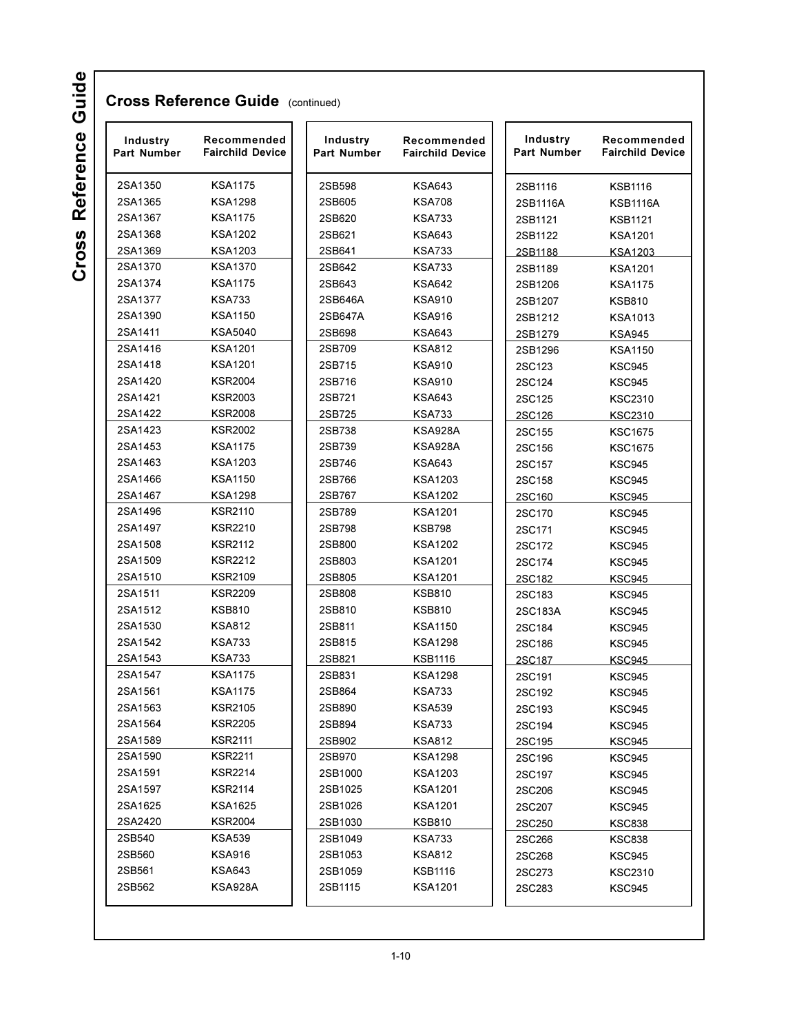## Cross Reference Guide (continued)

| Industry Part Number | Recommended Fairchild Device |
|---|---|
| 2SA1350 | KSA1175 |
| 2SA1365 | KSA1298 |
| 2SA1367 | KSA1175 |
| 2SA1368 | KSA1202 |
| 2SA1369 | KSA1203 |
| 2SA1370 | KSA1370 |
| 2SA1374 | KSA1175 |
| 2SA1377 | KSA733 |
| 2SA1390 | KSA1150 |
| 2SA1411 | KSA5040 |
| 2SA1416 | KSA1201 |
| 2SA1418 | KSA1201 |
| 2SA1420 | KSR2004 |
| 2SA1421 | KSR2003 |
| 2SA1422 | KSR2008 |
| 2SA1423 | KSR2002 |
| 2SA1453 | KSA1175 |
| 2SA1463 | KSA1203 |
| 2SA1466 | KSA1150 |
| 2SA1467 | KSA1298 |
| 2SA1496 | KSR2110 |
| 2SA1497 | KSR2210 |
| 2SA1508 | KSR2112 |
| 2SA1509 | KSR2212 |
| 2SA1510 | KSR2109 |
| 2SA1511 | KSR2209 |
| 2SA1512 | KSB810 |
| 2SA1530 | KSA812 |
| 2SA1542 | KSA733 |
| 2SA1543 | KSA733 |
| 2SA1547 | KSA1175 |
| 2SA1561 | KSA1175 |
| 2SA1563 | KSR2105 |
| 2SA1564 | KSR2205 |
| 2SA1589 | KSR2111 |
| 2SA1590 | KSR2211 |
| 2SA1591 | KSR2214 |
| 2SA1597 | KSR2114 |
| 2SA1625 | KSA1625 |
| 2SA2420 | KSR2004 |
| 2SB540 | KSA539 |
| 2SB560 | KSA916 |
| 2SB561 | KSA643 |
| 2SB562 | KSA928A |
| 2SB598 | KSA643 |
| 2SB605 | KSA708 |
| 2SB620 | KSA733 |
| 2SB621 | KSA643 |
| 2SB641 | KSA733 |
| 2SB642 | KSA733 |
| 2SB643 | KSA642 |
| 2SB646A | KSA910 |
| 2SB647A | KSA916 |
| 2SB698 | KSA643 |
| 2SB709 | KSA812 |
| 2SB715 | KSA910 |
| 2SB716 | KSA910 |
| 2SB721 | KSA643 |
| 2SB725 | KSA733 |
| 2SB738 | KSA928A |
| 2SB739 | KSA928A |
| 2SB746 | KSA643 |
| 2SB766 | KSA1203 |
| 2SB767 | KSA1202 |
| 2SB789 | KSA1201 |
| 2SB798 | KSB798 |
| 2SB800 | KSA1202 |
| 2SB803 | KSA1201 |
| 2SB805 | KSA1201 |
| 2SB808 | KSB810 |
| 2SB810 | KSB810 |
| 2SB811 | KSA1150 |
| 2SB815 | KSA1298 |
| 2SB821 | KSB1116 |
| 2SB831 | KSA1298 |
| 2SB864 | KSA733 |
| 2SB890 | KSA539 |
| 2SB894 | KSA733 |
| 2SB902 | KSA812 |
| 2SB970 | KSA1298 |
| 2SB1000 | KSA1203 |
| 2SB1025 | KSA1201 |
| 2SB1026 | KSA1201 |
| 2SB1030 | KSB810 |
| 2SB1049 | KSA733 |
| 2SB1053 | KSA812 |
| 2SB1059 | KSB1116 |
| 2SB1115 | KSA1201 |
| 2SB1116 | KSB1116 |
| 2SB1116A | KSB1116A |
| 2SB1121 | KSB1121 |
| 2SB1122 | KSA1201 |
| 2SB1188 | KSA1203 |
| 2SB1189 | KSA1201 |
| 2SB1206 | KSA1175 |
| 2SB1207 | KSB810 |
| 2SB1212 | KSA1013 |
| 2SB1279 | KSA945 |
| 2SB1296 | KSA1150 |
| 2SC123 | KSC945 |
| 2SC124 | KSC945 |
| 2SC125 | KSC2310 |
| 2SC126 | KSC2310 |
| 2SC155 | KSC1675 |
| 2SC156 | KSC1675 |
| 2SC157 | KSC945 |
| 2SC158 | KSC945 |
| 2SC160 | KSC945 |
| 2SC170 | KSC945 |
| 2SC171 | KSC945 |
| 2SC172 | KSC945 |
| 2SC174 | KSC945 |
| 2SC182 | KSC945 |
| 2SC183 | KSC945 |
| 2SC183A | KSC945 |
| 2SC184 | KSC945 |
| 2SC186 | KSC945 |
| 2SC187 | KSC945 |
| 2SC191 | KSC945 |
| 2SC192 | KSC945 |
| 2SC193 | KSC945 |
| 2SC194 | KSC945 |
| 2SC195 | KSC945 |
| 2SC196 | KSC945 |
| 2SC197 | KSC945 |
| 2SC206 | KSC945 |
| 2SC207 | KSC945 |
| 2SC250 | KSC838 |
| 2SC266 | KSC838 |
| 2SC268 | KSC945 |
| 2SC273 | KSC2310 |
| 2SC283 | KSC945 |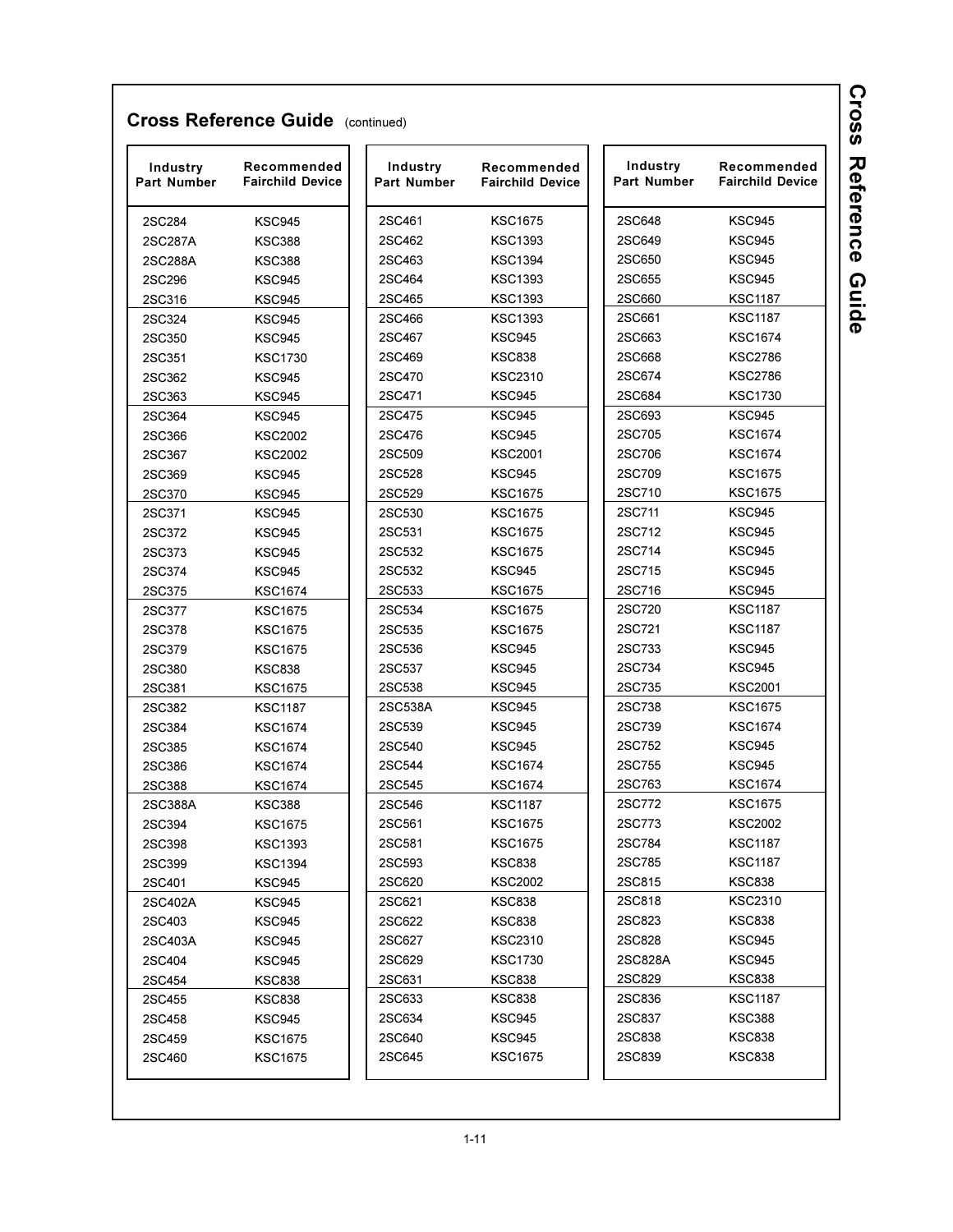## Cross Reference Guide (continued)

| Industry Part Number | Recommended Fairchild Device |
|---|---|
| 2SC284 | KSC945 |
| 2SC287A | KSC388 |
| 2SC288A | KSC388 |
| 2SC296 | KSC945 |
| 2SC316 | KSC945 |
| 2SC324 | KSC945 |
| 2SC350 | KSC945 |
| 2SC351 | KSC1730 |
| 2SC362 | KSC945 |
| 2SC363 | KSC945 |
| 2SC364 | KSC945 |
| 2SC366 | KSC2002 |
| 2SC367 | KSC2002 |
| 2SC369 | KSC945 |
| 2SC370 | KSC945 |
| 2SC371 | KSC945 |
| 2SC372 | KSC945 |
| 2SC373 | KSC945 |
| 2SC374 | KSC945 |
| 2SC375 | KSC1674 |
| 2SC377 | KSC1675 |
| 2SC378 | KSC1675 |
| 2SC379 | KSC1675 |
| 2SC380 | KSC838 |
| 2SC381 | KSC1675 |
| 2SC382 | KSC1187 |
| 2SC384 | KSC1674 |
| 2SC385 | KSC1674 |
| 2SC386 | KSC1674 |
| 2SC388 | KSC1674 |
| 2SC388A | KSC388 |
| 2SC394 | KSC1675 |
| 2SC398 | KSC1393 |
| 2SC399 | KSC1394 |
| 2SC401 | KSC945 |
| 2SC402A | KSC945 |
| 2SC403 | KSC945 |
| 2SC403A | KSC945 |
| 2SC404 | KSC945 |
| 2SC454 | KSC838 |
| 2SC455 | KSC838 |
| 2SC458 | KSC945 |
| 2SC459 | KSC1675 |
| 2SC460 | KSC1675 |
| 2SC461 | KSC1675 |
| 2SC462 | KSC1393 |
| 2SC463 | KSC1394 |
| 2SC464 | KSC1393 |
| 2SC465 | KSC1393 |
| 2SC466 | KSC1393 |
| 2SC467 | KSC945 |
| 2SC469 | KSC838 |
| 2SC470 | KSC2310 |
| 2SC471 | KSC945 |
| 2SC475 | KSC945 |
| 2SC476 | KSC945 |
| 2SC509 | KSC2001 |
| 2SC528 | KSC945 |
| 2SC529 | KSC1675 |
| 2SC530 | KSC1675 |
| 2SC531 | KSC1675 |
| 2SC532 | KSC1675 |
| 2SC532 | KSC945 |
| 2SC533 | KSC1675 |
| 2SC534 | KSC1675 |
| 2SC535 | KSC1675 |
| 2SC536 | KSC945 |
| 2SC537 | KSC945 |
| 2SC538 | KSC945 |
| 2SC538A | KSC945 |
| 2SC539 | KSC945 |
| 2SC540 | KSC945 |
| 2SC544 | KSC1674 |
| 2SC545 | KSC1674 |
| 2SC546 | KSC1187 |
| 2SC561 | KSC1675 |
| 2SC581 | KSC1675 |
| 2SC593 | KSC838 |
| 2SC620 | KSC2002 |
| 2SC621 | KSC838 |
| 2SC622 | KSC838 |
| 2SC627 | KSC2310 |
| 2SC629 | KSC1730 |
| 2SC631 | KSC838 |
| 2SC633 | KSC838 |
| 2SC634 | KSC945 |
| 2SC640 | KSC945 |
| 2SC645 | KSC1675 |
| 2SC648 | KSC945 |
| 2SC649 | KSC945 |
| 2SC650 | KSC945 |
| 2SC655 | KSC945 |
| 2SC660 | KSC1187 |
| 2SC661 | KSC1187 |
| 2SC663 | KSC1674 |
| 2SC668 | KSC2786 |
| 2SC674 | KSC2786 |
| 2SC684 | KSC1730 |
| 2SC693 | KSC945 |
| 2SC705 | KSC1674 |
| 2SC706 | KSC1674 |
| 2SC709 | KSC1675 |
| 2SC710 | KSC1675 |
| 2SC711 | KSC945 |
| 2SC712 | KSC945 |
| 2SC714 | KSC945 |
| 2SC715 | KSC945 |
| 2SC716 | KSC945 |
| 2SC720 | KSC1187 |
| 2SC721 | KSC1187 |
| 2SC733 | KSC945 |
| 2SC734 | KSC945 |
| 2SC735 | KSC2001 |
| 2SC738 | KSC1675 |
| 2SC739 | KSC1674 |
| 2SC752 | KSC945 |
| 2SC755 | KSC945 |
| 2SC763 | KSC1674 |
| 2SC772 | KSC1675 |
| 2SC773 | KSC2002 |
| 2SC784 | KSC1187 |
| 2SC785 | KSC1187 |
| 2SC815 | KSC838 |
| 2SC818 | KSC2310 |
| 2SC823 | KSC838 |
| 2SC828 | KSC945 |
| 2SC828A | KSC945 |
| 2SC829 | KSC838 |
| 2SC836 | KSC1187 |
| 2SC837 | KSC388 |
| 2SC838 | KSC838 |
| 2SC839 | KSC838 |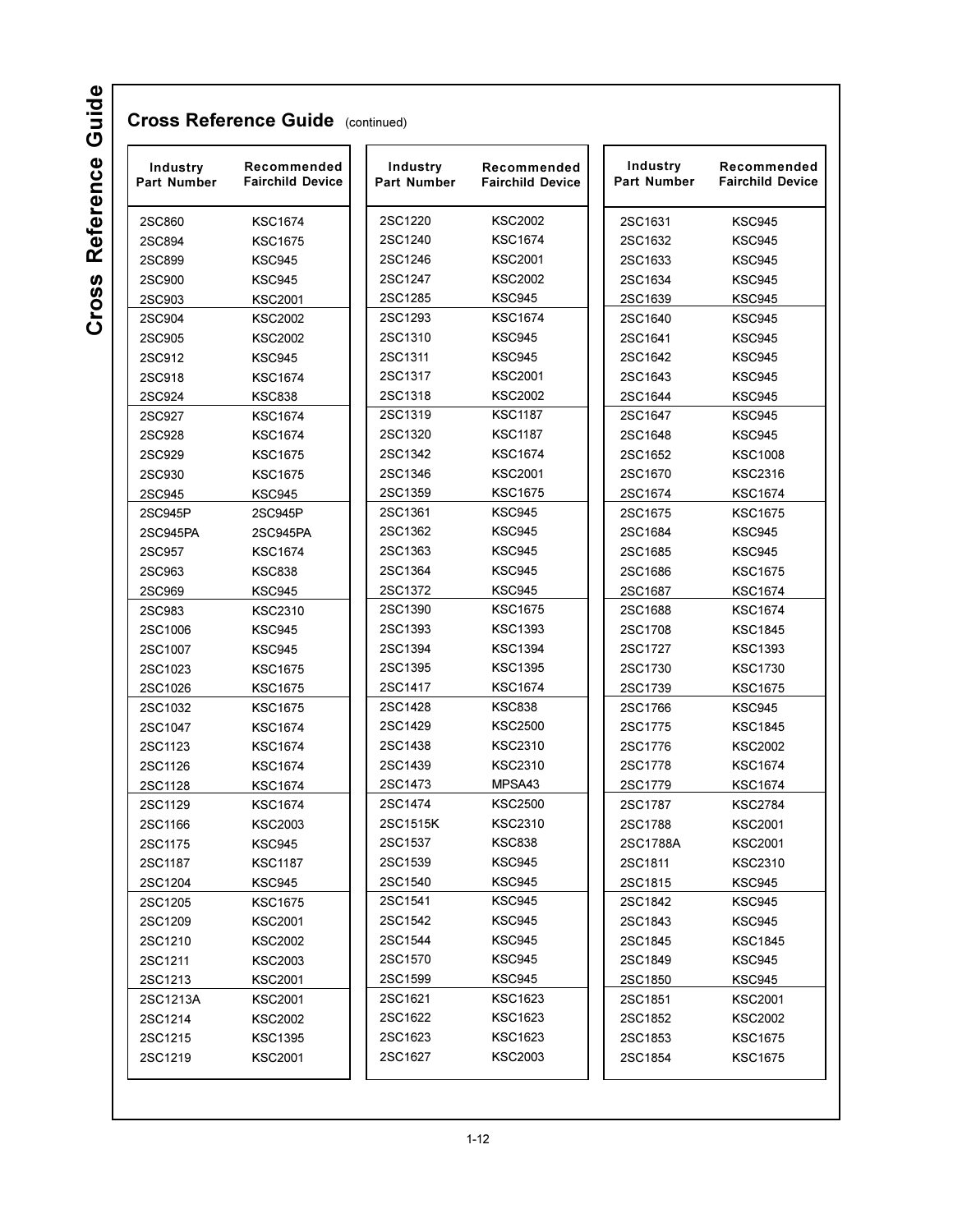## Cross Reference Guide (continued)

| Industry Part Number | Recommended Fairchild Device |
|---|---|
| 2SC860 | KSC1674 |
| 2SC894 | KSC1675 |
| 2SC899 | KSC945 |
| 2SC900 | KSC945 |
| 2SC903 | KSC2001 |
| 2SC904 | KSC2002 |
| 2SC905 | KSC2002 |
| 2SC912 | KSC945 |
| 2SC918 | KSC1674 |
| 2SC924 | KSC838 |
| 2SC927 | KSC1674 |
| 2SC928 | KSC1674 |
| 2SC929 | KSC1675 |
| 2SC930 | KSC1675 |
| 2SC945 | KSC945 |
| 2SC945P | 2SC945P |
| 2SC945PA | 2SC945PA |
| 2SC957 | KSC1674 |
| 2SC963 | KSC838 |
| 2SC969 | KSC945 |
| 2SC983 | KSC2310 |
| 2SC1006 | KSC945 |
| 2SC1007 | KSC945 |
| 2SC1023 | KSC1675 |
| 2SC1026 | KSC1675 |
| 2SC1032 | KSC1675 |
| 2SC1047 | KSC1674 |
| 2SC1123 | KSC1674 |
| 2SC1126 | KSC1674 |
| 2SC1128 | KSC1674 |
| 2SC1129 | KSC1674 |
| 2SC1166 | KSC2003 |
| 2SC1175 | KSC945 |
| 2SC1187 | KSC1187 |
| 2SC1204 | KSC945 |
| 2SC1205 | KSC1675 |
| 2SC1209 | KSC2001 |
| 2SC1210 | KSC2002 |
| 2SC1211 | KSC2003 |
| 2SC1213 | KSC2001 |
| 2SC1213A | KSC2001 |
| 2SC1214 | KSC2002 |
| 2SC1215 | KSC1395 |
| 2SC1219 | KSC2001 |
| 2SC1220 | KSC2002 |
| 2SC1240 | KSC1674 |
| 2SC1246 | KSC2001 |
| 2SC1247 | KSC2002 |
| 2SC1285 | KSC945 |
| 2SC1293 | KSC1674 |
| 2SC1310 | KSC945 |
| 2SC1311 | KSC945 |
| 2SC1317 | KSC2001 |
| 2SC1318 | KSC2002 |
| 2SC1319 | KSC1187 |
| 2SC1320 | KSC1187 |
| 2SC1342 | KSC1674 |
| 2SC1346 | KSC2001 |
| 2SC1359 | KSC1675 |
| 2SC1361 | KSC945 |
| 2SC1362 | KSC945 |
| 2SC1363 | KSC945 |
| 2SC1364 | KSC945 |
| 2SC1372 | KSC945 |
| 2SC1390 | KSC1675 |
| 2SC1393 | KSC1393 |
| 2SC1394 | KSC1394 |
| 2SC1395 | KSC1395 |
| 2SC1417 | KSC1674 |
| 2SC1428 | KSC838 |
| 2SC1429 | KSC2500 |
| 2SC1438 | KSC2310 |
| 2SC1439 | KSC2310 |
| 2SC1473 | MPSA43 |
| 2SC1474 | KSC2500 |
| 2SC1515K | KSC2310 |
| 2SC1537 | KSC838 |
| 2SC1539 | KSC945 |
| 2SC1540 | KSC945 |
| 2SC1541 | KSC945 |
| 2SC1542 | KSC945 |
| 2SC1544 | KSC945 |
| 2SC1570 | KSC945 |
| 2SC1599 | KSC945 |
| 2SC1621 | KSC1623 |
| 2SC1622 | KSC1623 |
| 2SC1623 | KSC1623 |
| 2SC1627 | KSC2003 |
| 2SC1631 | KSC945 |
| 2SC1632 | KSC945 |
| 2SC1633 | KSC945 |
| 2SC1634 | KSC945 |
| 2SC1639 | KSC945 |
| 2SC1640 | KSC945 |
| 2SC1641 | KSC945 |
| 2SC1642 | KSC945 |
| 2SC1643 | KSC945 |
| 2SC1644 | KSC945 |
| 2SC1647 | KSC945 |
| 2SC1648 | KSC945 |
| 2SC1652 | KSC1008 |
| 2SC1670 | KSC2316 |
| 2SC1674 | KSC1674 |
| 2SC1675 | KSC1675 |
| 2SC1684 | KSC945 |
| 2SC1685 | KSC945 |
| 2SC1686 | KSC1675 |
| 2SC1687 | KSC1674 |
| 2SC1688 | KSC1674 |
| 2SC1708 | KSC1845 |
| 2SC1727 | KSC1393 |
| 2SC1730 | KSC1730 |
| 2SC1739 | KSC1675 |
| 2SC1766 | KSC945 |
| 2SC1775 | KSC1845 |
| 2SC1776 | KSC2002 |
| 2SC1778 | KSC1674 |
| 2SC1779 | KSC1674 |
| 2SC1787 | KSC2784 |
| 2SC1788 | KSC2001 |
| 2SC1788A | KSC2001 |
| 2SC1811 | KSC2310 |
| 2SC1815 | KSC945 |
| 2SC1842 | KSC945 |
| 2SC1843 | KSC945 |
| 2SC1845 | KSC1845 |
| 2SC1849 | KSC945 |
| 2SC1850 | KSC945 |
| 2SC1851 | KSC2001 |
| 2SC1852 | KSC2002 |
| 2SC1853 | KSC1675 |
| 2SC1854 | KSC1675 |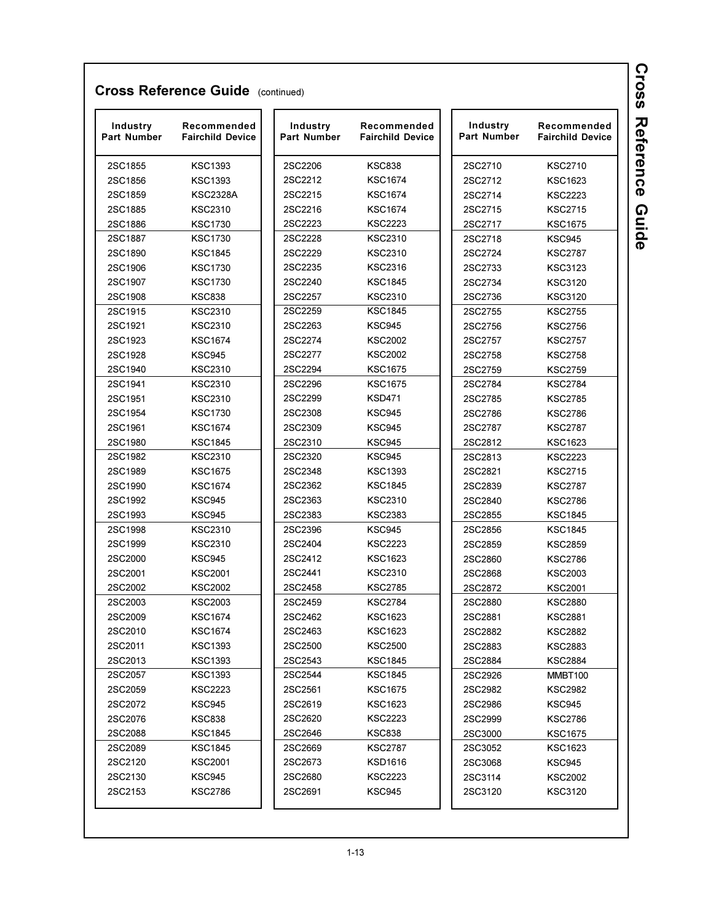## Cross Reference Guide (continued)

| Industry Part Number | Recommended Fairchild Device |
|---|---|
| 2SC1855 | KSC1393 |
| 2SC1856 | KSC1393 |
| 2SC1859 | KSC2328A |
| 2SC1885 | KSC2310 |
| 2SC1886 | KSC1730 |
| 2SC1887 | KSC1730 |
| 2SC1890 | KSC1845 |
| 2SC1906 | KSC1730 |
| 2SC1907 | KSC1730 |
| 2SC1908 | KSC838 |
| 2SC1915 | KSC2310 |
| 2SC1921 | KSC2310 |
| 2SC1923 | KSC1674 |
| 2SC1928 | KSC945 |
| 2SC1940 | KSC2310 |
| 2SC1941 | KSC2310 |
| 2SC1951 | KSC2310 |
| 2SC1954 | KSC1730 |
| 2SC1961 | KSC1674 |
| 2SC1980 | KSC1845 |
| 2SC1982 | KSC2310 |
| 2SC1989 | KSC1675 |
| 2SC1990 | KSC1674 |
| 2SC1992 | KSC945 |
| 2SC1993 | KSC945 |
| 2SC1998 | KSC2310 |
| 2SC1999 | KSC2310 |
| 2SC2000 | KSC945 |
| 2SC2001 | KSC2001 |
| 2SC2002 | KSC2002 |
| 2SC2003 | KSC2003 |
| 2SC2009 | KSC1674 |
| 2SC2010 | KSC1674 |
| 2SC2011 | KSC1393 |
| 2SC2013 | KSC1393 |
| 2SC2057 | KSC1393 |
| 2SC2059 | KSC2223 |
| 2SC2072 | KSC945 |
| 2SC2076 | KSC838 |
| 2SC2088 | KSC1845 |
| 2SC2089 | KSC1845 |
| 2SC2120 | KSC2001 |
| 2SC2130 | KSC945 |
| 2SC2153 | KSC2786 |
| 2SC2206 | KSC838 |
| 2SC2212 | KSC1674 |
| 2SC2215 | KSC1674 |
| 2SC2216 | KSC1674 |
| 2SC2223 | KSC2223 |
| 2SC2228 | KSC2310 |
| 2SC2229 | KSC2310 |
| 2SC2235 | KSC2316 |
| 2SC2240 | KSC1845 |
| 2SC2257 | KSC2310 |
| 2SC2259 | KSC1845 |
| 2SC2263 | KSC945 |
| 2SC2274 | KSC2002 |
| 2SC2277 | KSC2002 |
| 2SC2294 | KSC1675 |
| 2SC2296 | KSC1675 |
| 2SC2299 | KSD471 |
| 2SC2308 | KSC945 |
| 2SC2309 | KSC945 |
| 2SC2310 | KSC945 |
| 2SC2320 | KSC945 |
| 2SC2348 | KSC1393 |
| 2SC2362 | KSC1845 |
| 2SC2363 | KSC2310 |
| 2SC2383 | KSC2383 |
| 2SC2396 | KSC945 |
| 2SC2404 | KSC2223 |
| 2SC2412 | KSC1623 |
| 2SC2441 | KSC2310 |
| 2SC2458 | KSC2785 |
| 2SC2459 | KSC2784 |
| 2SC2462 | KSC1623 |
| 2SC2463 | KSC1623 |
| 2SC2500 | KSC2500 |
| 2SC2543 | KSC1845 |
| 2SC2544 | KSC1845 |
| 2SC2561 | KSC1675 |
| 2SC2619 | KSC1623 |
| 2SC2620 | KSC2223 |
| 2SC2646 | KSC838 |
| 2SC2669 | KSC2787 |
| 2SC2673 | KSD1616 |
| 2SC2680 | KSC2223 |
| 2SC2691 | KSC945 |
| 2SC2710 | KSC2710 |
| 2SC2712 | KSC1623 |
| 2SC2714 | KSC2223 |
| 2SC2715 | KSC2715 |
| 2SC2717 | KSC1675 |
| 2SC2718 | KSC945 |
| 2SC2724 | KSC2787 |
| 2SC2733 | KSC3123 |
| 2SC2734 | KSC3120 |
| 2SC2736 | KSC3120 |
| 2SC2755 | KSC2755 |
| 2SC2756 | KSC2756 |
| 2SC2757 | KSC2757 |
| 2SC2758 | KSC2758 |
| 2SC2759 | KSC2759 |
| 2SC2784 | KSC2784 |
| 2SC2785 | KSC2785 |
| 2SC2786 | KSC2786 |
| 2SC2787 | KSC2787 |
| 2SC2812 | KSC1623 |
| 2SC2813 | KSC2223 |
| 2SC2821 | KSC2715 |
| 2SC2839 | KSC2787 |
| 2SC2840 | KSC2786 |
| 2SC2855 | KSC1845 |
| 2SC2856 | KSC1845 |
| 2SC2859 | KSC2859 |
| 2SC2860 | KSC2786 |
| 2SC2868 | KSC2003 |
| 2SC2872 | KSC2001 |
| 2SC2880 | KSC2880 |
| 2SC2881 | KSC2881 |
| 2SC2882 | KSC2882 |
| 2SC2883 | KSC2883 |
| 2SC2884 | KSC2884 |
| 2SC2926 | MMBT100 |
| 2SC2982 | KSC2982 |
| 2SC2986 | KSC945 |
| 2SC2999 | KSC2786 |
| 2SC3000 | KSC1675 |
| 2SC3052 | KSC1623 |
| 2SC3068 | KSC945 |
| 2SC3114 | KSC2002 |
| 2SC3120 | KSC3120 |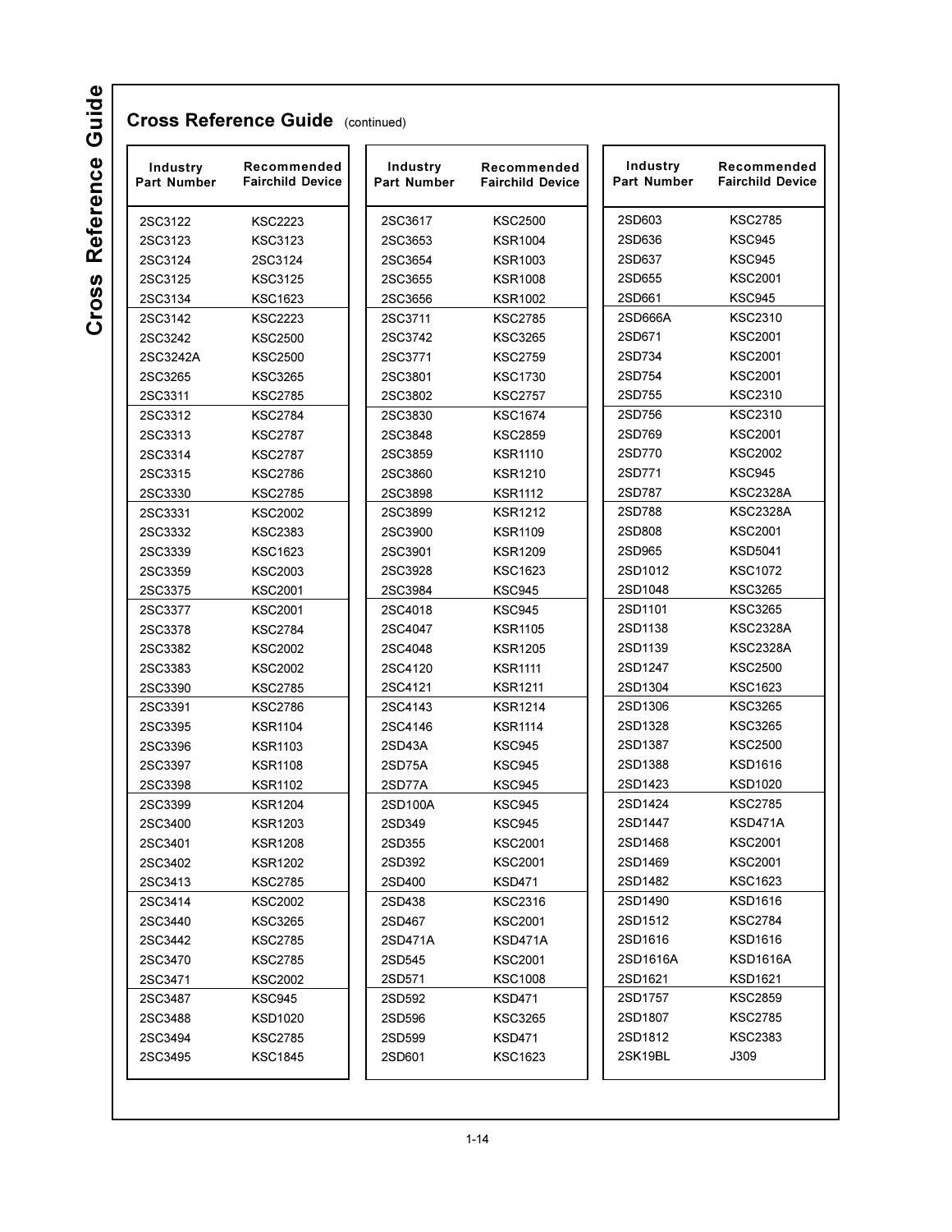## Cross Reference Guide (continued)

| Industry Part Number | Recommended Fairchild Device |
|---|---|
| 2SC3122 | KSC2223 |
| 2SC3123 | KSC3123 |
| 2SC3124 | 2SC3124 |
| 2SC3125 | KSC3125 |
| 2SC3134 | KSC1623 |
| 2SC3142 | KSC2223 |
| 2SC3242 | KSC2500 |
| 2SC3242A | KSC2500 |
| 2SC3265 | KSC3265 |
| 2SC3311 | KSC2785 |
| 2SC3312 | KSC2784 |
| 2SC3313 | KSC2787 |
| 2SC3314 | KSC2787 |
| 2SC3315 | KSC2786 |
| 2SC3330 | KSC2785 |
| 2SC3331 | KSC2002 |
| 2SC3332 | KSC2383 |
| 2SC3339 | KSC1623 |
| 2SC3359 | KSC2003 |
| 2SC3375 | KSC2001 |
| 2SC3377 | KSC2001 |
| 2SC3378 | KSC2784 |
| 2SC3382 | KSC2002 |
| 2SC3383 | KSC2002 |
| 2SC3390 | KSC2785 |
| 2SC3391 | KSC2786 |
| 2SC3395 | KSR1104 |
| 2SC3396 | KSR1103 |
| 2SC3397 | KSR1108 |
| 2SC3398 | KSR1102 |
| 2SC3399 | KSR1204 |
| 2SC3400 | KSR1203 |
| 2SC3401 | KSR1208 |
| 2SC3402 | KSR1202 |
| 2SC3413 | KSC2785 |
| 2SC3414 | KSC2002 |
| 2SC3440 | KSC3265 |
| 2SC3442 | KSC2785 |
| 2SC3470 | KSC2785 |
| 2SC3471 | KSC2002 |
| 2SC3487 | KSC945 |
| 2SC3488 | KSD1020 |
| 2SC3494 | KSC2785 |
| 2SC3495 | KSC1845 |
| 2SC3617 | KSC2500 |
| 2SC3653 | KSR1004 |
| 2SC3654 | KSR1003 |
| 2SC3655 | KSR1008 |
| 2SC3656 | KSR1002 |
| 2SC3711 | KSC2785 |
| 2SC3742 | KSC3265 |
| 2SC3771 | KSC2759 |
| 2SC3801 | KSC1730 |
| 2SC3802 | KSC2757 |
| 2SC3830 | KSC1674 |
| 2SC3848 | KSC2859 |
| 2SC3859 | KSR1110 |
| 2SC3860 | KSR1210 |
| 2SC3898 | KSR1112 |
| 2SC3899 | KSR1212 |
| 2SC3900 | KSR1109 |
| 2SC3901 | KSR1209 |
| 2SC3928 | KSC1623 |
| 2SC3984 | KSC945 |
| 2SC4018 | KSC945 |
| 2SC4047 | KSR1105 |
| 2SC4048 | KSR1205 |
| 2SC4120 | KSR1111 |
| 2SC4121 | KSR1211 |
| 2SC4143 | KSR1214 |
| 2SC4146 | KSR1114 |
| 2SD43A | KSC945 |
| 2SD75A | KSC945 |
| 2SD77A | KSC945 |
| 2SD100A | KSC945 |
| 2SD349 | KSC945 |
| 2SD355 | KSC2001 |
| 2SD392 | KSC2001 |
| 2SD400 | KSD471 |
| 2SD438 | KSC2316 |
| 2SD467 | KSC2001 |
| 2SD471A | KSD471A |
| 2SD545 | KSC2001 |
| 2SD571 | KSC1008 |
| 2SD592 | KSD471 |
| 2SD596 | KSC3265 |
| 2SD599 | KSD471 |
| 2SD601 | KSC1623 |
| 2SD603 | KSC2785 |
| 2SD636 | KSC945 |
| 2SD637 | KSC945 |
| 2SD655 | KSC2001 |
| 2SD661 | KSC945 |
| 2SD666A | KSC2310 |
| 2SD671 | KSC2001 |
| 2SD734 | KSC2001 |
| 2SD754 | KSC2001 |
| 2SD755 | KSC2310 |
| 2SD756 | KSC2310 |
| 2SD769 | KSC2001 |
| 2SD770 | KSC2002 |
| 2SD771 | KSC945 |
| 2SD787 | KSC2328A |
| 2SD788 | KSC2328A |
| 2SD808 | KSC2001 |
| 2SD965 | KSD5041 |
| 2SD1012 | KSC1072 |
| 2SD1048 | KSC3265 |
| 2SD1101 | KSC3265 |
| 2SD1138 | KSC2328A |
| 2SD1139 | KSC2328A |
| 2SD1247 | KSC2500 |
| 2SD1304 | KSC1623 |
| 2SD1306 | KSC3265 |
| 2SD1328 | KSC3265 |
| 2SD1387 | KSC2500 |
| 2SD1388 | KSD1616 |
| 2SD1423 | KSD1020 |
| 2SD1424 | KSC2785 |
| 2SD1447 | KSD471A |
| 2SD1468 | KSC2001 |
| 2SD1469 | KSC2001 |
| 2SD1482 | KSC1623 |
| 2SD1490 | KSD1616 |
| 2SD1512 | KSC2784 |
| 2SD1616 | KSD1616 |
| 2SD1616A | KSD1616A |
| 2SD1621 | KSD1621 |
| 2SD1757 | KSC2859 |
| 2SD1807 | KSC2785 |
| 2SD1812 | KSC2383 |
| 2SK19BL | J309 |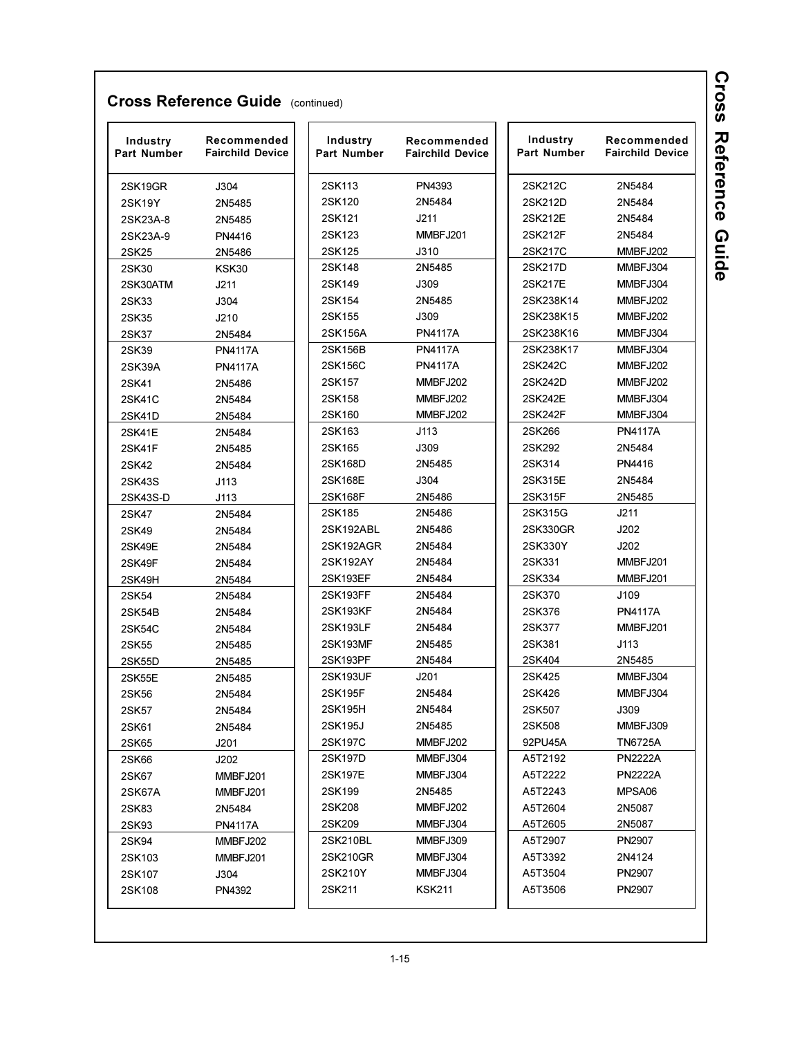## Cross Reference Guide (continued)

| Industry Part Number | Recommended Fairchild Device |
|---|---|
| 2SK19GR | J304 |
| 2SK19Y | 2N5485 |
| 2SK23A-8 | 2N5485 |
| 2SK23A-9 | PN4416 |
| 2SK25 | 2N5486 |
| 2SK30 | KSK30 |
| 2SK30ATM | J211 |
| 2SK33 | J304 |
| 2SK35 | J210 |
| 2SK37 | 2N5484 |
| 2SK39 | PN4117A |
| 2SK39A | PN4117A |
| 2SK41 | 2N5486 |
| 2SK41C | 2N5484 |
| 2SK41D | 2N5484 |
| 2SK41E | 2N5484 |
| 2SK41F | 2N5485 |
| 2SK42 | 2N5484 |
| 2SK43S | J113 |
| 2SK43S-D | J113 |
| 2SK47 | 2N5484 |
| 2SK49 | 2N5484 |
| 2SK49E | 2N5484 |
| 2SK49F | 2N5484 |
| 2SK49H | 2N5484 |
| 2SK54 | 2N5484 |
| 2SK54B | 2N5484 |
| 2SK54C | 2N5484 |
| 2SK55 | 2N5485 |
| 2SK55D | 2N5485 |
| 2SK55E | 2N5485 |
| 2SK56 | 2N5484 |
| 2SK57 | 2N5484 |
| 2SK61 | 2N5484 |
| 2SK65 | J201 |
| 2SK66 | J202 |
| 2SK67 | MMBFJ201 |
| 2SK67A | MMBFJ201 |
| 2SK83 | 2N5484 |
| 2SK93 | PN4117A |
| 2SK94 | MMBFJ202 |
| 2SK103 | MMBFJ201 |
| 2SK107 | J304 |
| 2SK108 | PN4392 |
| 2SK113 | PN4393 |
| 2SK120 | 2N5484 |
| 2SK121 | J211 |
| 2SK123 | MMBFJ201 |
| 2SK125 | J310 |
| 2SK148 | 2N5485 |
| 2SK149 | J309 |
| 2SK154 | 2N5485 |
| 2SK155 | J309 |
| 2SK156A | PN4117A |
| 2SK156B | PN4117A |
| 2SK156C | PN4117A |
| 2SK157 | MMBFJ202 |
| 2SK158 | MMBFJ202 |
| 2SK160 | MMBFJ202 |
| 2SK163 | J113 |
| 2SK165 | J309 |
| 2SK168D | 2N5485 |
| 2SK168E | J304 |
| 2SK168F | 2N5486 |
| 2SK185 | 2N5486 |
| 2SK192ABL | 2N5486 |
| 2SK192AGR | 2N5484 |
| 2SK192AY | 2N5484 |
| 2SK193EF | 2N5484 |
| 2SK193FF | 2N5484 |
| 2SK193KF | 2N5484 |
| 2SK193LF | 2N5484 |
| 2SK193MF | 2N5485 |
| 2SK193PF | 2N5484 |
| 2SK193UF | J201 |
| 2SK195F | 2N5484 |
| 2SK195H | 2N5484 |
| 2SK195J | 2N5485 |
| 2SK197C | MMBFJ202 |
| 2SK197D | MMBFJ304 |
| 2SK197E | MMBFJ304 |
| 2SK199 | 2N5485 |
| 2SK208 | MMBFJ202 |
| 2SK209 | MMBFJ304 |
| 2SK210BL | MMBFJ309 |
| 2SK210GR | MMBFJ304 |
| 2SK210Y | MMBFJ304 |
| 2SK211 | KSK211 |
| 2SK212C | 2N5484 |
| 2SK212D | 2N5484 |
| 2SK212E | 2N5484 |
| 2SK212F | 2N5484 |
| 2SK217C | MMBFJ202 |
| 2SK217D | MMBFJ304 |
| 2SK217E | MMBFJ304 |
| 2SK238K14 | MMBFJ202 |
| 2SK238K15 | MMBFJ202 |
| 2SK238K16 | MMBFJ304 |
| 2SK238K17 | MMBFJ304 |
| 2SK242C | MMBFJ202 |
| 2SK242D | MMBFJ202 |
| 2SK242E | MMBFJ304 |
| 2SK242F | MMBFJ304 |
| 2SK266 | PN4117A |
| 2SK292 | 2N5484 |
| 2SK314 | PN4416 |
| 2SK315E | 2N5484 |
| 2SK315F | 2N5485 |
| 2SK315G | J211 |
| 2SK330GR | J202 |
| 2SK330Y | J202 |
| 2SK331 | MMBFJ201 |
| 2SK334 | MMBFJ201 |
| 2SK370 | J109 |
| 2SK376 | PN4117A |
| 2SK377 | MMBFJ201 |
| 2SK381 | J113 |
| 2SK404 | 2N5485 |
| 2SK425 | MMBFJ304 |
| 2SK426 | MMBFJ304 |
| 2SK507 | J309 |
| 2SK508 | MMBFJ309 |
| 92PU45A | TN6725A |
| A5T2192 | PN2222A |
| A5T2222 | PN2222A |
| A5T2243 | MPSA06 |
| A5T2604 | 2N5087 |
| A5T2605 | 2N5087 |
| A5T2907 | PN2907 |
| A5T3392 | 2N4124 |
| A5T3504 | PN2907 |
| A5T3506 | PN2907 |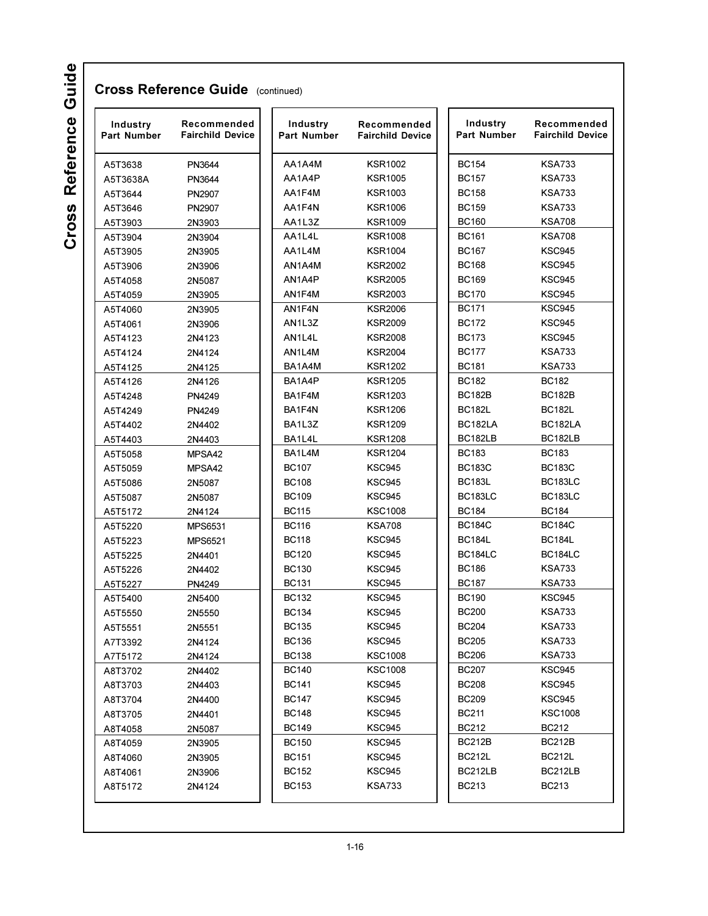## Cross Reference Guide (continued)

| Industry Part Number | Recommended Fairchild Device |
|---|---|
| A5T3638 | PN3644 |
| A5T3638A | PN3644 |
| A5T3644 | PN2907 |
| A5T3646 | PN2907 |
| A5T3903 | 2N3903 |
| A5T3904 | 2N3904 |
| A5T3905 | 2N3905 |
| A5T3906 | 2N3906 |
| A5T4058 | 2N5087 |
| A5T4059 | 2N3905 |
| A5T4060 | 2N3905 |
| A5T4061 | 2N3906 |
| A5T4123 | 2N4123 |
| A5T4124 | 2N4124 |
| A5T4125 | 2N4125 |
| A5T4126 | 2N4126 |
| A5T4248 | PN4249 |
| A5T4249 | PN4249 |
| A5T4402 | 2N4402 |
| A5T4403 | 2N4403 |
| A5T5058 | MPSA42 |
| A5T5059 | MPSA42 |
| A5T5086 | 2N5087 |
| A5T5087 | 2N5087 |
| A5T5172 | 2N4124 |
| A5T5220 | MPS6531 |
| A5T5223 | MPS6521 |
| A5T5225 | 2N4401 |
| A5T5226 | 2N4402 |
| A5T5227 | PN4249 |
| A5T5400 | 2N5400 |
| A5T5550 | 2N5550 |
| A5T5551 | 2N5551 |
| A7T3392 | 2N4124 |
| A7T5172 | 2N4124 |
| A8T3702 | 2N4402 |
| A8T3703 | 2N4403 |
| A8T3704 | 2N4400 |
| A8T3705 | 2N4401 |
| A8T4058 | 2N5087 |
| A8T4059 | 2N3905 |
| A8T4060 | 2N3905 |
| A8T4061 | 2N3906 |
| A8T5172 | 2N4124 |

| Industry Part Number | Recommended Fairchild Device |
|---|---|
| AA1A4M | KSR1002 |
| AA1A4P | KSR1005 |
| AA1F4M | KSR1003 |
| AA1F4N | KSR1006 |
| AA1L3Z | KSR1009 |
| AA1L4L | KSR1008 |
| AA1L4M | KSR1004 |
| AN1A4M | KSR2002 |
| AN1A4P | KSR2005 |
| AN1F4M | KSR2003 |
| AN1F4N | KSR2006 |
| AN1L3Z | KSR2009 |
| AN1L4L | KSR2008 |
| AN1L4M | KSR2004 |
| BA1A4M | KSR1202 |
| BA1A4P | KSR1205 |
| BA1F4M | KSR1203 |
| BA1F4N | KSR1206 |
| BA1L3Z | KSR1209 |
| BA1L4L | KSR1208 |
| BA1L4M | KSR1204 |
| BC107 | KSC945 |
| BC108 | KSC945 |
| BC109 | KSC945 |
| BC115 | KSC1008 |
| BC116 | KSA708 |
| BC118 | KSC945 |
| BC120 | KSC945 |
| BC130 | KSC945 |
| BC131 | KSC945 |
| BC132 | KSC945 |
| BC134 | KSC945 |
| BC135 | KSC945 |
| BC136 | KSC945 |
| BC138 | KSC1008 |
| BC140 | KSC1008 |
| BC141 | KSC945 |
| BC147 | KSC945 |
| BC148 | KSC945 |
| BC149 | KSC945 |
| BC150 | KSC945 |
| BC151 | KSC945 |
| BC152 | KSC945 |
| BC153 | KSA733 |

| Industry Part Number | Recommended Fairchild Device |
|---|---|
| BC154 | KSA733 |
| BC157 | KSA733 |
| BC158 | KSA733 |
| BC159 | KSA733 |
| BC160 | KSA708 |
| BC161 | KSA708 |
| BC167 | KSC945 |
| BC168 | KSC945 |
| BC169 | KSC945 |
| BC170 | KSC945 |
| BC171 | KSC945 |
| BC172 | KSC945 |
| BC173 | KSC945 |
| BC177 | KSA733 |
| BC181 | KSA733 |
| BC182 | BC182 |
| BC182B | BC182B |
| BC182L | BC182L |
| BC182LA | BC182LA |
| BC182LB | BC182LB |
| BC183 | BC183 |
| BC183C | BC183C |
| BC183L | BC183LC |
| BC183LC | BC183LC |
| BC184 | BC184 |
| BC184C | BC184C |
| BC184L | BC184L |
| BC184LC | BC184LC |
| BC186 | KSA733 |
| BC187 | KSA733 |
| BC190 | KSC945 |
| BC200 | KSA733 |
| BC204 | KSA733 |
| BC205 | KSA733 |
| BC206 | KSA733 |
| BC207 | KSC945 |
| BC208 | KSC945 |
| BC209 | KSC945 |
| BC211 | KSC1008 |
| BC212 | BC212 |
| BC212B | BC212B |
| BC212L | BC212L |
| BC212LB | BC212LB |
| BC213 | BC213 |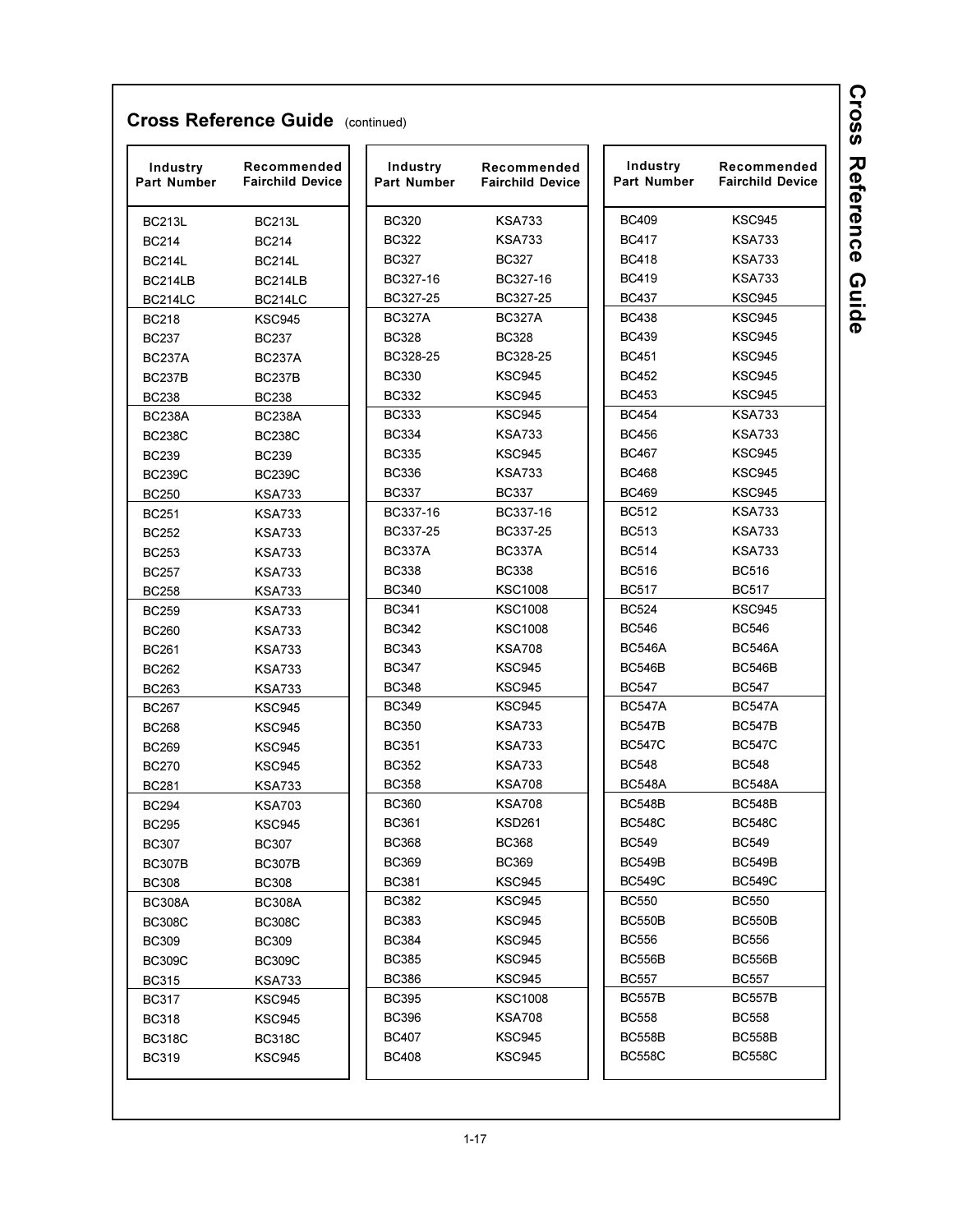## Cross Reference Guide (continued)

| Industry Part Number | Recommended Fairchild Device |
|---|---|
| BC213L | BC213L |
| BC214 | BC214 |
| BC214L | BC214L |
| BC214LB | BC214LB |
| BC214LC | BC214LC |
| BC218 | KSC945 |
| BC237 | BC237 |
| BC237A | BC237A |
| BC237B | BC237B |
| BC238 | BC238 |
| BC238A | BC238A |
| BC238C | BC238C |
| BC239 | BC239 |
| BC239C | BC239C |
| BC250 | KSA733 |
| BC251 | KSA733 |
| BC252 | KSA733 |
| BC253 | KSA733 |
| BC257 | KSA733 |
| BC258 | KSA733 |
| BC259 | KSA733 |
| BC260 | KSA733 |
| BC261 | KSA733 |
| BC262 | KSA733 |
| BC263 | KSA733 |
| BC267 | KSC945 |
| BC268 | KSC945 |
| BC269 | KSC945 |
| BC270 | KSC945 |
| BC281 | KSA733 |
| BC294 | KSA703 |
| BC295 | KSC945 |
| BC307 | BC307 |
| BC307B | BC307B |
| BC308 | BC308 |
| BC308A | BC308A |
| BC308C | BC308C |
| BC309 | BC309 |
| BC309C | BC309C |
| BC315 | KSA733 |
| BC317 | KSC945 |
| BC318 | KSC945 |
| BC318C | BC318C |
| BC319 | KSC945 |
| BC320 | KSA733 |
| BC322 | KSA733 |
| BC327 | BC327 |
| BC327-16 | BC327-16 |
| BC327-25 | BC327-25 |
| BC327A | BC327A |
| BC328 | BC328 |
| BC328-25 | BC328-25 |
| BC330 | KSC945 |
| BC332 | KSC945 |
| BC333 | KSC945 |
| BC334 | KSA733 |
| BC335 | KSC945 |
| BC336 | KSA733 |
| BC337 | BC337 |
| BC337-16 | BC337-16 |
| BC337-25 | BC337-25 |
| BC337A | BC337A |
| BC338 | BC338 |
| BC340 | KSC1008 |
| BC341 | KSC1008 |
| BC342 | KSC1008 |
| BC343 | KSA708 |
| BC347 | KSC945 |
| BC348 | KSC945 |
| BC349 | KSC945 |
| BC350 | KSA733 |
| BC351 | KSA733 |
| BC352 | KSA733 |
| BC358 | KSA708 |
| BC360 | KSA708 |
| BC361 | KSD261 |
| BC368 | BC368 |
| BC369 | BC369 |
| BC381 | KSC945 |
| BC382 | KSC945 |
| BC383 | KSC945 |
| BC384 | KSC945 |
| BC385 | KSC945 |
| BC386 | KSC945 |
| BC395 | KSC1008 |
| BC396 | KSA708 |
| BC407 | KSC945 |
| BC408 | KSC945 |
| BC409 | KSC945 |
| BC417 | KSA733 |
| BC418 | KSA733 |
| BC419 | KSA733 |
| BC437 | KSC945 |
| BC438 | KSC945 |
| BC439 | KSC945 |
| BC451 | KSC945 |
| BC452 | KSC945 |
| BC453 | KSC945 |
| BC454 | KSA733 |
| BC456 | KSA733 |
| BC467 | KSC945 |
| BC468 | KSC945 |
| BC469 | KSC945 |
| BC512 | KSA733 |
| BC513 | KSA733 |
| BC514 | KSA733 |
| BC516 | BC516 |
| BC517 | BC517 |
| BC524 | KSC945 |
| BC546 | BC546 |
| BC546A | BC546A |
| BC546B | BC546B |
| BC547 | BC547 |
| BC547A | BC547A |
| BC547B | BC547B |
| BC547C | BC547C |
| BC548 | BC548 |
| BC548A | BC548A |
| BC548B | BC548B |
| BC548C | BC548C |
| BC549 | BC549 |
| BC549B | BC549B |
| BC549C | BC549C |
| BC550 | BC550 |
| BC550B | BC550B |
| BC556 | BC556 |
| BC556B | BC556B |
| BC557 | BC557 |
| BC557B | BC557B |
| BC558 | BC558 |
| BC558B | BC558B |
| BC558C | BC558C |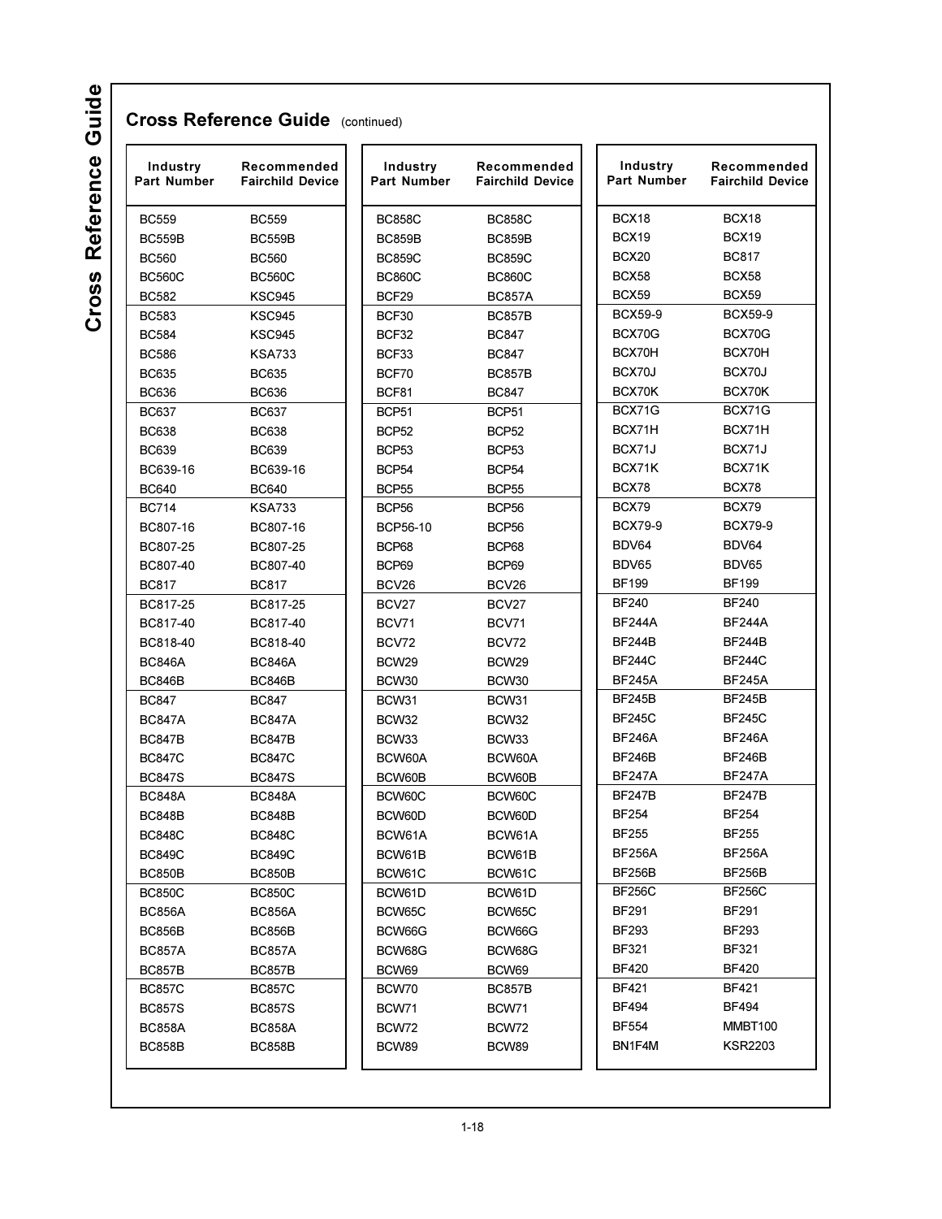## Cross Reference Guide (continued)

| Industry Part Number | Recommended Fairchild Device |
|---|---|
| BC559 | BC559 |
| BC559B | BC559B |
| BC560 | BC560 |
| BC560C | BC560C |
| BC582 | KSC945 |
| BC583 | KSC945 |
| BC584 | KSC945 |
| BC586 | KSA733 |
| BC635 | BC635 |
| BC636 | BC636 |
| BC637 | BC637 |
| BC638 | BC638 |
| BC639 | BC639 |
| BC639-16 | BC639-16 |
| BC640 | BC640 |
| BC714 | KSA733 |
| BC807-16 | BC807-16 |
| BC807-25 | BC807-25 |
| BC807-40 | BC807-40 |
| BC817 | BC817 |
| BC817-25 | BC817-25 |
| BC817-40 | BC817-40 |
| BC818-40 | BC818-40 |
| BC846A | BC846A |
| BC846B | BC846B |
| BC847 | BC847 |
| BC847A | BC847A |
| BC847B | BC847B |
| BC847C | BC847C |
| BC847S | BC847S |
| BC848A | BC848A |
| BC848B | BC848B |
| BC848C | BC848C |
| BC849C | BC849C |
| BC850B | BC850B |
| BC850C | BC850C |
| BC856A | BC856A |
| BC856B | BC856B |
| BC857A | BC857A |
| BC857B | BC857B |
| BC857C | BC857C |
| BC857S | BC857S |
| BC858A | BC858A |
| BC858B | BC858B |
| BC858C | BC858C |
| BC859B | BC859B |
| BC859C | BC859C |
| BC860C | BC860C |
| BCF29 | BC857A |
| BCF30 | BC857B |
| BCF32 | BC847 |
| BCF33 | BC847 |
| BCF70 | BC857B |
| BCF81 | BC847 |
| BCP51 | BCP51 |
| BCP52 | BCP52 |
| BCP53 | BCP53 |
| BCP54 | BCP54 |
| BCP55 | BCP55 |
| BCP56 | BCP56 |
| BCP56-10 | BCP56 |
| BCP68 | BCP68 |
| BCP69 | BCP69 |
| BCV26 | BCV26 |
| BCV27 | BCV27 |
| BCV71 | BCV71 |
| BCV72 | BCV72 |
| BCW29 | BCW29 |
| BCW30 | BCW30 |
| BCW31 | BCW31 |
| BCW32 | BCW32 |
| BCW33 | BCW33 |
| BCW60A | BCW60A |
| BCW60B | BCW60B |
| BCW60C | BCW60C |
| BCW60D | BCW60D |
| BCW61A | BCW61A |
| BCW61B | BCW61B |
| BCW61C | BCW61C |
| BCW61D | BCW61D |
| BCW65C | BCW65C |
| BCW66G | BCW66G |
| BCW68G | BCW68G |
| BCW69 | BCW69 |
| BCW70 | BC857B |
| BCW71 | BCW71 |
| BCW72 | BCW72 |
| BCW89 | BCW89 |
| BCX18 | BCX18 |
| BCX19 | BCX19 |
| BCX20 | BC817 |
| BCX58 | BCX58 |
| BCX59 | BCX59 |
| BCX59-9 | BCX59-9 |
| BCX70G | BCX70G |
| BCX70H | BCX70H |
| BCX70J | BCX70J |
| BCX70K | BCX70K |
| BCX71G | BCX71G |
| BCX71H | BCX71H |
| BCX71J | BCX71J |
| BCX71K | BCX71K |
| BCX78 | BCX78 |
| BCX79 | BCX79 |
| BCX79-9 | BCX79-9 |
| BDV64 | BDV64 |
| BDV65 | BDV65 |
| BF199 | BF199 |
| BF240 | BF240 |
| BF244A | BF244A |
| BF244B | BF244B |
| BF244C | BF244C |
| BF245A | BF245A |
| BF245B | BF245B |
| BF245C | BF245C |
| BF246A | BF246A |
| BF246B | BF246B |
| BF247A | BF247A |
| BF247B | BF247B |
| BF254 | BF254 |
| BF255 | BF255 |
| BF256A | BF256A |
| BF256B | BF256B |
| BF256C | BF256C |
| BF291 | BF291 |
| BF293 | BF293 |
| BF321 | BF321 |
| BF420 | BF420 |
| BF421 | BF421 |
| BF494 | BF494 |
| BF554 | MMBT100 |
| BN1F4M | KSR2203 |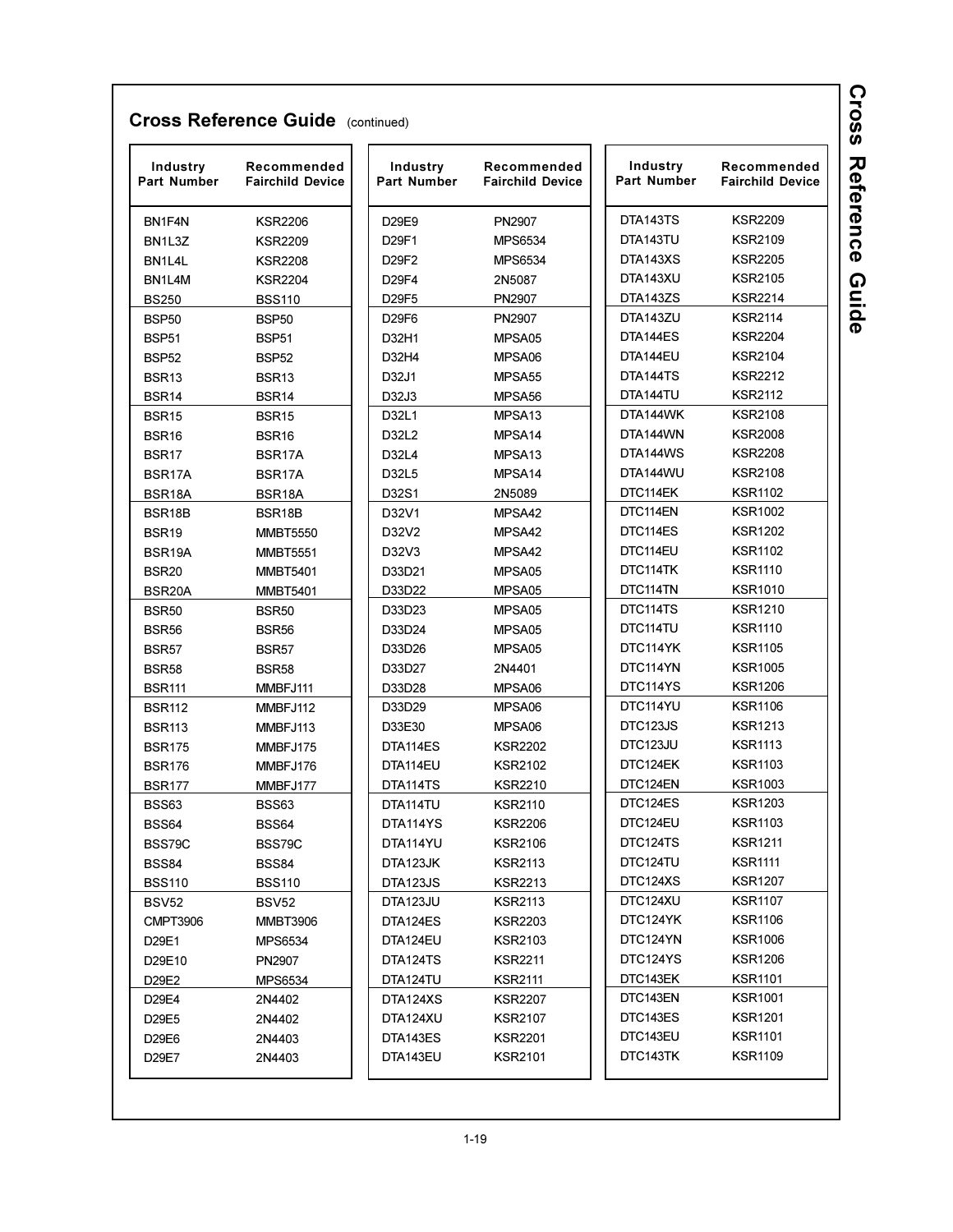## Cross Reference Guide (continued)

| Industry Part Number | Recommended Fairchild Device |
|---|---|
| BN1F4N | KSR2206 |
| BN1L3Z | KSR2209 |
| BN1L4L | KSR2208 |
| BN1L4M | KSR2204 |
| BS250 | BSS110 |
| BSP50 | BSP50 |
| BSP51 | BSP51 |
| BSP52 | BSP52 |
| BSR13 | BSR13 |
| BSR14 | BSR14 |
| BSR15 | BSR15 |
| BSR16 | BSR16 |
| BSR17 | BSR17A |
| BSR17A | BSR17A |
| BSR18A | BSR18A |
| BSR18B | BSR18B |
| BSR19 | MMBT5550 |
| BSR19A | MMBT5551 |
| BSR20 | MMBT5401 |
| BSR20A | MMBT5401 |
| BSR50 | BSR50 |
| BSR56 | BSR56 |
| BSR57 | BSR57 |
| BSR58 | BSR58 |
| BSR111 | MMBFJ111 |
| BSR112 | MMBFJ112 |
| BSR113 | MMBFJ113 |
| BSR175 | MMBFJ175 |
| BSR176 | MMBFJ176 |
| BSR177 | MMBFJ177 |
| BSS63 | BSS63 |
| BSS64 | BSS64 |
| BSS79C | BSS79C |
| BSS84 | BSS84 |
| BSS110 | BSS110 |
| BSV52 | BSV52 |
| CMPT3906 | MMBT3906 |
| D29E1 | MPS6534 |
| D29E10 | PN2907 |
| D29E2 | MPS6534 |
| D29E4 | 2N4402 |
| D29E5 | 2N4402 |
| D29E6 | 2N4403 |
| D29E7 | 2N4403 |
| D29E9 | PN2907 |
| D29F1 | MPS6534 |
| D29F2 | MPS6534 |
| D29F4 | 2N5087 |
| D29F5 | PN2907 |
| D29F6 | PN2907 |
| D32H1 | MPSA05 |
| D32H4 | MPSA06 |
| D32J1 | MPSA55 |
| D32J3 | MPSA56 |
| D32L1 | MPSA13 |
| D32L2 | MPSA14 |
| D32L4 | MPSA13 |
| D32L5 | MPSA14 |
| D32S1 | 2N5089 |
| D32V1 | MPSA42 |
| D32V2 | MPSA42 |
| D32V3 | MPSA42 |
| D33D21 | MPSA05 |
| D33D22 | MPSA05 |
| D33D23 | MPSA05 |
| D33D24 | MPSA05 |
| D33D26 | MPSA05 |
| D33D27 | 2N4401 |
| D33D28 | MPSA06 |
| D33D29 | MPSA06 |
| D33E30 | MPSA06 |
| DTA114ES | KSR2202 |
| DTA114EU | KSR2102 |
| DTA114TS | KSR2210 |
| DTA114TU | KSR2110 |
| DTA114YS | KSR2206 |
| DTA114YU | KSR2106 |
| DTA123JK | KSR2113 |
| DTA123JS | KSR2213 |
| DTA123JU | KSR2113 |
| DTA124ES | KSR2203 |
| DTA124EU | KSR2103 |
| DTA124TS | KSR2211 |
| DTA124TU | KSR2111 |
| DTA124XS | KSR2207 |
| DTA124XU | KSR2107 |
| DTA143ES | KSR2201 |
| DTA143EU | KSR2101 |
| DTA143TS | KSR2209 |
| DTA143TU | KSR2109 |
| DTA143XS | KSR2205 |
| DTA143XU | KSR2105 |
| DTA143ZS | KSR2214 |
| DTA143ZU | KSR2114 |
| DTA144ES | KSR2204 |
| DTA144EU | KSR2104 |
| DTA144TS | KSR2212 |
| DTA144TU | KSR2112 |
| DTA144WK | KSR2108 |
| DTA144WN | KSR2008 |
| DTA144WS | KSR2208 |
| DTA144WU | KSR2108 |
| DTC114EK | KSR1102 |
| DTC114EN | KSR1002 |
| DTC114ES | KSR1202 |
| DTC114EU | KSR1102 |
| DTC114TK | KSR1110 |
| DTC114TN | KSR1010 |
| DTC114TS | KSR1210 |
| DTC114TU | KSR1110 |
| DTC114YK | KSR1105 |
| DTC114YN | KSR1005 |
| DTC114YS | KSR1206 |
| DTC114YU | KSR1106 |
| DTC123JS | KSR1213 |
| DTC123JU | KSR1113 |
| DTC124EK | KSR1103 |
| DTC124EN | KSR1003 |
| DTC124ES | KSR1203 |
| DTC124EU | KSR1103 |
| DTC124TS | KSR1211 |
| DTC124TU | KSR1111 |
| DTC124XS | KSR1207 |
| DTC124XU | KSR1107 |
| DTC124YK | KSR1106 |
| DTC124YN | KSR1006 |
| DTC124YS | KSR1206 |
| DTC143EK | KSR1101 |
| DTC143EN | KSR1001 |
| DTC143ES | KSR1201 |
| DTC143EU | KSR1101 |
| DTC143TK | KSR1109 |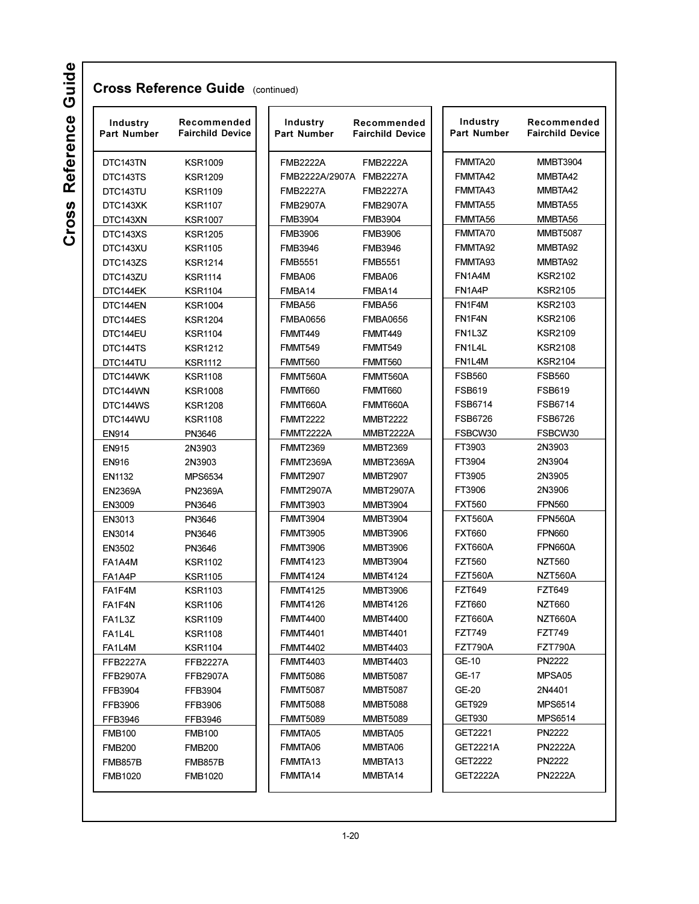## Cross Reference Guide (continued)

| Industry Part Number | Recommended Fairchild Device |
|---|---|
| DTC143TN | KSR1009 |
| DTC143TS | KSR1209 |
| DTC143TU | KSR1109 |
| DTC143XK | KSR1107 |
| DTC143XN | KSR1007 |
| DTC143XS | KSR1205 |
| DTC143XU | KSR1105 |
| DTC143ZS | KSR1214 |
| DTC143ZU | KSR1114 |
| DTC144EK | KSR1104 |
| DTC144EN | KSR1004 |
| DTC144ES | KSR1204 |
| DTC144EU | KSR1104 |
| DTC144TS | KSR1212 |
| DTC144TU | KSR1112 |
| DTC144WK | KSR1108 |
| DTC144WN | KSR1008 |
| DTC144WS | KSR1208 |
| DTC144WU | KSR1108 |
| EN914 | PN3646 |
| EN915 | 2N3903 |
| EN916 | 2N3903 |
| EN1132 | MPS6534 |
| EN2369A | PN2369A |
| EN3009 | PN3646 |
| EN3013 | PN3646 |
| EN3014 | PN3646 |
| EN3502 | PN3646 |
| FA1A4M | KSR1102 |
| FA1A4P | KSR1105 |
| FA1F4M | KSR1103 |
| FA1F4N | KSR1106 |
| FA1L3Z | KSR1109 |
| FA1L4L | KSR1108 |
| FA1L4M | KSR1104 |
| FFB2227A | FFB2227A |
| FFB2907A | FFB2907A |
| FFB3904 | FFB3904 |
| FFB3906 | FFB3906 |
| FFB3946 | FFB3946 |
| FMB100 | FMB100 |
| FMB200 | FMB200 |
| FMB857B | FMB857B |
| FMB1020 | FMB1020 |
| FMB2222A | FMB2222A |
| FMB2222A/2907A | FMB2227A |
| FMB2227A | FMB2227A |
| FMB2907A | FMB2907A |
| FMB3904 | FMB3904 |
| FMB3906 | FMB3906 |
| FMB3946 | FMB3946 |
| FMB5551 | FMB5551 |
| FMBA06 | FMBA06 |
| FMBA14 | FMBA14 |
| FMBA56 | FMBA56 |
| FMBA0656 | FMBA0656 |
| FMMT449 | FMMT449 |
| FMMT549 | FMMT549 |
| FMMT560 | FMMT560 |
| FMMT560A | FMMT560A |
| FMMT660 | FMMT660 |
| FMMT660A | FMMT660A |
| FMMT2222 | MMBT2222 |
| FMMT2222A | MMBT2222A |
| FMMT2369 | MMBT2369 |
| FMMT2369A | MMBT2369A |
| FMMT2907 | MMBT2907 |
| FMMT2907A | MMBT2907A |
| FMMT3903 | MMBT3904 |
| FMMT3904 | MMBT3904 |
| FMMT3905 | MMBT3906 |
| FMMT3906 | MMBT3906 |
| FMMT4123 | MMBT3904 |
| FMMT4124 | MMBT4124 |
| FMMT4125 | MMBT3906 |
| FMMT4126 | MMBT4126 |
| FMMT4400 | MMBT4400 |
| FMMT4401 | MMBT4401 |
| FMMT4402 | MMBT4403 |
| FMMT4403 | MMBT4403 |
| FMMT5086 | MMBT5087 |
| FMMT5087 | MMBT5087 |
| FMMT5088 | MMBT5088 |
| FMMT5089 | MMBT5089 |
| FMMTA05 | MMBTA05 |
| FMMTA06 | MMBTA06 |
| FMMTA13 | MMBTA13 |
| FMMTA14 | MMBTA14 |
| FMMTA20 | MMBT3904 |
| FMMTA42 | MMBTA42 |
| FMMTA43 | MMBTA42 |
| FMMTA55 | MMBTA55 |
| FMMTA56 | MMBTA56 |
| FMMTA70 | MMBT5087 |
| FMMTA92 | MMBTA92 |
| FMMTA93 | MMBTA92 |
| FN1A4M | KSR2102 |
| FN1A4P | KSR2105 |
| FN1F4M | KSR2103 |
| FN1F4N | KSR2106 |
| FN1L3Z | KSR2109 |
| FN1L4L | KSR2108 |
| FN1L4M | KSR2104 |
| FSB560 | FSB560 |
| FSB619 | FSB619 |
| FSB6714 | FSB6714 |
| FSB6726 | FSB6726 |
| FSBCW30 | FSBCW30 |
| FT3903 | 2N3903 |
| FT3904 | 2N3904 |
| FT3905 | 2N3905 |
| FT3906 | 2N3906 |
| FXT560 | FPN560 |
| FXT560A | FPN560A |
| FXT660 | FPN660 |
| FXT660A | FPN660A |
| FZT560 | NZT560 |
| FZT560A | NZT560A |
| FZT649 | FZT649 |
| FZT660 | NZT660 |
| FZT660A | NZT660A |
| FZT749 | FZT749 |
| FZT790A | FZT790A |
| GE-10 | PN2222 |
| GE-17 | MPSA05 |
| GE-20 | 2N4401 |
| GET929 | MPS6514 |
| GET930 | MPS6514 |
| GET2221 | PN2222 |
| GET2221A | PN2222A |
| GET2222 | PN2222 |
| GET2222A | PN2222A |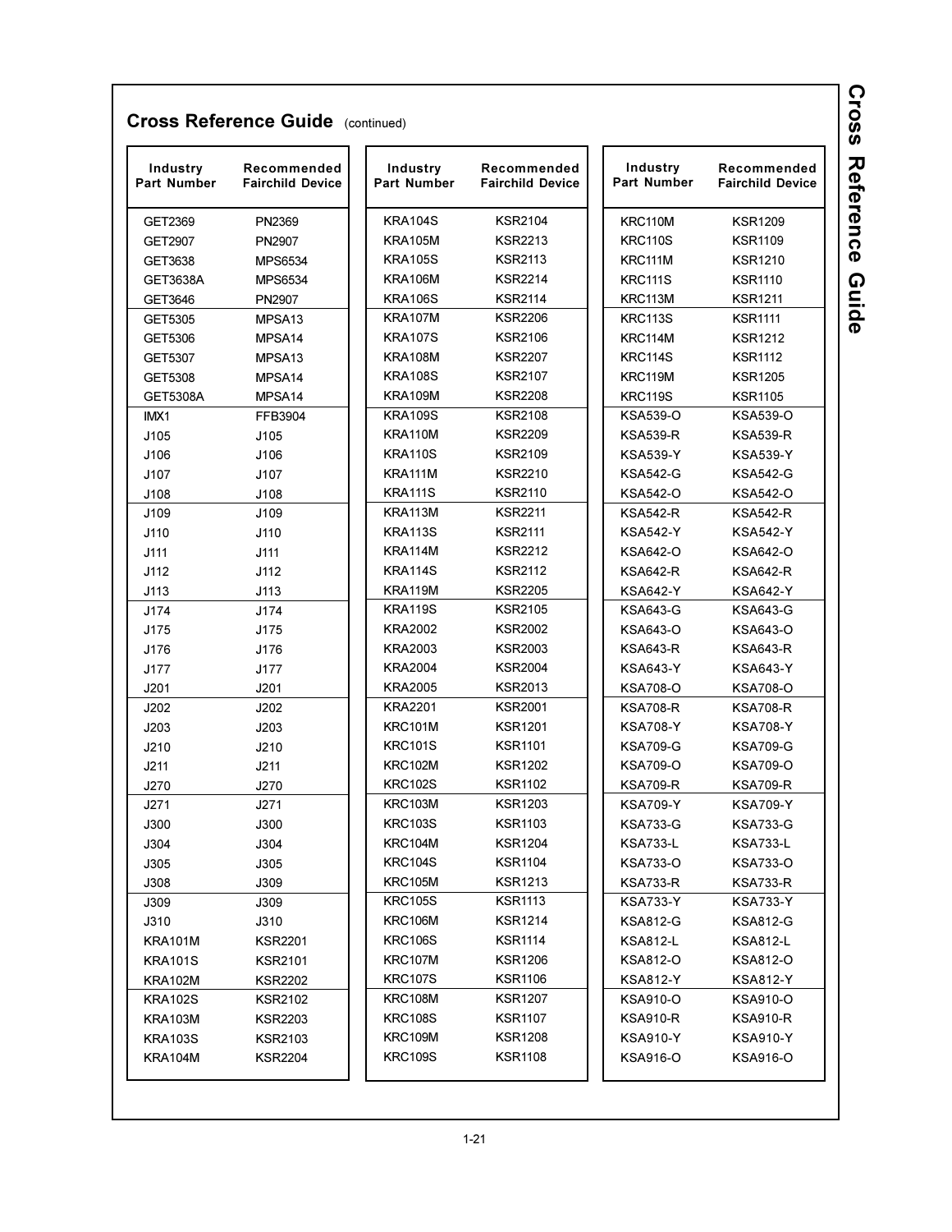## Cross Reference Guide (continued)

| Industry Part Number | Recommended Fairchild Device |
|---|---|
| GET2369 | PN2369 |
| GET2907 | PN2907 |
| GET3638 | MPS6534 |
| GET3638A | MPS6534 |
| GET3646 | PN2907 |
| GET5305 | MPSA13 |
| GET5306 | MPSA14 |
| GET5307 | MPSA13 |
| GET5308 | MPSA14 |
| GET5308A | MPSA14 |
| IMX1 | FFB3904 |
| J105 | J105 |
| J106 | J106 |
| J107 | J107 |
| J108 | J108 |
| J109 | J109 |
| J110 | J110 |
| J111 | J111 |
| J112 | J112 |
| J113 | J113 |
| J174 | J174 |
| J175 | J175 |
| J176 | J176 |
| J177 | J177 |
| J201 | J201 |
| J202 | J202 |
| J203 | J203 |
| J210 | J210 |
| J211 | J211 |
| J270 | J270 |
| J271 | J271 |
| J300 | J300 |
| J304 | J304 |
| J305 | J305 |
| J308 | J309 |
| J309 | J309 |
| J310 | J310 |
| KRA101M | KSR2201 |
| KRA101S | KSR2101 |
| KRA102M | KSR2202 |
| KRA102S | KSR2102 |
| KRA103M | KSR2203 |
| KRA103S | KSR2103 |
| KRA104M | KSR2204 |
| KRA104S | KSR2104 |
| KRA105M | KSR2213 |
| KRA105S | KSR2113 |
| KRA106M | KSR2214 |
| KRA106S | KSR2114 |
| KRA107M | KSR2206 |
| KRA107S | KSR2106 |
| KRA108M | KSR2207 |
| KRA108S | KSR2107 |
| KRA109M | KSR2208 |
| KRA109S | KSR2108 |
| KRA110M | KSR2209 |
| KRA110S | KSR2109 |
| KRA111M | KSR2210 |
| KRA111S | KSR2110 |
| KRA113M | KSR2211 |
| KRA113S | KSR2111 |
| KRA114M | KSR2212 |
| KRA114S | KSR2112 |
| KRA119M | KSR2205 |
| KRA119S | KSR2105 |
| KRA2002 | KSR2002 |
| KRA2003 | KSR2003 |
| KRA2004 | KSR2004 |
| KRA2005 | KSR2013 |
| KRA2201 | KSR2001 |
| KRC101M | KSR1201 |
| KRC101S | KSR1101 |
| KRC102M | KSR1202 |
| KRC102S | KSR1102 |
| KRC103M | KSR1203 |
| KRC103S | KSR1103 |
| KRC104M | KSR1204 |
| KRC104S | KSR1104 |
| KRC105M | KSR1213 |
| KRC105S | KSR1113 |
| KRC106M | KSR1214 |
| KRC106S | KSR1114 |
| KRC107M | KSR1206 |
| KRC107S | KSR1106 |
| KRC108M | KSR1207 |
| KRC108S | KSR1107 |
| KRC109M | KSR1208 |
| KRC109S | KSR1108 |
| KRC110M | KSR1209 |
| KRC110S | KSR1109 |
| KRC111M | KSR1210 |
| KRC111S | KSR1110 |
| KRC113M | KSR1211 |
| KRC113S | KSR1111 |
| KRC114M | KSR1212 |
| KRC114S | KSR1112 |
| KRC119M | KSR1205 |
| KRC119S | KSR1105 |
| KSA539-O | KSA539-O |
| KSA539-R | KSA539-R |
| KSA539-Y | KSA539-Y |
| KSA542-G | KSA542-G |
| KSA542-O | KSA542-O |
| KSA542-R | KSA542-R |
| KSA542-Y | KSA542-Y |
| KSA642-O | KSA642-O |
| KSA642-R | KSA642-R |
| KSA642-Y | KSA642-Y |
| KSA643-G | KSA643-G |
| KSA643-O | KSA643-O |
| KSA643-R | KSA643-R |
| KSA643-Y | KSA643-Y |
| KSA708-O | KSA708-O |
| KSA708-R | KSA708-R |
| KSA708-Y | KSA708-Y |
| KSA709-G | KSA709-G |
| KSA709-O | KSA709-O |
| KSA709-R | KSA709-R |
| KSA709-Y | KSA709-Y |
| KSA733-G | KSA733-G |
| KSA733-L | KSA733-L |
| KSA733-O | KSA733-O |
| KSA733-R | KSA733-R |
| KSA733-Y | KSA733-Y |
| KSA812-G | KSA812-G |
| KSA812-L | KSA812-L |
| KSA812-O | KSA812-O |
| KSA812-Y | KSA812-Y |
| KSA910-O | KSA910-O |
| KSA910-R | KSA910-R |
| KSA910-Y | KSA910-Y |
| KSA916-O | KSA916-O |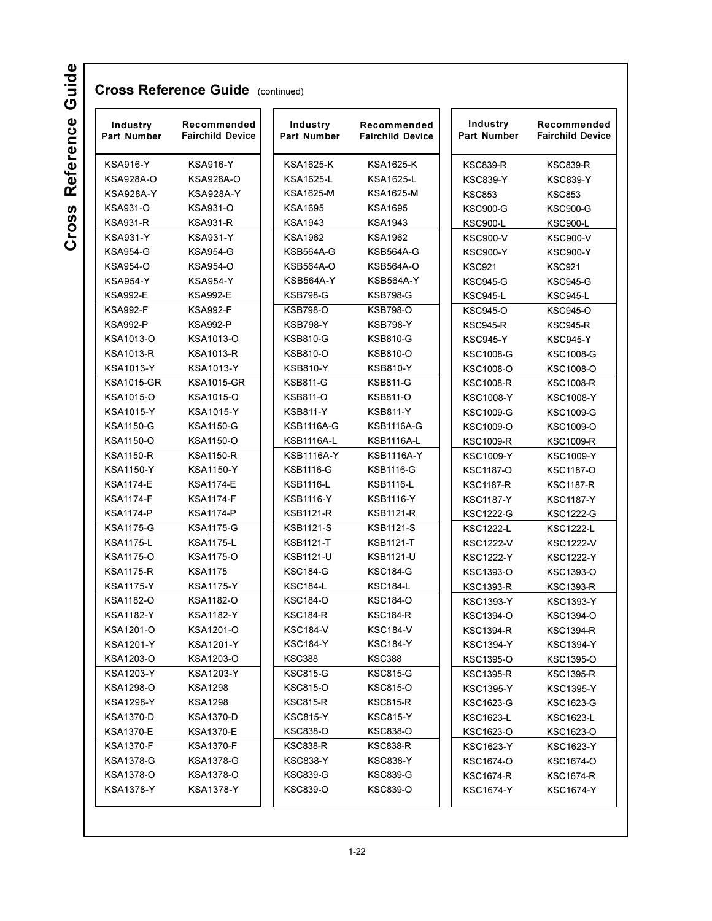## Cross Reference Guide (continued)

| Industry Part Number | Recommended Fairchild Device |
|---|---|
| KSA916-Y | KSA916-Y |
| KSA928A-O | KSA928A-O |
| KSA928A-Y | KSA928A-Y |
| KSA931-O | KSA931-O |
| KSA931-R | KSA931-R |
| KSA931-Y | KSA931-Y |
| KSA954-G | KSA954-G |
| KSA954-O | KSA954-O |
| KSA954-Y | KSA954-Y |
| KSA992-E | KSA992-E |
| KSA992-F | KSA992-F |
| KSA992-P | KSA992-P |
| KSA1013-O | KSA1013-O |
| KSA1013-R | KSA1013-R |
| KSA1013-Y | KSA1013-Y |
| KSA1015-GR | KSA1015-GR |
| KSA1015-O | KSA1015-O |
| KSA1015-Y | KSA1015-Y |
| KSA1150-G | KSA1150-G |
| KSA1150-O | KSA1150-O |
| KSA1150-R | KSA1150-R |
| KSA1150-Y | KSA1150-Y |
| KSA1174-E | KSA1174-E |
| KSA1174-F | KSA1174-F |
| KSA1174-P | KSA1174-P |
| KSA1175-G | KSA1175-G |
| KSA1175-L | KSA1175-L |
| KSA1175-O | KSA1175-O |
| KSA1175-R | KSA1175 |
| KSA1175-Y | KSA1175-Y |
| KSA1182-O | KSA1182-O |
| KSA1182-Y | KSA1182-Y |
| KSA1201-O | KSA1201-O |
| KSA1201-Y | KSA1201-Y |
| KSA1203-O | KSA1203-O |
| KSA1203-Y | KSA1203-Y |
| KSA1298-O | KSA1298 |
| KSA1298-Y | KSA1298 |
| KSA1370-D | KSA1370-D |
| KSA1370-E | KSA1370-E |
| KSA1370-F | KSA1370-F |
| KSA1378-G | KSA1378-G |
| KSA1378-O | KSA1378-O |
| KSA1378-Y | KSA1378-Y |

| Industry Part Number | Recommended Fairchild Device |
|---|---|
| KSA1625-K | KSA1625-K |
| KSA1625-L | KSA1625-L |
| KSA1625-M | KSA1625-M |
| KSA1695 | KSA1695 |
| KSA1943 | KSA1943 |
| KSA1962 | KSA1962 |
| KSB564A-G | KSB564A-G |
| KSB564A-O | KSB564A-O |
| KSB564A-Y | KSB564A-Y |
| KSB798-G | KSB798-G |
| KSB798-O | KSB798-O |
| KSB798-Y | KSB798-Y |
| KSB810-G | KSB810-G |
| KSB810-O | KSB810-O |
| KSB810-Y | KSB810-Y |
| KSB811-G | KSB811-G |
| KSB811-O | KSB811-O |
| KSB811-Y | KSB811-Y |
| KSB1116A-G | KSB1116A-G |
| KSB1116A-L | KSB1116A-L |
| KSB1116A-Y | KSB1116A-Y |
| KSB1116-G | KSB1116-G |
| KSB1116-L | KSB1116-L |
| KSB1116-Y | KSB1116-Y |
| KSB1121-R | KSB1121-R |
| KSB1121-S | KSB1121-S |
| KSB1121-T | KSB1121-T |
| KSB1121-U | KSB1121-U |
| KSC184-G | KSC184-G |
| KSC184-L | KSC184-L |
| KSC184-O | KSC184-O |
| KSC184-R | KSC184-R |
| KSC184-V | KSC184-V |
| KSC184-Y | KSC184-Y |
| KSC388 | KSC388 |
| KSC815-G | KSC815-G |
| KSC815-O | KSC815-O |
| KSC815-R | KSC815-R |
| KSC815-Y | KSC815-Y |
| KSC838-O | KSC838-O |
| KSC838-R | KSC838-R |
| KSC838-Y | KSC838-Y |
| KSC839-G | KSC839-G |
| KSC839-O | KSC839-O |

| Industry Part Number | Recommended Fairchild Device |
|---|---|
| KSC839-R | KSC839-R |
| KSC839-Y | KSC839-Y |
| KSC853 | KSC853 |
| KSC900-G | KSC900-G |
| KSC900-L | KSC900-L |
| KSC900-V | KSC900-V |
| KSC900-Y | KSC900-Y |
| KSC921 | KSC921 |
| KSC945-G | KSC945-G |
| KSC945-L | KSC945-L |
| KSC945-O | KSC945-O |
| KSC945-R | KSC945-R |
| KSC945-Y | KSC945-Y |
| KSC1008-G | KSC1008-G |
| KSC1008-O | KSC1008-O |
| KSC1008-R | KSC1008-R |
| KSC1008-Y | KSC1008-Y |
| KSC1009-G | KSC1009-G |
| KSC1009-O | KSC1009-O |
| KSC1009-R | KSC1009-R |
| KSC1009-Y | KSC1009-Y |
| KSC1187-O | KSC1187-O |
| KSC1187-R | KSC1187-R |
| KSC1187-Y | KSC1187-Y |
| KSC1222-G | KSC1222-G |
| KSC1222-L | KSC1222-L |
| KSC1222-V | KSC1222-V |
| KSC1222-Y | KSC1222-Y |
| KSC1393-O | KSC1393-O |
| KSC1393-R | KSC1393-R |
| KSC1393-Y | KSC1393-Y |
| KSC1394-O | KSC1394-O |
| KSC1394-R | KSC1394-R |
| KSC1394-Y | KSC1394-Y |
| KSC1395-O | KSC1395-O |
| KSC1395-R | KSC1395-R |
| KSC1395-Y | KSC1395-Y |
| KSC1623-G | KSC1623-G |
| KSC1623-L | KSC1623-L |
| KSC1623-O | KSC1623-O |
| KSC1623-Y | KSC1623-Y |
| KSC1674-O | KSC1674-O |
| KSC1674-R | KSC1674-R |
| KSC1674-Y | KSC1674-Y |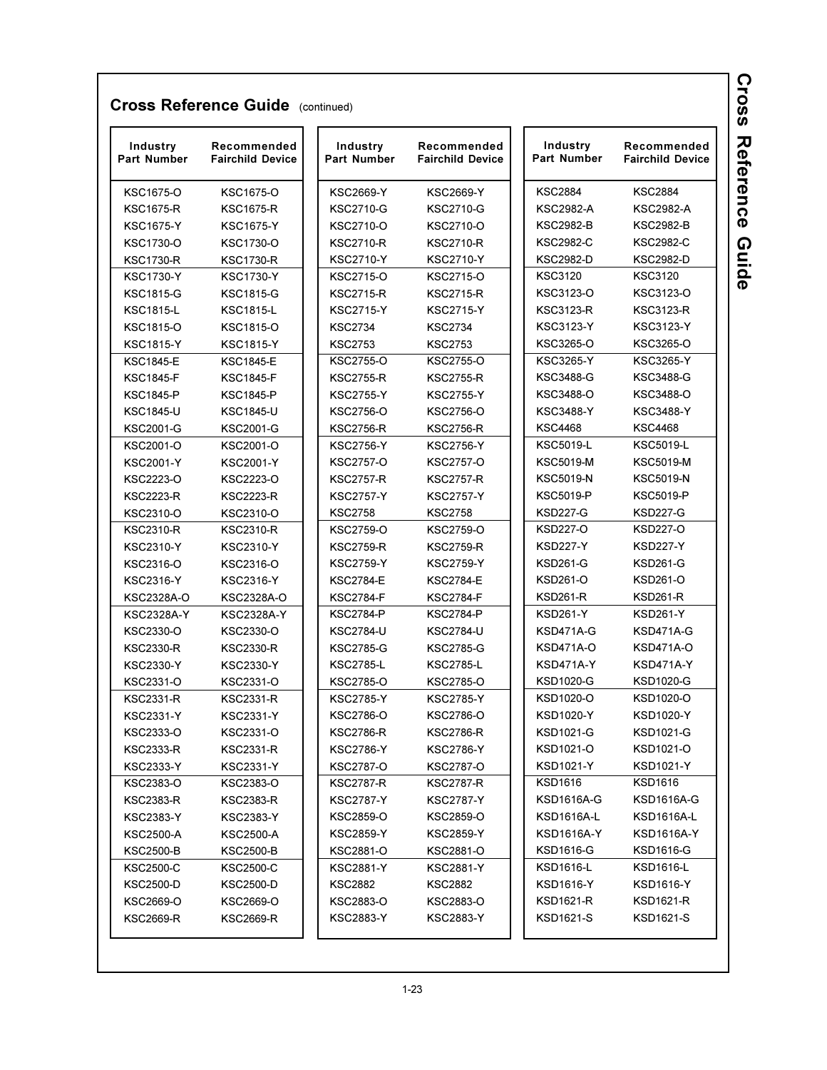## Cross Reference Guide (continued)

| Industry Part Number | Recommended Fairchild Device |
|---|---|
| KSC1675-O | KSC1675-O |
| KSC1675-R | KSC1675-R |
| KSC1675-Y | KSC1675-Y |
| KSC1730-O | KSC1730-O |
| KSC1730-R | KSC1730-R |
| KSC1730-Y | KSC1730-Y |
| KSC1815-G | KSC1815-G |
| KSC1815-L | KSC1815-L |
| KSC1815-O | KSC1815-O |
| KSC1815-Y | KSC1815-Y |
| KSC1845-E | KSC1845-E |
| KSC1845-F | KSC1845-F |
| KSC1845-P | KSC1845-P |
| KSC1845-U | KSC1845-U |
| KSC2001-G | KSC2001-G |
| KSC2001-O | KSC2001-O |
| KSC2001-Y | KSC2001-Y |
| KSC2223-O | KSC2223-O |
| KSC2223-R | KSC2223-R |
| KSC2310-O | KSC2310-O |
| KSC2310-R | KSC2310-R |
| KSC2310-Y | KSC2310-Y |
| KSC2316-O | KSC2316-O |
| KSC2316-Y | KSC2316-Y |
| KSC2328A-O | KSC2328A-O |
| KSC2328A-Y | KSC2328A-Y |
| KSC2330-O | KSC2330-O |
| KSC2330-R | KSC2330-R |
| KSC2330-Y | KSC2330-Y |
| KSC2331-O | KSC2331-O |
| KSC2331-R | KSC2331-R |
| KSC2331-Y | KSC2331-Y |
| KSC2333-O | KSC2331-O |
| KSC2333-R | KSC2331-R |
| KSC2333-Y | KSC2331-Y |
| KSC2383-O | KSC2383-O |
| KSC2383-R | KSC2383-R |
| KSC2383-Y | KSC2383-Y |
| KSC2500-A | KSC2500-A |
| KSC2500-B | KSC2500-B |
| KSC2500-C | KSC2500-C |
| KSC2500-D | KSC2500-D |
| KSC2669-O | KSC2669-O |
| KSC2669-R | KSC2669-R |
| KSC2669-Y | KSC2669-Y |
| KSC2710-G | KSC2710-G |
| KSC2710-O | KSC2710-O |
| KSC2710-R | KSC2710-R |
| KSC2710-Y | KSC2710-Y |
| KSC2715-O | KSC2715-O |
| KSC2715-R | KSC2715-R |
| KSC2715-Y | KSC2715-Y |
| KSC2734 | KSC2734 |
| KSC2753 | KSC2753 |
| KSC2755-O | KSC2755-O |
| KSC2755-R | KSC2755-R |
| KSC2755-Y | KSC2755-Y |
| KSC2756-O | KSC2756-O |
| KSC2756-R | KSC2756-R |
| KSC2756-Y | KSC2756-Y |
| KSC2757-O | KSC2757-O |
| KSC2757-R | KSC2757-R |
| KSC2757-Y | KSC2757-Y |
| KSC2758 | KSC2758 |
| KSC2759-O | KSC2759-O |
| KSC2759-R | KSC2759-R |
| KSC2759-Y | KSC2759-Y |
| KSC2784-E | KSC2784-E |
| KSC2784-F | KSC2784-F |
| KSC2784-P | KSC2784-P |
| KSC2784-U | KSC2784-U |
| KSC2785-G | KSC2785-G |
| KSC2785-L | KSC2785-L |
| KSC2785-O | KSC2785-O |
| KSC2785-Y | KSC2785-Y |
| KSC2786-O | KSC2786-O |
| KSC2786-R | KSC2786-R |
| KSC2786-Y | KSC2786-Y |
| KSC2787-O | KSC2787-O |
| KSC2787-R | KSC2787-R |
| KSC2787-Y | KSC2787-Y |
| KSC2859-O | KSC2859-O |
| KSC2859-Y | KSC2859-Y |
| KSC2881-O | KSC2881-O |
| KSC2881-Y | KSC2881-Y |
| KSC2882 | KSC2882 |
| KSC2883-O | KSC2883-O |
| KSC2883-Y | KSC2883-Y |
| KSC2884 | KSC2884 |
| KSC2982-A | KSC2982-A |
| KSC2982-B | KSC2982-B |
| KSC2982-C | KSC2982-C |
| KSC2982-D | KSC2982-D |
| KSC3120 | KSC3120 |
| KSC3123-O | KSC3123-O |
| KSC3123-R | KSC3123-R |
| KSC3123-Y | KSC3123-Y |
| KSC3265-O | KSC3265-O |
| KSC3265-Y | KSC3265-Y |
| KSC3488-G | KSC3488-G |
| KSC3488-O | KSC3488-O |
| KSC3488-Y | KSC3488-Y |
| KSC4468 | KSC4468 |
| KSC5019-L | KSC5019-L |
| KSC5019-M | KSC5019-M |
| KSC5019-N | KSC5019-N |
| KSC5019-P | KSC5019-P |
| KSD227-G | KSD227-G |
| KSD227-O | KSD227-O |
| KSD227-Y | KSD227-Y |
| KSD261-G | KSD261-G |
| KSD261-O | KSD261-O |
| KSD261-R | KSD261-R |
| KSD261-Y | KSD261-Y |
| KSD471A-G | KSD471A-G |
| KSD471A-O | KSD471A-O |
| KSD471A-Y | KSD471A-Y |
| KSD1020-G | KSD1020-G |
| KSD1020-O | KSD1020-O |
| KSD1020-Y | KSD1020-Y |
| KSD1021-G | KSD1021-G |
| KSD1021-O | KSD1021-O |
| KSD1021-Y | KSD1021-Y |
| KSD1616 | KSD1616 |
| KSD1616A-G | KSD1616A-G |
| KSD1616A-L | KSD1616A-L |
| KSD1616A-Y | KSD1616A-Y |
| KSD1616-G | KSD1616-G |
| KSD1616-L | KSD1616-L |
| KSD1616-Y | KSD1616-Y |
| KSD1621-R | KSD1621-R |
| KSD1621-S | KSD1621-S |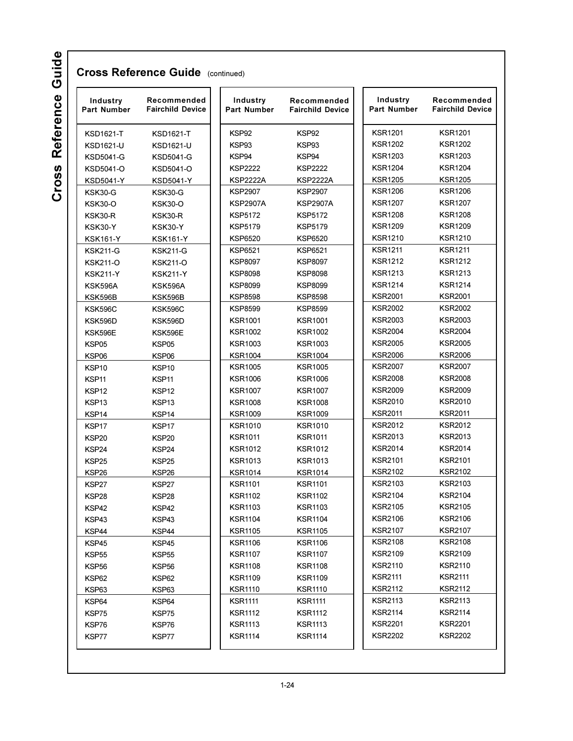## Cross Reference Guide (continued)

| Industry Part Number | Recommended Fairchild Device |
|---|---|
| KSD1621-T | KSD1621-T |
| KSD1621-U | KSD1621-U |
| KSD5041-G | KSD5041-G |
| KSD5041-O | KSD5041-O |
| KSD5041-Y | KSD5041-Y |
| KSK30-G | KSK30-G |
| KSK30-O | KSK30-O |
| KSK30-R | KSK30-R |
| KSK30-Y | KSK30-Y |
| KSK161-Y | KSK161-Y |
| KSK211-G | KSK211-G |
| KSK211-O | KSK211-O |
| KSK211-Y | KSK211-Y |
| KSK596A | KSK596A |
| KSK596B | KSK596B |
| KSK596C | KSK596C |
| KSK596D | KSK596D |
| KSK596E | KSK596E |
| KSP05 | KSP05 |
| KSP06 | KSP06 |
| KSP10 | KSP10 |
| KSP11 | KSP11 |
| KSP12 | KSP12 |
| KSP13 | KSP13 |
| KSP14 | KSP14 |
| KSP17 | KSP17 |
| KSP20 | KSP20 |
| KSP24 | KSP24 |
| KSP25 | KSP25 |
| KSP26 | KSP26 |
| KSP27 | KSP27 |
| KSP28 | KSP28 |
| KSP42 | KSP42 |
| KSP43 | KSP43 |
| KSP44 | KSP44 |
| KSP45 | KSP45 |
| KSP55 | KSP55 |
| KSP56 | KSP56 |
| KSP62 | KSP62 |
| KSP63 | KSP63 |
| KSP64 | KSP64 |
| KSP75 | KSP75 |
| KSP76 | KSP76 |
| KSP77 | KSP77 |
| KSP92 | KSP92 |
| KSP93 | KSP93 |
| KSP94 | KSP94 |
| KSP2222 | KSP2222 |
| KSP2222A | KSP2222A |
| KSP2907 | KSP2907 |
| KSP2907A | KSP2907A |
| KSP5172 | KSP5172 |
| KSP5179 | KSP5179 |
| KSP6520 | KSP6520 |
| KSP6521 | KSP6521 |
| KSP8097 | KSP8097 |
| KSP8098 | KSP8098 |
| KSP8099 | KSP8099 |
| KSP8598 | KSP8598 |
| KSP8599 | KSP8599 |
| KSR1001 | KSR1001 |
| KSR1002 | KSR1002 |
| KSR1003 | KSR1003 |
| KSR1004 | KSR1004 |
| KSR1005 | KSR1005 |
| KSR1006 | KSR1006 |
| KSR1007 | KSR1007 |
| KSR1008 | KSR1008 |
| KSR1009 | KSR1009 |
| KSR1010 | KSR1010 |
| KSR1011 | KSR1011 |
| KSR1012 | KSR1012 |
| KSR1013 | KSR1013 |
| KSR1014 | KSR1014 |
| KSR1101 | KSR1101 |
| KSR1102 | KSR1102 |
| KSR1103 | KSR1103 |
| KSR1104 | KSR1104 |
| KSR1105 | KSR1105 |
| KSR1106 | KSR1106 |
| KSR1107 | KSR1107 |
| KSR1108 | KSR1108 |
| KSR1109 | KSR1109 |
| KSR1110 | KSR1110 |
| KSR1111 | KSR1111 |
| KSR1112 | KSR1112 |
| KSR1113 | KSR1113 |
| KSR1114 | KSR1114 |
| KSR1201 | KSR1201 |
| KSR1202 | KSR1202 |
| KSR1203 | KSR1203 |
| KSR1204 | KSR1204 |
| KSR1205 | KSR1205 |
| KSR1206 | KSR1206 |
| KSR1207 | KSR1207 |
| KSR1208 | KSR1208 |
| KSR1209 | KSR1209 |
| KSR1210 | KSR1210 |
| KSR1211 | KSR1211 |
| KSR1212 | KSR1212 |
| KSR1213 | KSR1213 |
| KSR1214 | KSR1214 |
| KSR2001 | KSR2001 |
| KSR2002 | KSR2002 |
| KSR2003 | KSR2003 |
| KSR2004 | KSR2004 |
| KSR2005 | KSR2005 |
| KSR2006 | KSR2006 |
| KSR2007 | KSR2007 |
| KSR2008 | KSR2008 |
| KSR2009 | KSR2009 |
| KSR2010 | KSR2010 |
| KSR2011 | KSR2011 |
| KSR2012 | KSR2012 |
| KSR2013 | KSR2013 |
| KSR2014 | KSR2014 |
| KSR2101 | KSR2101 |
| KSR2102 | KSR2102 |
| KSR2103 | KSR2103 |
| KSR2104 | KSR2104 |
| KSR2105 | KSR2105 |
| KSR2106 | KSR2106 |
| KSR2107 | KSR2107 |
| KSR2108 | KSR2108 |
| KSR2109 | KSR2109 |
| KSR2110 | KSR2110 |
| KSR2111 | KSR2111 |
| KSR2112 | KSR2112 |
| KSR2113 | KSR2113 |
| KSR2114 | KSR2114 |
| KSR2201 | KSR2201 |
| KSR2202 | KSR2202 |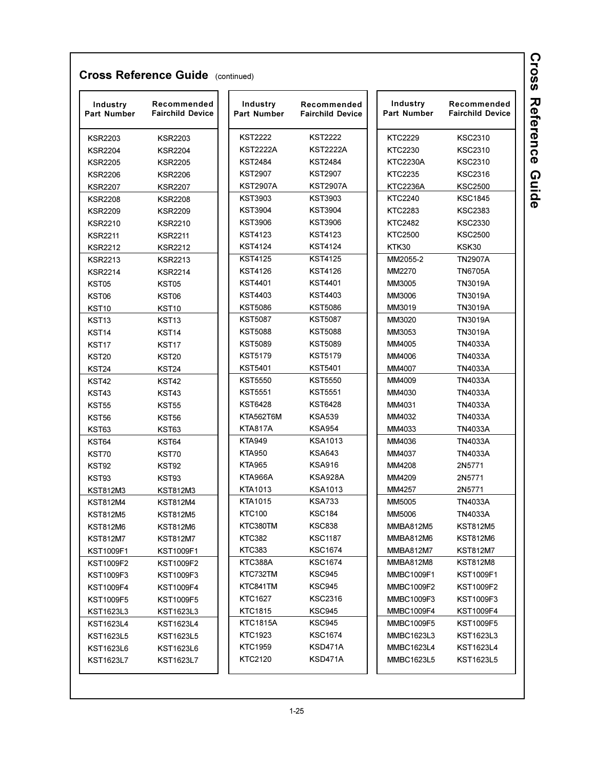## Cross Reference Guide (continued)

| Industry Part Number | Recommended Fairchild Device |
|---|---|
| KSR2203 | KSR2203 |
| KSR2204 | KSR2204 |
| KSR2205 | KSR2205 |
| KSR2206 | KSR2206 |
| KSR2207 | KSR2207 |
| KSR2208 | KSR2208 |
| KSR2209 | KSR2209 |
| KSR2210 | KSR2210 |
| KSR2211 | KSR2211 |
| KSR2212 | KSR2212 |
| KSR2213 | KSR2213 |
| KSR2214 | KSR2214 |
| KST05 | KST05 |
| KST06 | KST06 |
| KST10 | KST10 |
| KST13 | KST13 |
| KST14 | KST14 |
| KST17 | KST17 |
| KST20 | KST20 |
| KST24 | KST24 |
| KST42 | KST42 |
| KST43 | KST43 |
| KST55 | KST55 |
| KST56 | KST56 |
| KST63 | KST63 |
| KST64 | KST64 |
| KST70 | KST70 |
| KST92 | KST92 |
| KST93 | KST93 |
| KST812M3 | KST812M3 |
| KST812M4 | KST812M4 |
| KST812M5 | KST812M5 |
| KST812M6 | KST812M6 |
| KST812M7 | KST812M7 |
| KST1009F1 | KST1009F1 |
| KST1009F2 | KST1009F2 |
| KST1009F3 | KST1009F3 |
| KST1009F4 | KST1009F4 |
| KST1009F5 | KST1009F5 |
| KST1623L3 | KST1623L3 |
| KST1623L4 | KST1623L4 |
| KST1623L5 | KST1623L5 |
| KST1623L6 | KST1623L6 |
| KST1623L7 | KST1623L7 |

| Industry Part Number | Recommended Fairchild Device |
|---|---|
| KST2222 | KST2222 |
| KST2222A | KST2222A |
| KST2484 | KST2484 |
| KST2907 | KST2907 |
| KST2907A | KST2907A |
| KST3903 | KST3903 |
| KST3904 | KST3904 |
| KST3906 | KST3906 |
| KST4123 | KST4123 |
| KST4124 | KST4124 |
| KST4125 | KST4125 |
| KST4126 | KST4126 |
| KST4401 | KST4401 |
| KST4403 | KST4403 |
| KST5086 | KST5086 |
| KST5087 | KST5087 |
| KST5088 | KST5088 |
| KST5089 | KST5089 |
| KST5179 | KST5179 |
| KST5401 | KST5401 |
| KST5550 | KST5550 |
| KST5551 | KST5551 |
| KST6428 | KST6428 |
| KTA562T6M | KSA539 |
| KTA817A | KSA954 |
| KTA949 | KSA1013 |
| KTA950 | KSA643 |
| KTA965 | KSA916 |
| KTA966A | KSA928A |
| KTA1013 | KSA1013 |
| KTA1015 | KSA733 |
| KTC100 | KSC184 |
| KTC380TM | KSC838 |
| KTC382 | KSC1187 |
| KTC383 | KSC1674 |
| KTC388A | KSC1674 |
| KTC732TM | KSC945 |
| KTC841TM | KSC945 |
| KTC1627 | KSC2316 |
| KTC1815 | KSC945 |
| KTC1815A | KSC945 |
| KTC1923 | KSC1674 |
| KTC1959 | KSD471A |
| KTC2120 | KSD471A |

| Industry Part Number | Recommended Fairchild Device |
|---|---|
| KTC2229 | KSC2310 |
| KTC2230 | KSC2310 |
| KTC2230A | KSC2310 |
| KTC2235 | KSC2316 |
| KTC2236A | KSC2500 |
| KTC2240 | KSC1845 |
| KTC2283 | KSC2383 |
| KTC2482 | KSC2330 |
| KTC2500 | KSC2500 |
| KTK30 | KSK30 |
| MM2055-2 | TN2907A |
| MM2270 | TN6705A |
| MM3005 | TN3019A |
| MM3006 | TN3019A |
| MM3019 | TN3019A |
| MM3020 | TN3019A |
| MM3053 | TN3019A |
| MM4005 | TN4033A |
| MM4006 | TN4033A |
| MM4007 | TN4033A |
| MM4009 | TN4033A |
| MM4030 | TN4033A |
| MM4031 | TN4033A |
| MM4032 | TN4033A |
| MM4033 | TN4033A |
| MM4036 | TN4033A |
| MM4037 | TN4033A |
| MM4208 | 2N5771 |
| MM4209 | 2N5771 |
| MM4257 | 2N5771 |
| MM5005 | TN4033A |
| MM5006 | TN4033A |
| MMBA812M5 | KST812M5 |
| MMBA812M6 | KST812M6 |
| MMBA812M7 | KST812M7 |
| MMBA812M8 | KST812M8 |
| MMBC1009F1 | KST1009F1 |
| MMBC1009F2 | KST1009F2 |
| MMBC1009F3 | KST1009F3 |
| MMBC1009F4 | KST1009F4 |
| MMBC1009F5 | KST1009F5 |
| MMBC1623L3 | KST1623L3 |
| MMBC1623L4 | KST1623L4 |
| MMBC1623L5 | KST1623L5 |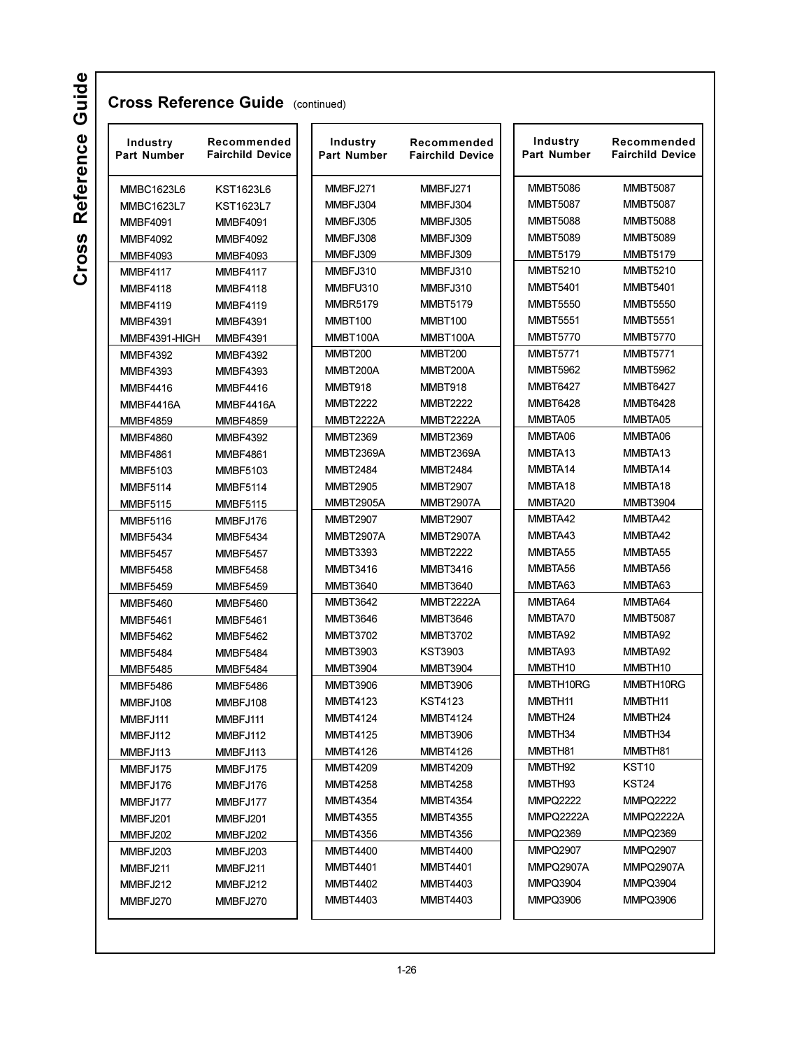## Cross Reference Guide (continued)

| Industry Part Number | Recommended Fairchild Device |
|---|---|
| MMBC1623L6 | KST1623L6 |
| MMBC1623L7 | KST1623L7 |
| MMBF4091 | MMBF4091 |
| MMBF4092 | MMBF4092 |
| MMBF4093 | MMBF4093 |
| MMBF4117 | MMBF4117 |
| MMBF4118 | MMBF4118 |
| MMBF4119 | MMBF4119 |
| MMBF4391 | MMBF4391 |
| MMBF4391-HIGH | MMBF4391 |
| MMBF4392 | MMBF4392 |
| MMBF4393 | MMBF4393 |
| MMBF4416 | MMBF4416 |
| MMBF4416A | MMBF4416A |
| MMBF4859 | MMBF4859 |
| MMBF4860 | MMBF4392 |
| MMBF4861 | MMBF4861 |
| MMBF5103 | MMBF5103 |
| MMBF5114 | MMBF5114 |
| MMBF5115 | MMBF5115 |
| MMBF5116 | MMBFJ176 |
| MMBF5434 | MMBF5434 |
| MMBF5457 | MMBF5457 |
| MMBF5458 | MMBF5458 |
| MMBF5459 | MMBF5459 |
| MMBF5460 | MMBF5460 |
| MMBF5461 | MMBF5461 |
| MMBF5462 | MMBF5462 |
| MMBF5484 | MMBF5484 |
| MMBF5485 | MMBF5484 |
| MMBF5486 | MMBF5486 |
| MMBFJ108 | MMBFJ108 |
| MMBFJ111 | MMBFJ111 |
| MMBFJ112 | MMBFJ112 |
| MMBFJ113 | MMBFJ113 |
| MMBFJ175 | MMBFJ175 |
| MMBFJ176 | MMBFJ176 |
| MMBFJ177 | MMBFJ177 |
| MMBFJ201 | MMBFJ201 |
| MMBFJ202 | MMBFJ202 |
| MMBFJ203 | MMBFJ203 |
| MMBFJ211 | MMBFJ211 |
| MMBFJ212 | MMBFJ212 |
| MMBFJ270 | MMBFJ270 |
| MMBFJ271 | MMBFJ271 |
| MMBFJ304 | MMBFJ304 |
| MMBFJ305 | MMBFJ305 |
| MMBFJ308 | MMBFJ309 |
| MMBFJ309 | MMBFJ309 |
| MMBFJ310 | MMBFJ310 |
| MMBFU310 | MMBFJ310 |
| MMBR5179 | MMBT5179 |
| MMBT100 | MMBT100 |
| MMBT100A | MMBT100A |
| MMBT200 | MMBT200 |
| MMBT200A | MMBT200A |
| MMBT918 | MMBT918 |
| MMBT2222 | MMBT2222 |
| MMBT2222A | MMBT2222A |
| MMBT2369 | MMBT2369 |
| MMBT2369A | MMBT2369A |
| MMBT2484 | MMBT2484 |
| MMBT2905 | MMBT2907 |
| MMBT2905A | MMBT2907A |
| MMBT2907 | MMBT2907 |
| MMBT2907A | MMBT2907A |
| MMBT3393 | MMBT2222 |
| MMBT3416 | MMBT3416 |
| MMBT3640 | MMBT3640 |
| MMBT3642 | MMBT2222A |
| MMBT3646 | MMBT3646 |
| MMBT3702 | MMBT3702 |
| MMBT3903 | KST3903 |
| MMBT3904 | MMBT3904 |
| MMBT3906 | MMBT3906 |
| MMBT4123 | KST4123 |
| MMBT4124 | MMBT4124 |
| MMBT4125 | MMBT3906 |
| MMBT4126 | MMBT4126 |
| MMBT4209 | MMBT4209 |
| MMBT4258 | MMBT4258 |
| MMBT4354 | MMBT4354 |
| MMBT4355 | MMBT4355 |
| MMBT4356 | MMBT4356 |
| MMBT4400 | MMBT4400 |
| MMBT4401 | MMBT4401 |
| MMBT4402 | MMBT4403 |
| MMBT4403 | MMBT4403 |
| MMBT5086 | MMBT5087 |
| MMBT5087 | MMBT5087 |
| MMBT5088 | MMBT5088 |
| MMBT5089 | MMBT5089 |
| MMBT5179 | MMBT5179 |
| MMBT5210 | MMBT5210 |
| MMBT5401 | MMBT5401 |
| MMBT5550 | MMBT5550 |
| MMBT5551 | MMBT5551 |
| MMBT5770 | MMBT5770 |
| MMBT5771 | MMBT5771 |
| MMBT5962 | MMBT5962 |
| MMBT6427 | MMBT6427 |
| MMBT6428 | MMBT6428 |
| MMBTA05 | MMBTA05 |
| MMBTA06 | MMBTA06 |
| MMBTA13 | MMBTA13 |
| MMBTA14 | MMBTA14 |
| MMBTA18 | MMBTA18 |
| MMBTA20 | MMBT3904 |
| MMBTA42 | MMBTA42 |
| MMBTA43 | MMBTA42 |
| MMBTA55 | MMBTA55 |
| MMBTA56 | MMBTA56 |
| MMBTA63 | MMBTA63 |
| MMBTA64 | MMBTA64 |
| MMBTA70 | MMBT5087 |
| MMBTA92 | MMBTA92 |
| MMBTA93 | MMBTA92 |
| MMBTH10 | MMBTH10 |
| MMBTH10RG | MMBTH10RG |
| MMBTH11 | MMBTH11 |
| MMBTH24 | MMBTH24 |
| MMBTH34 | MMBTH34 |
| MMBTH81 | MMBTH81 |
| MMBTH92 | KST10 |
| MMBTH93 | KST24 |
| MMPQ2222 | MMPQ2222 |
| MMPQ2222A | MMPQ2222A |
| MMPQ2369 | MMPQ2369 |
| MMPQ2907 | MMPQ2907 |
| MMPQ2907A | MMPQ2907A |
| MMPQ3904 | MMPQ3904 |
| MMPQ3906 | MMPQ3906 |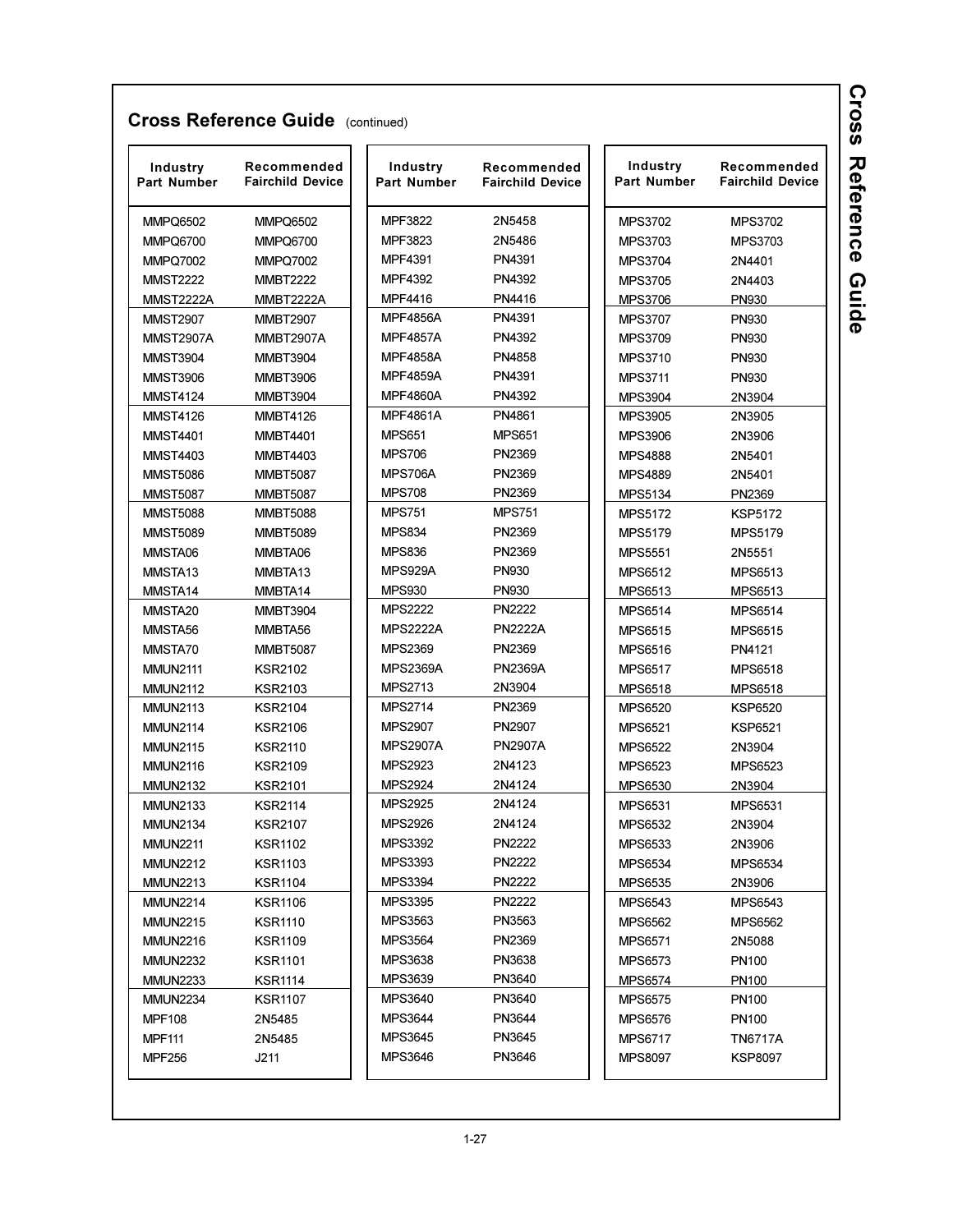## Cross Reference Guide (continued)

| Industry Part Number | Recommended Fairchild Device |
|---|---|
| MMPQ6502 | MMPQ6502 |
| MMPQ6700 | MMPQ6700 |
| MMPQ7002 | MMPQ7002 |
| MMST2222 | MMBT2222 |
| MMST2222A | MMBT2222A |
| MMST2907 | MMBT2907 |
| MMST2907A | MMBT2907A |
| MMST3904 | MMBT3904 |
| MMST3906 | MMBT3906 |
| MMST4124 | MMBT3904 |
| MMST4126 | MMBT4126 |
| MMST4401 | MMBT4401 |
| MMST4403 | MMBT4403 |
| MMST5086 | MMBT5087 |
| MMST5087 | MMBT5087 |
| MMST5088 | MMBT5088 |
| MMST5089 | MMBT5089 |
| MMSTA06 | MMBTA06 |
| MMSTA13 | MMBTA13 |
| MMSTA14 | MMBTA14 |
| MMSTA20 | MMBT3904 |
| MMSTA56 | MMBTA56 |
| MMSTA70 | MMBT5087 |
| MMUN2111 | KSR2102 |
| MMUN2112 | KSR2103 |
| MMUN2113 | KSR2104 |
| MMUN2114 | KSR2106 |
| MMUN2115 | KSR2110 |
| MMUN2116 | KSR2109 |
| MMUN2132 | KSR2101 |
| MMUN2133 | KSR2114 |
| MMUN2134 | KSR2107 |
| MMUN2211 | KSR1102 |
| MMUN2212 | KSR1103 |
| MMUN2213 | KSR1104 |
| MMUN2214 | KSR1106 |
| MMUN2215 | KSR1110 |
| MMUN2216 | KSR1109 |
| MMUN2232 | KSR1101 |
| MMUN2233 | KSR1114 |
| MMUN2234 | KSR1107 |
| MPF108 | 2N5485 |
| MPF111 | 2N5485 |
| MPF256 | J211 |

| Industry Part Number | Recommended Fairchild Device |
|---|---|
| MPF3822 | 2N5458 |
| MPF3823 | 2N5486 |
| MPF4391 | PN4391 |
| MPF4392 | PN4392 |
| MPF4416 | PN4416 |
| MPF4856A | PN4391 |
| MPF4857A | PN4392 |
| MPF4858A | PN4858 |
| MPF4859A | PN4391 |
| MPF4860A | PN4392 |
| MPF4861A | PN4861 |
| MPS651 | MPS651 |
| MPS706 | PN2369 |
| MPS706A | PN2369 |
| MPS708 | PN2369 |
| MPS751 | MPS751 |
| MPS834 | PN2369 |
| MPS836 | PN2369 |
| MPS929A | PN930 |
| MPS930 | PN930 |
| MPS2222 | PN2222 |
| MPS2222A | PN2222A |
| MPS2369 | PN2369 |
| MPS2369A | PN2369A |
| MPS2713 | 2N3904 |
| MPS2714 | PN2369 |
| MPS2907 | PN2907 |
| MPS2907A | PN2907A |
| MPS2923 | 2N4123 |
| MPS2924 | 2N4124 |
| MPS2925 | 2N4124 |
| MPS2926 | 2N4124 |
| MPS3392 | PN2222 |
| MPS3393 | PN2222 |
| MPS3394 | PN2222 |
| MPS3395 | PN2222 |
| MPS3563 | PN3563 |
| MPS3564 | PN2369 |
| MPS3638 | PN3638 |
| MPS3639 | PN3640 |
| MPS3640 | PN3640 |
| MPS3644 | PN3644 |
| MPS3645 | PN3645 |
| MPS3646 | PN3646 |

| Industry Part Number | Recommended Fairchild Device |
|---|---|
| MPS3702 | MPS3702 |
| MPS3703 | MPS3703 |
| MPS3704 | 2N4401 |
| MPS3705 | 2N4403 |
| MPS3706 | PN930 |
| MPS3707 | PN930 |
| MPS3709 | PN930 |
| MPS3710 | PN930 |
| MPS3711 | PN930 |
| MPS3904 | 2N3904 |
| MPS3905 | 2N3905 |
| MPS3906 | 2N3906 |
| MPS4888 | 2N5401 |
| MPS4889 | 2N5401 |
| MPS5134 | PN2369 |
| MPS5172 | KSP5172 |
| MPS5179 | MPS5179 |
| MPS5551 | 2N5551 |
| MPS6512 | MPS6513 |
| MPS6513 | MPS6513 |
| MPS6514 | MPS6514 |
| MPS6515 | MPS6515 |
| MPS6516 | PN4121 |
| MPS6517 | MPS6518 |
| MPS6518 | MPS6518 |
| MPS6520 | KSP6520 |
| MPS6521 | KSP6521 |
| MPS6522 | 2N3904 |
| MPS6523 | MPS6523 |
| MPS6530 | 2N3904 |
| MPS6531 | MPS6531 |
| MPS6532 | 2N3904 |
| MPS6533 | 2N3906 |
| MPS6534 | MPS6534 |
| MPS6535 | 2N3906 |
| MPS6543 | MPS6543 |
| MPS6562 | MPS6562 |
| MPS6571 | 2N5088 |
| MPS6573 | PN100 |
| MPS6574 | PN100 |
| MPS6575 | PN100 |
| MPS6576 | PN100 |
| MPS6717 | TN6717A |
| MPS8097 | KSP8097 |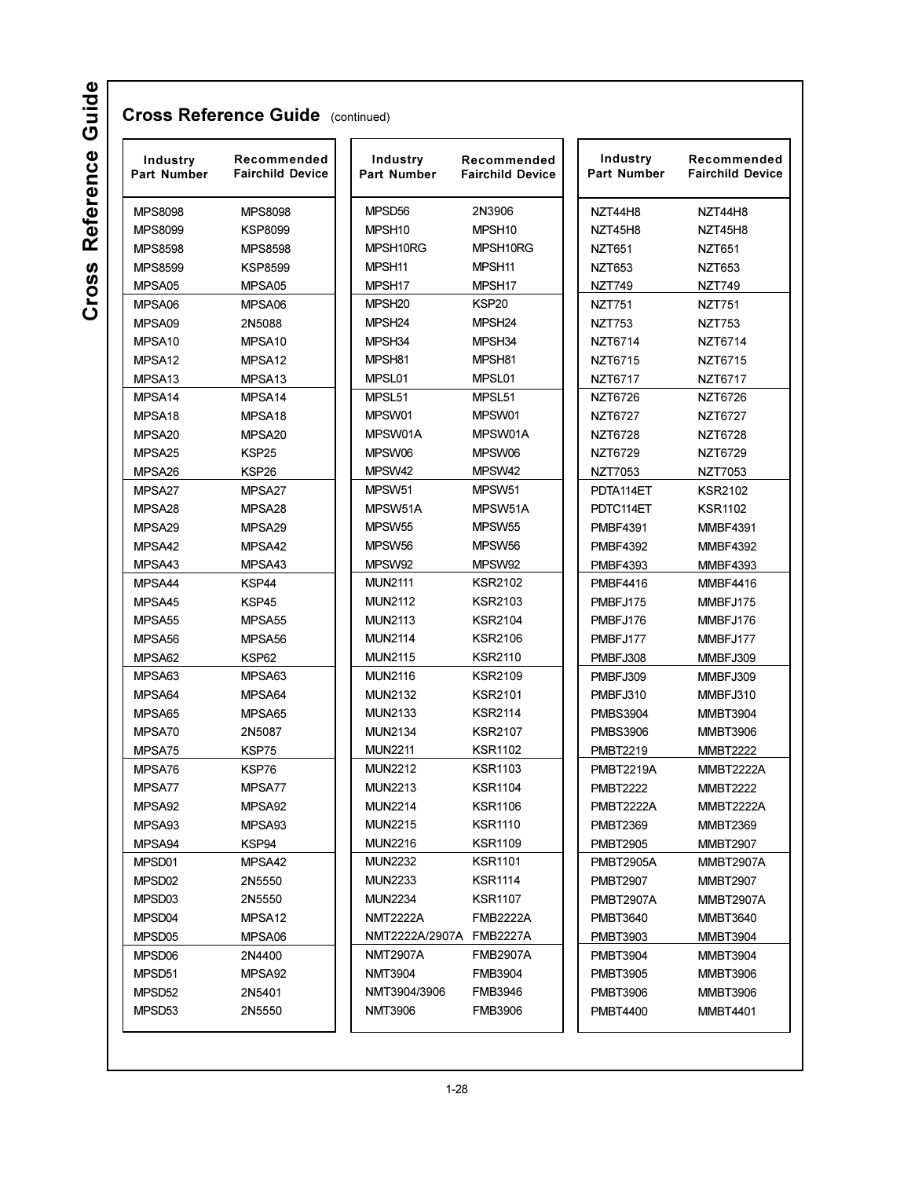## Cross Reference Guide (continued)

| Industry Part Number | Recommended Fairchild Device |
|---|---|
| MPS8098 | MPS8098 |
| MPS8099 | KSP8099 |
| MPS8598 | MPS8598 |
| MPS8599 | KSP8599 |
| MPSA05 | MPSA05 |
| MPSA06 | MPSA06 |
| MPSA09 | 2N5088 |
| MPSA10 | MPSA10 |
| MPSA12 | MPSA12 |
| MPSA13 | MPSA13 |
| MPSA14 | MPSA14 |
| MPSA18 | MPSA18 |
| MPSA20 | MPSA20 |
| MPSA25 | KSP25 |
| MPSA26 | KSP26 |
| MPSA27 | MPSA27 |
| MPSA28 | MPSA28 |
| MPSA29 | MPSA29 |
| MPSA42 | MPSA42 |
| MPSA43 | MPSA43 |
| MPSA44 | KSP44 |
| MPSA45 | KSP45 |
| MPSA55 | MPSA55 |
| MPSA56 | MPSA56 |
| MPSA62 | KSP62 |
| MPSA63 | MPSA63 |
| MPSA64 | MPSA64 |
| MPSA65 | MPSA65 |
| MPSA70 | 2N5087 |
| MPSA75 | KSP75 |
| MPSA76 | KSP76 |
| MPSA77 | MPSA77 |
| MPSA92 | MPSA92 |
| MPSA93 | MPSA93 |
| MPSA94 | KSP94 |
| MPSD01 | MPSA42 |
| MPSD02 | 2N5550 |
| MPSD03 | 2N5550 |
| MPSD04 | MPSA12 |
| MPSD05 | MPSA06 |
| MPSD06 | 2N4400 |
| MPSD51 | MPSA92 |
| MPSD52 | 2N5401 |
| MPSD53 | 2N5550 |
| MPSD56 | 2N3906 |
| MPSH10 | MPSH10 |
| MPSH10RG | MPSH10RG |
| MPSH11 | MPSH11 |
| MPSH17 | MPSH17 |
| MPSH20 | KSP20 |
| MPSH24 | MPSH24 |
| MPSH34 | MPSH34 |
| MPSH81 | MPSH81 |
| MPSL01 | MPSL01 |
| MPSL51 | MPSL51 |
| MPSW01 | MPSW01 |
| MPSW01A | MPSW01A |
| MPSW06 | MPSW06 |
| MPSW42 | MPSW42 |
| MPSW51 | MPSW51 |
| MPSW51A | MPSW51A |
| MPSW55 | MPSW55 |
| MPSW56 | MPSW56 |
| MPSW92 | MPSW92 |
| MUN2111 | KSR2102 |
| MUN2112 | KSR2103 |
| MUN2113 | KSR2104 |
| MUN2114 | KSR2106 |
| MUN2115 | KSR2110 |
| MUN2116 | KSR2109 |
| MUN2132 | KSR2101 |
| MUN2133 | KSR2114 |
| MUN2134 | KSR2107 |
| MUN2211 | KSR1102 |
| MUN2212 | KSR1103 |
| MUN2213 | KSR1104 |
| MUN2214 | KSR1106 |
| MUN2215 | KSR1110 |
| MUN2216 | KSR1109 |
| MUN2232 | KSR1101 |
| MUN2233 | KSR1114 |
| MUN2234 | KSR1107 |
| NMT2222A | FMB2222A |
| NMT2222A/2907A | FMB2227A |
| NMT2907A | FMB2907A |
| NMT3904 | FMB3904 |
| NMT3904/3906 | FMB3946 |
| NMT3906 | FMB3906 |
| NZT44H8 | NZT44H8 |
| NZT45H8 | NZT45H8 |
| NZT651 | NZT651 |
| NZT653 | NZT653 |
| NZT749 | NZT749 |
| NZT751 | NZT751 |
| NZT753 | NZT753 |
| NZT6714 | NZT6714 |
| NZT6715 | NZT6715 |
| NZT6717 | NZT6717 |
| NZT6726 | NZT6726 |
| NZT6727 | NZT6727 |
| NZT6728 | NZT6728 |
| NZT6729 | NZT6729 |
| NZT7053 | NZT7053 |
| PDTA114ET | KSR2102 |
| PDTC114ET | KSR1102 |
| PMBF4391 | MMBF4391 |
| PMBF4392 | MMBF4392 |
| PMBF4393 | MMBF4393 |
| PMBF4416 | MMBF4416 |
| PMBFJ175 | MMBFJ175 |
| PMBFJ176 | MMBFJ176 |
| PMBFJ177 | MMBFJ177 |
| PMBFJ308 | MMBFJ309 |
| PMBFJ309 | MMBFJ309 |
| PMBFJ310 | MMBFJ310 |
| PMBS3904 | MMBT3904 |
| PMBS3906 | MMBT3906 |
| PMBT2219 | MMBT2222 |
| PMBT2219A | MMBT2222A |
| PMBT2222 | MMBT2222 |
| PMBT2222A | MMBT2222A |
| PMBT2369 | MMBT2369 |
| PMBT2905 | MMBT2907 |
| PMBT2905A | MMBT2907A |
| PMBT2907 | MMBT2907 |
| PMBT2907A | MMBT2907A |
| PMBT3640 | MMBT3640 |
| PMBT3903 | MMBT3904 |
| PMBT3904 | MMBT3904 |
| PMBT3905 | MMBT3906 |
| PMBT3906 | MMBT3906 |
| PMBT4400 | MMBT4401 |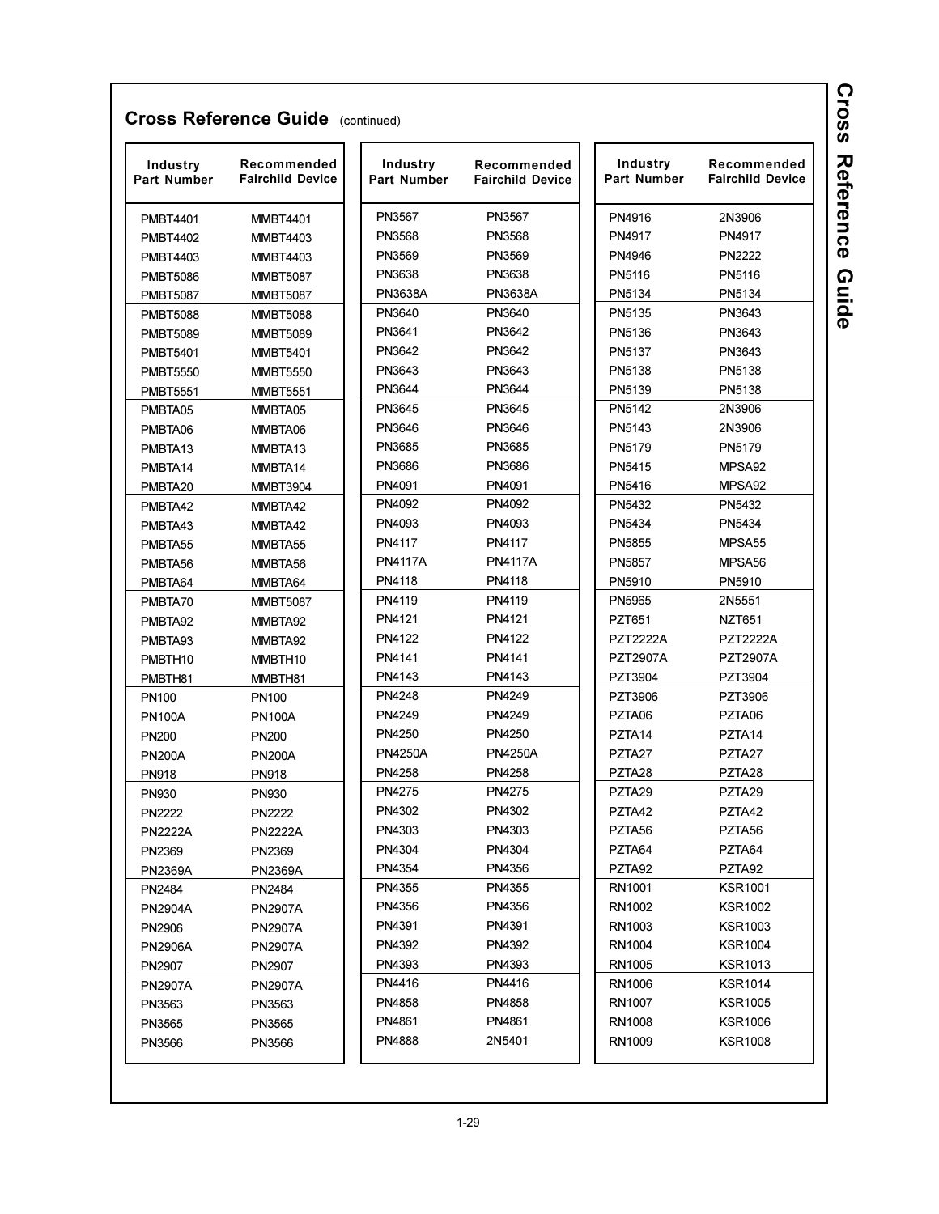## Cross Reference Guide (continued)

| Industry Part Number | Recommended Fairchild Device |
|---|---|
| PMBT4401 | MMBT4401 |
| PMBT4402 | MMBT4403 |
| PMBT4403 | MMBT4403 |
| PMBT5086 | MMBT5087 |
| PMBT5087 | MMBT5087 |
| PMBT5088 | MMBT5088 |
| PMBT5089 | MMBT5089 |
| PMBT5401 | MMBT5401 |
| PMBT5550 | MMBT5550 |
| PMBT5551 | MMBT5551 |
| PMBTA05 | MMBTA05 |
| PMBTA06 | MMBTA06 |
| PMBTA13 | MMBTA13 |
| PMBTA14 | MMBTA14 |
| PMBTA20 | MMBT3904 |
| PMBTA42 | MMBTA42 |
| PMBTA43 | MMBTA42 |
| PMBTA55 | MMBTA55 |
| PMBTA56 | MMBTA56 |
| PMBTA64 | MMBTA64 |
| PMBTA70 | MMBT5087 |
| PMBTA92 | MMBTA92 |
| PMBTA93 | MMBTA92 |
| PMBTH10 | MMBTH10 |
| PMBTH81 | MMBTH81 |
| PN100 | PN100 |
| PN100A | PN100A |
| PN200 | PN200 |
| PN200A | PN200A |
| PN918 | PN918 |
| PN930 | PN930 |
| PN2222 | PN2222 |
| PN2222A | PN2222A |
| PN2369 | PN2369 |
| PN2369A | PN2369A |
| PN2484 | PN2484 |
| PN2904A | PN2907A |
| PN2906 | PN2907A |
| PN2906A | PN2907A |
| PN2907 | PN2907 |
| PN2907A | PN2907A |
| PN3563 | PN3563 |
| PN3565 | PN3565 |
| PN3566 | PN3566 |
| PN3567 | PN3567 |
| PN3568 | PN3568 |
| PN3569 | PN3569 |
| PN3638 | PN3638 |
| PN3638A | PN3638A |
| PN3640 | PN3640 |
| PN3641 | PN3642 |
| PN3642 | PN3642 |
| PN3643 | PN3643 |
| PN3644 | PN3644 |
| PN3645 | PN3645 |
| PN3646 | PN3646 |
| PN3685 | PN3685 |
| PN3686 | PN3686 |
| PN4091 | PN4091 |
| PN4092 | PN4092 |
| PN4093 | PN4093 |
| PN4117 | PN4117 |
| PN4117A | PN4117A |
| PN4118 | PN4118 |
| PN4119 | PN4119 |
| PN4121 | PN4121 |
| PN4122 | PN4122 |
| PN4141 | PN4141 |
| PN4143 | PN4143 |
| PN4248 | PN4249 |
| PN4249 | PN4249 |
| PN4250 | PN4250 |
| PN4250A | PN4250A |
| PN4258 | PN4258 |
| PN4275 | PN4275 |
| PN4302 | PN4302 |
| PN4303 | PN4303 |
| PN4304 | PN4304 |
| PN4354 | PN4356 |
| PN4355 | PN4355 |
| PN4356 | PN4356 |
| PN4391 | PN4391 |
| PN4392 | PN4392 |
| PN4393 | PN4393 |
| PN4416 | PN4416 |
| PN4858 | PN4858 |
| PN4861 | PN4861 |
| PN4888 | 2N5401 |
| PN4916 | 2N3906 |
| PN4917 | PN4917 |
| PN4946 | PN2222 |
| PN5116 | PN5116 |
| PN5134 | PN5134 |
| PN5135 | PN3643 |
| PN5136 | PN3643 |
| PN5137 | PN3643 |
| PN5138 | PN5138 |
| PN5139 | PN5138 |
| PN5142 | 2N3906 |
| PN5143 | 2N3906 |
| PN5179 | PN5179 |
| PN5415 | MPSA92 |
| PN5416 | MPSA92 |
| PN5432 | PN5432 |
| PN5434 | PN5434 |
| PN5855 | MPSA55 |
| PN5857 | MPSA56 |
| PN5910 | PN5910 |
| PN5965 | 2N5551 |
| PZT651 | NZT651 |
| PZT2222A | PZT2222A |
| PZT2907A | PZT2907A |
| PZT3904 | PZT3904 |
| PZT3906 | PZT3906 |
| PZTA06 | PZTA06 |
| PZTA14 | PZTA14 |
| PZTA27 | PZTA27 |
| PZTA28 | PZTA28 |
| PZTA29 | PZTA29 |
| PZTA42 | PZTA42 |
| PZTA56 | PZTA56 |
| PZTA64 | PZTA64 |
| PZTA92 | PZTA92 |
| RN1001 | KSR1001 |
| RN1002 | KSR1002 |
| RN1003 | KSR1003 |
| RN1004 | KSR1004 |
| RN1005 | KSR1013 |
| RN1006 | KSR1014 |
| RN1007 | KSR1005 |
| RN1008 | KSR1006 |
| RN1009 | KSR1008 |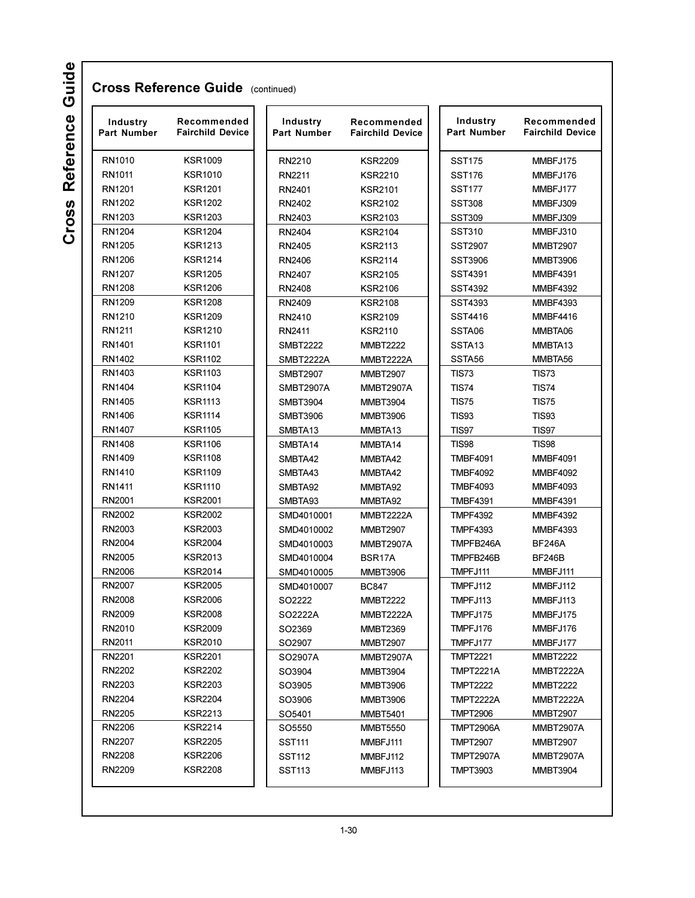## Cross Reference Guide (continued)

| Industry Part Number | Recommended Fairchild Device |
|---|---|
| RN1010 | KSR1009 |
| RN1011 | KSR1010 |
| RN1201 | KSR1201 |
| RN1202 | KSR1202 |
| RN1203 | KSR1203 |
| RN1204 | KSR1204 |
| RN1205 | KSR1213 |
| RN1206 | KSR1214 |
| RN1207 | KSR1205 |
| RN1208 | KSR1206 |
| RN1209 | KSR1208 |
| RN1210 | KSR1209 |
| RN1211 | KSR1210 |
| RN1401 | KSR1101 |
| RN1402 | KSR1102 |
| RN1403 | KSR1103 |
| RN1404 | KSR1104 |
| RN1405 | KSR1113 |
| RN1406 | KSR1114 |
| RN1407 | KSR1105 |
| RN1408 | KSR1106 |
| RN1409 | KSR1108 |
| RN1410 | KSR1109 |
| RN1411 | KSR1110 |
| RN2001 | KSR2001 |
| RN2002 | KSR2002 |
| RN2003 | KSR2003 |
| RN2004 | KSR2004 |
| RN2005 | KSR2013 |
| RN2006 | KSR2014 |
| RN2007 | KSR2005 |
| RN2008 | KSR2006 |
| RN2009 | KSR2008 |
| RN2010 | KSR2009 |
| RN2011 | KSR2010 |
| RN2201 | KSR2201 |
| RN2202 | KSR2202 |
| RN2203 | KSR2203 |
| RN2204 | KSR2204 |
| RN2205 | KSR2213 |
| RN2206 | KSR2214 |
| RN2207 | KSR2205 |
| RN2208 | KSR2206 |
| RN2209 | KSR2208 |
| RN2210 | KSR2209 |
| RN2211 | KSR2210 |
| RN2401 | KSR2101 |
| RN2402 | KSR2102 |
| RN2403 | KSR2103 |
| RN2404 | KSR2104 |
| RN2405 | KSR2113 |
| RN2406 | KSR2114 |
| RN2407 | KSR2105 |
| RN2408 | KSR2106 |
| RN2409 | KSR2108 |
| RN2410 | KSR2109 |
| RN2411 | KSR2110 |
| SMBT2222 | MMBT2222 |
| SMBT2222A | MMBT2222A |
| SMBT2907 | MMBT2907 |
| SMBT2907A | MMBT2907A |
| SMBT3904 | MMBT3904 |
| SMBT3906 | MMBT3906 |
| SMBTA13 | MMBTA13 |
| SMBTA14 | MMBTA14 |
| SMBTA42 | MMBTA42 |
| SMBTA43 | MMBTA42 |
| SMBTA92 | MMBTA92 |
| SMBTA93 | MMBTA92 |
| SMD4010001 | MMBT2222A |
| SMD4010002 | MMBT2907 |
| SMD4010003 | MMBT2907A |
| SMD4010004 | BSR17A |
| SMD4010005 | MMBT3906 |
| SMD4010007 | BC847 |
| SO2222 | MMBT2222 |
| SO2222A | MMBT2222A |
| SO2369 | MMBT2369 |
| SO2907 | MMBT2907 |
| SO2907A | MMBT2907A |
| SO3904 | MMBT3904 |
| SO3905 | MMBT3906 |
| SO3906 | MMBT3906 |
| SO5401 | MMBT5401 |
| SO5550 | MMBT5550 |
| SST111 | MMBFJ111 |
| SST112 | MMBFJ112 |
| SST113 | MMBFJ113 |
| SST175 | MMBFJ175 |
| SST176 | MMBFJ176 |
| SST177 | MMBFJ177 |
| SST308 | MMBFJ309 |
| SST309 | MMBFJ309 |
| SST310 | MMBFJ310 |
| SST2907 | MMBT2907 |
| SST3906 | MMBT3906 |
| SST4391 | MMBF4391 |
| SST4392 | MMBF4392 |
| SST4393 | MMBF4393 |
| SST4416 | MMBF4416 |
| SSTA06 | MMBTA06 |
| SSTA13 | MMBTA13 |
| SSTA56 | MMBTA56 |
| TIS73 | TIS73 |
| TIS74 | TIS74 |
| TIS75 | TIS75 |
| TIS93 | TIS93 |
| TIS97 | TIS97 |
| TIS98 | TIS98 |
| TMBF4091 | MMBF4091 |
| TMBF4092 | MMBF4092 |
| TMBF4093 | MMBF4093 |
| TMBF4391 | MMBF4391 |
| TMPF4392 | MMBF4392 |
| TMPF4393 | MMBF4393 |
| TMPFB246A | BF246A |
| TMPFB246B | BF246B |
| TMPFJ111 | MMBFJ111 |
| TMPFJ112 | MMBFJ112 |
| TMPFJ113 | MMBFJ113 |
| TMPFJ175 | MMBFJ175 |
| TMPFJ176 | MMBFJ176 |
| TMPFJ177 | MMBFJ177 |
| TMPT2221 | MMBT2222 |
| TMPT2221A | MMBT2222A |
| TMPT2222 | MMBT2222 |
| TMPT2222A | MMBT2222A |
| TMPT2906 | MMBT2907 |
| TMPT2906A | MMBT2907A |
| TMPT2907 | MMBT2907 |
| TMPT2907A | MMBT2907A |
| TMPT3903 | MMBT3904 |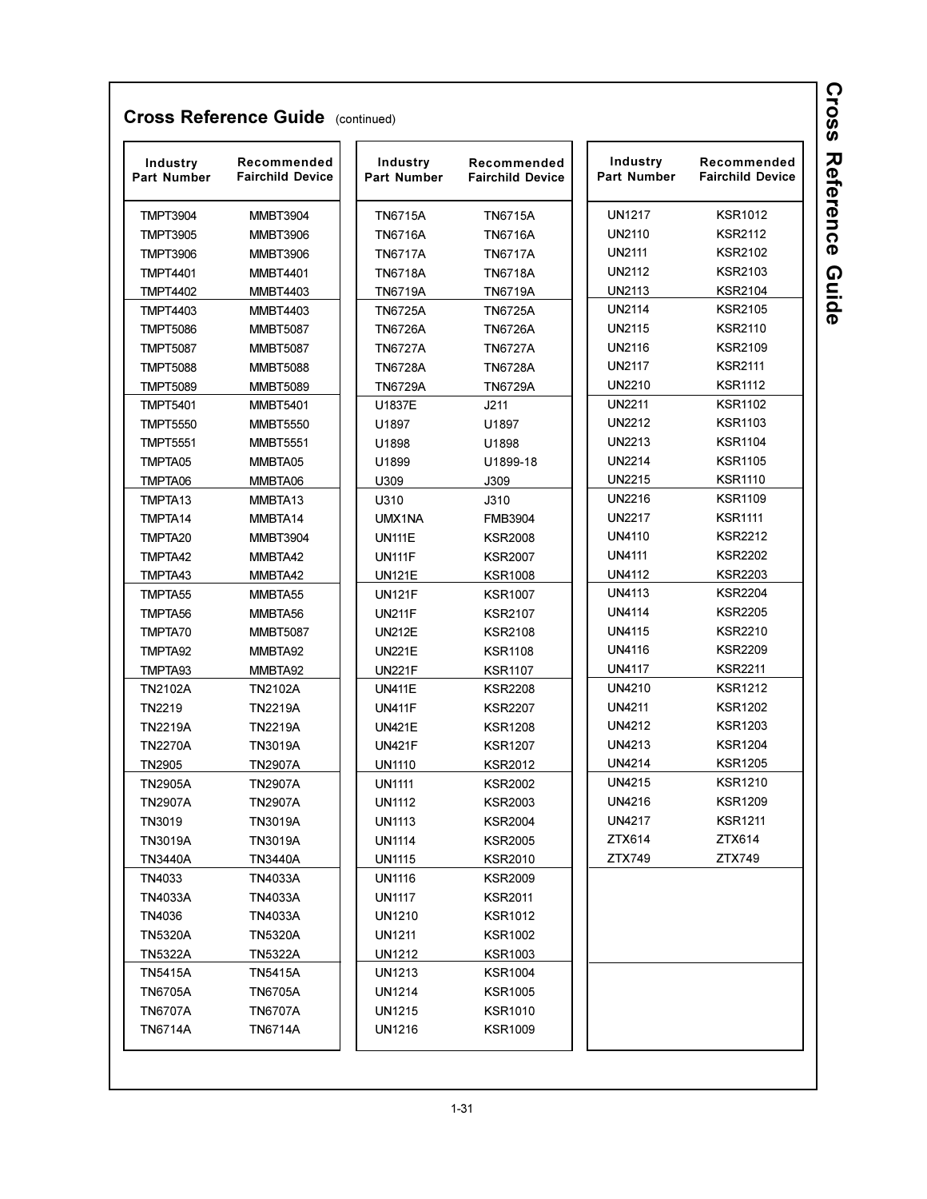## Cross Reference Guide (continued)

| Industry Part Number | Recommended Fairchild Device |
|---|---|
| TMPT3904 | MMBT3904 |
| TMPT3905 | MMBT3906 |
| TMPT3906 | MMBT3906 |
| TMPT4401 | MMBT4401 |
| TMPT4402 | MMBT4403 |
| TMPT4403 | MMBT4403 |
| TMPT5086 | MMBT5087 |
| TMPT5087 | MMBT5087 |
| TMPT5088 | MMBT5088 |
| TMPT5089 | MMBT5089 |
| TMPT5401 | MMBT5401 |
| TMPT5550 | MMBT5550 |
| TMPT5551 | MMBT5551 |
| TMPTA05 | MMBTA05 |
| TMPTA06 | MMBTA06 |
| TMPTA13 | MMBTA13 |
| TMPTA14 | MMBTA14 |
| TMPTA20 | MMBT3904 |
| TMPTA42 | MMBTA42 |
| TMPTA43 | MMBTA42 |
| TMPTA55 | MMBTA55 |
| TMPTA56 | MMBTA56 |
| TMPTA70 | MMBT5087 |
| TMPTA92 | MMBTA92 |
| TMPTA93 | MMBTA92 |
| TN2102A | TN2102A |
| TN2219 | TN2219A |
| TN2219A | TN2219A |
| TN2270A | TN3019A |
| TN2905 | TN2907A |
| TN2905A | TN2907A |
| TN2907A | TN2907A |
| TN3019 | TN3019A |
| TN3019A | TN3019A |
| TN3440A | TN3440A |
| TN4033 | TN4033A |
| TN4033A | TN4033A |
| TN4036 | TN4033A |
| TN5320A | TN5320A |
| TN5322A | TN5322A |
| TN5415A | TN5415A |
| TN6705A | TN6705A |
| TN6707A | TN6707A |
| TN6714A | TN6714A |
| TN6715A | TN6715A |
| TN6716A | TN6716A |
| TN6717A | TN6717A |
| TN6718A | TN6718A |
| TN6719A | TN6719A |
| TN6725A | TN6725A |
| TN6726A | TN6726A |
| TN6727A | TN6727A |
| TN6728A | TN6728A |
| TN6729A | TN6729A |
| U1837E | J211 |
| U1897 | U1897 |
| U1898 | U1898 |
| U1899 | U1899-18 |
| U309 | J309 |
| U310 | J310 |
| UMX1NA | FMB3904 |
| UN111E | KSR2008 |
| UN111F | KSR2007 |
| UN121E | KSR1008 |
| UN121F | KSR1007 |
| UN211F | KSR2107 |
| UN212E | KSR2108 |
| UN221E | KSR1108 |
| UN221F | KSR1107 |
| UN411E | KSR2208 |
| UN411F | KSR2207 |
| UN421E | KSR1208 |
| UN421F | KSR1207 |
| UN1110 | KSR2012 |
| UN1111 | KSR2002 |
| UN1112 | KSR2003 |
| UN1113 | KSR2004 |
| UN1114 | KSR2005 |
| UN1115 | KSR2010 |
| UN1116 | KSR2009 |
| UN1117 | KSR2011 |
| UN1210 | KSR1012 |
| UN1211 | KSR1002 |
| UN1212 | KSR1003 |
| UN1213 | KSR1004 |
| UN1214 | KSR1005 |
| UN1215 | KSR1010 |
| UN1216 | KSR1009 |
| UN1217 | KSR1012 |
| UN2110 | KSR2112 |
| UN2111 | KSR2102 |
| UN2112 | KSR2103 |
| UN2113 | KSR2104 |
| UN2114 | KSR2105 |
| UN2115 | KSR2110 |
| UN2116 | KSR2109 |
| UN2117 | KSR2111 |
| UN2210 | KSR1112 |
| UN2211 | KSR1102 |
| UN2212 | KSR1103 |
| UN2213 | KSR1104 |
| UN2214 | KSR1105 |
| UN2215 | KSR1110 |
| UN2216 | KSR1109 |
| UN2217 | KSR1111 |
| UN4110 | KSR2212 |
| UN4111 | KSR2202 |
| UN4112 | KSR2203 |
| UN4113 | KSR2204 |
| UN4114 | KSR2205 |
| UN4115 | KSR2210 |
| UN4116 | KSR2209 |
| UN4117 | KSR2211 |
| UN4210 | KSR1212 |
| UN4211 | KSR1202 |
| UN4212 | KSR1203 |
| UN4213 | KSR1204 |
| UN4214 | KSR1205 |
| UN4215 | KSR1210 |
| UN4216 | KSR1209 |
| UN4217 | KSR1211 |
| ZTX614 | ZTX614 |
| ZTX749 | ZTX749 |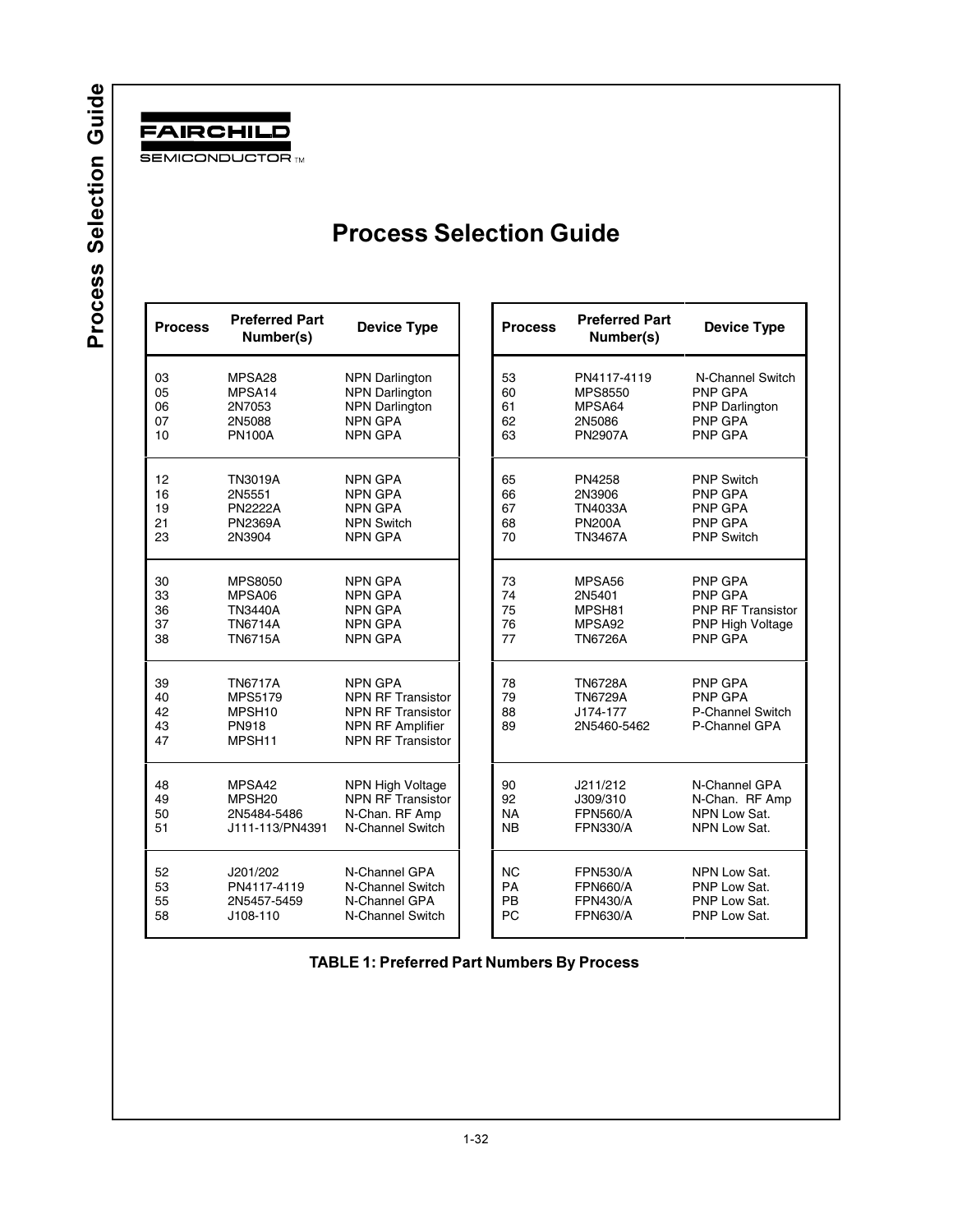FAIRCHILD SEMICONDUCTOR™

# Process Selection Guide

| Process | Preferred Part Number(s) | Device Type |
|---|---|---|
| 03 | MPSA28 | NPN Darlington |
| 05 | MPSA14 | NPN Darlington |
| 06 | 2N7053 | NPN Darlington |
| 07 | 2N5088 | NPN GPA |
| 10 | PN100A | NPN GPA |
| 12 | TN3019A | NPN GPA |
| 16 | 2N5551 | NPN GPA |
| 19 | PN2222A | NPN GPA |
| 21 | PN2369A | NPN Switch |
| 23 | 2N3904 | NPN GPA |
| 30 | MPS8050 | NPN GPA |
| 33 | MPSA06 | NPN GPA |
| 36 | TN3440A | NPN GPA |
| 37 | TN6714A | NPN GPA |
| 38 | TN6715A | NPN GPA |
| 39 | TN6717A | NPN GPA |
| 40 | MPS5179 | NPN RF Transistor |
| 42 | MPSH10 | NPN RF Transistor |
| 43 | PN918 | NPN RF Amplifier |
| 47 | MPSH11 | NPN RF Transistor |
| 48 | MPSA42 | NPN High Voltage |
| 49 | MPSH20 | NPN RF Transistor |
| 50 | 2N5484-5486 | N-Chan. RF Amp |
| 51 | J111-113/PN4391 | N-Channel Switch |
| 52 | J201/202 | N-Channel GPA |
| 53 | PN4117-4119 | N-Channel Switch |
| 55 | 2N5457-5459 | N-Channel GPA |
| 58 | J108-110 | N-Channel Switch |
| 53 | PN4117-4119 | N-Channel Switch |
| 60 | MPS8550 | PNP GPA |
| 61 | MPSA64 | PNP Darlington |
| 62 | 2N5086 | PNP GPA |
| 63 | PN2907A | PNP GPA |
| 65 | PN4258 | PNP Switch |
| 66 | 2N3906 | PNP GPA |
| 67 | TN4033A | PNP GPA |
| 68 | PN200A | PNP GPA |
| 70 | TN3467A | PNP Switch |
| 73 | MPSA56 | PNP GPA |
| 74 | 2N5401 | PNP GPA |
| 75 | MPSH81 | PNP RF Transistor |
| 76 | MPSA92 | PNP High Voltage |
| 77 | TN6726A | PNP GPA |
| 78 | TN6728A | PNP GPA |
| 79 | TN6729A | PNP GPA |
| 88 | J174-177 | P-Channel Switch |
| 89 | 2N5460-5462 | P-Channel GPA |
| 90 | J211/212 | N-Channel GPA |
| 92 | J309/310 | N-Chan. RF Amp |
| NA | FPN560/A | NPN Low Sat. |
| NB | FPN330/A | NPN Low Sat. |
| NC | FPN530/A | NPN Low Sat. |
| PA | FPN660/A | PNP Low Sat. |
| PB | FPN430/A | PNP Low Sat. |
| PC | FPN630/A | PNP Low Sat. |

**TABLE 1: Preferred Part Numbers By Process**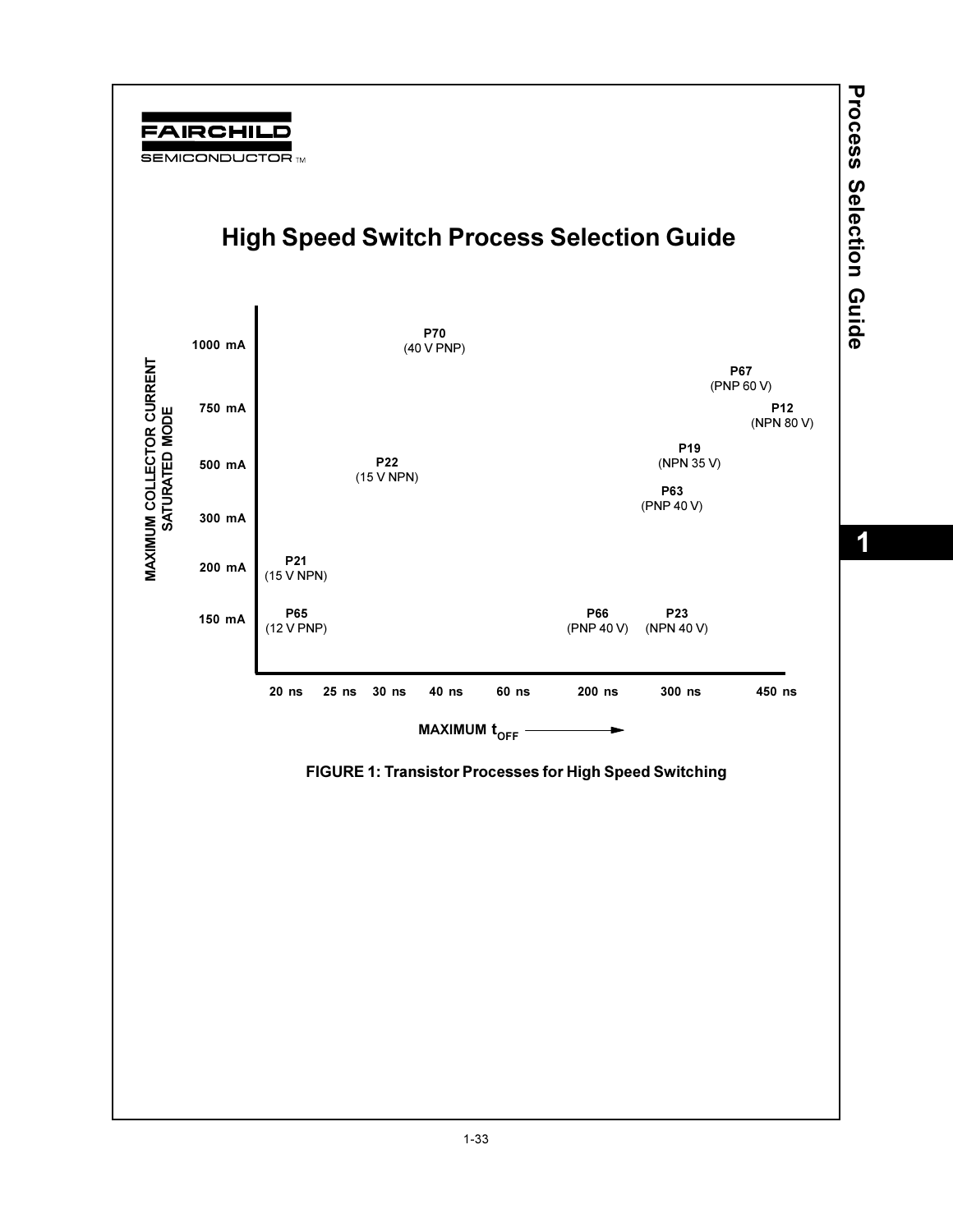# High Speed Switch Process Selection Guide

| MAXIMUM COLLECTOR CURRENT SATURATED MODE | 20 ns | 25 ns | 30 ns | 40 ns | 60 ns | 200 ns | 300 ns | 450 ns |
|---|---|---|---|---|---|---|---|---|
| 1000 mA | | | | P70 (40 V PNP) | | | | |
| 750 mA | | | | | | | | P67 (PNP 60 V); P12 (NPN 80 V) |
| 500 mA | | | P22 (15 V NPN) | | | | P19 (NPN 35 V) | |
| 300 mA | | | | | | | P63 (PNP 40 V) | |
| 200 mA | P21 (15 V NPN) | | | | | | | |
| 150 mA | P65 (12 V PNP) | | | | | P66 (PNP 40 V) | P23 (NPN 40 V) | |

MAXIMUM $t_{OFF}$ →

**FIGURE 1: Transistor Processes for High Speed Switching**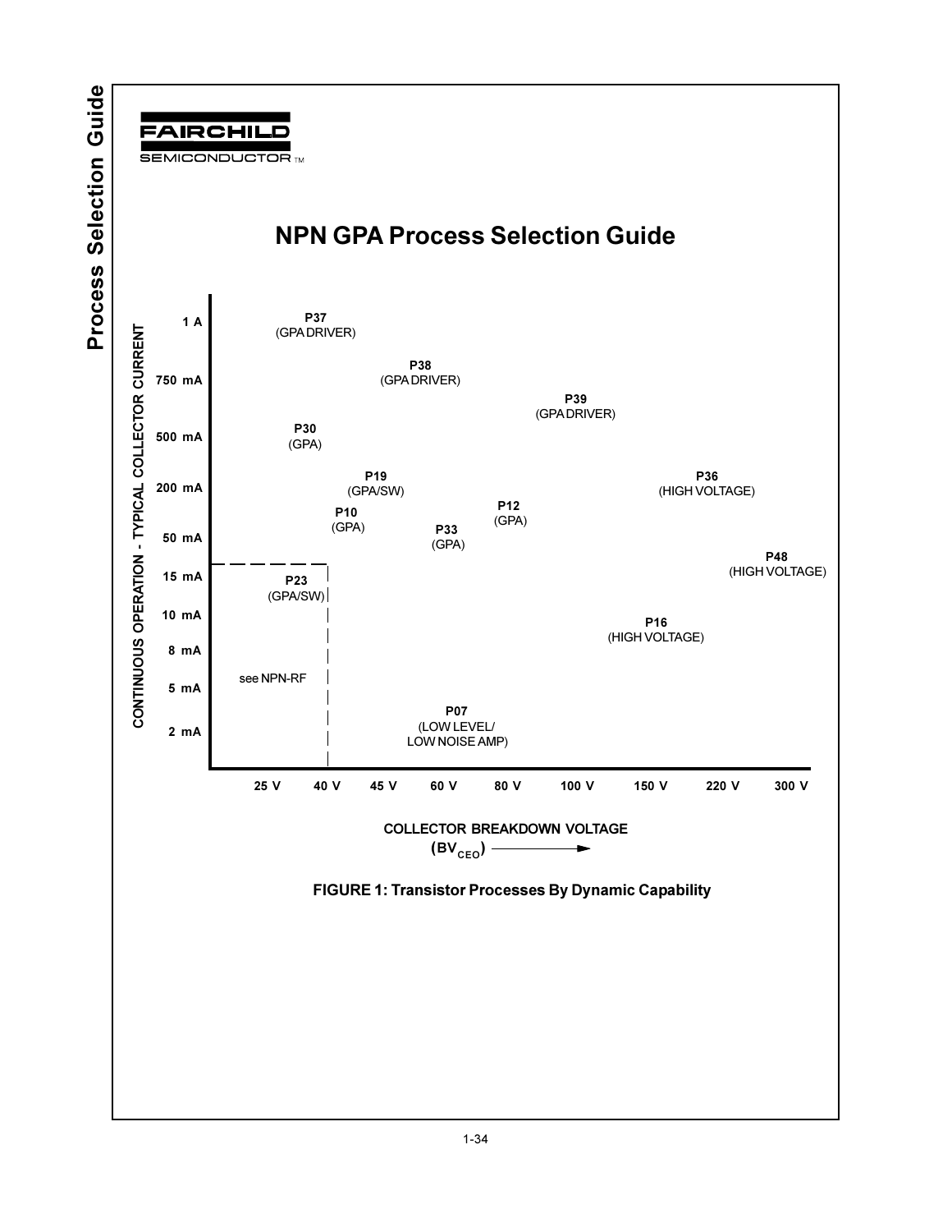# NPN GPA Process Selection Guide

CONTINUOUS OPERATION - TYPICAL COLLECTOR CURRENT

1 A
750 mA
500 mA
200 mA
50 mA
15 mA
10 mA
8 mA
5 mA
2 mA

**P37**
(GPA DRIVER)

**P38**
(GPA DRIVER)

**P39**
(GPA DRIVER)

**P30**
(GPA)

**P19**
(GPA/SW)

**P36**
(HIGH VOLTAGE)

**P12**
(GPA)

**P10**
(GPA)

**P33**
(GPA)

**P48**
(HIGH VOLTAGE)

**P23**
(GPA/SW)

**P16**
(HIGH VOLTAGE)

see NPN-RF

**P07**
(LOW LEVEL/
LOW NOISE AMP)

25 V | 40 V | 45 V | 60 V | 80 V | 100 V | 150 V | 220 V | 300 V

COLLECTOR BREAKDOWN VOLTAGE
($BV_{CEO}$) →

**FIGURE 1: Transistor Processes By Dynamic Capability**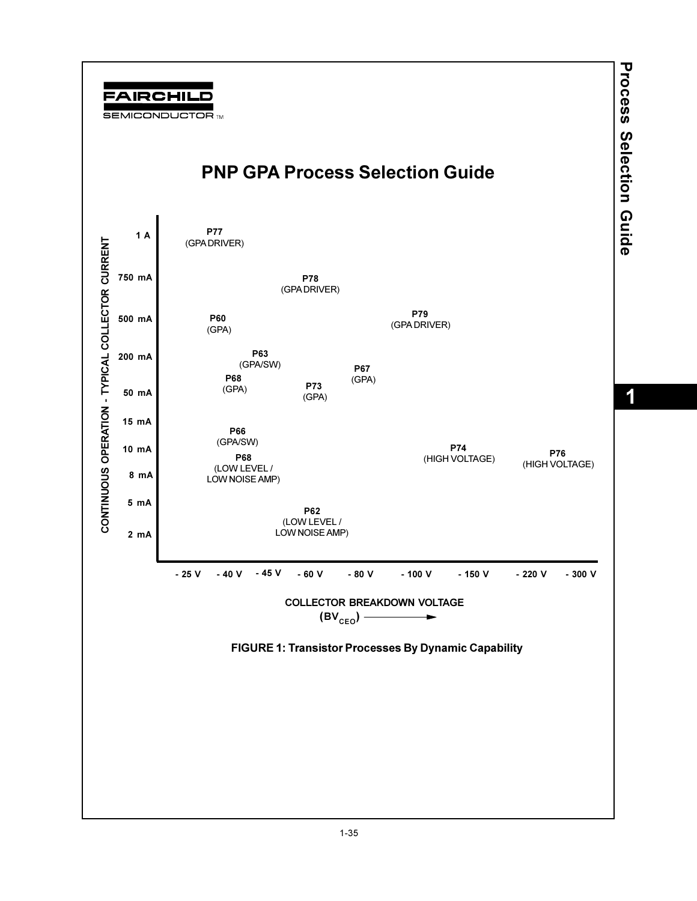# PNP GPA Process Selection Guide

CONTINUOUS OPERATION - TYPICAL COLLECTOR CURRENT

| Current | Process (BVCEO) |
|---|---|
| 1 A | P77 (GPA DRIVER) |
| 750 mA | P78 (GPA DRIVER) |
| 500 mA | P60 (GPA); P79 (GPA DRIVER) |
| 200 mA | P63 (GPA/SW); P67 (GPA) |
| 50 mA | P68 (GPA); P73 (GPA) |
| 10 mA | P66 (GPA/SW); P74 (HIGH VOLTAGE); P76 (HIGH VOLTAGE) |
| 8 mA | P68 (LOW LEVEL / LOW NOISE AMP) |
| 2 mA | P62 (LOW LEVEL / LOW NOISE AMP) |

COLLECTOR BREAKDOWN VOLTAGE ($BV_{CEO}$) →

- 25 V, - 40 V, - 45 V, - 60 V, - 80 V, - 100 V, - 150 V, - 220 V, - 300 V

Current axis: 1 A, 750 mA, 500 mA, 200 mA, 50 mA, 15 mA, 10 mA, 8 mA, 5 mA, 2 mA

**FIGURE 1: Transistor Processes By Dynamic Capability**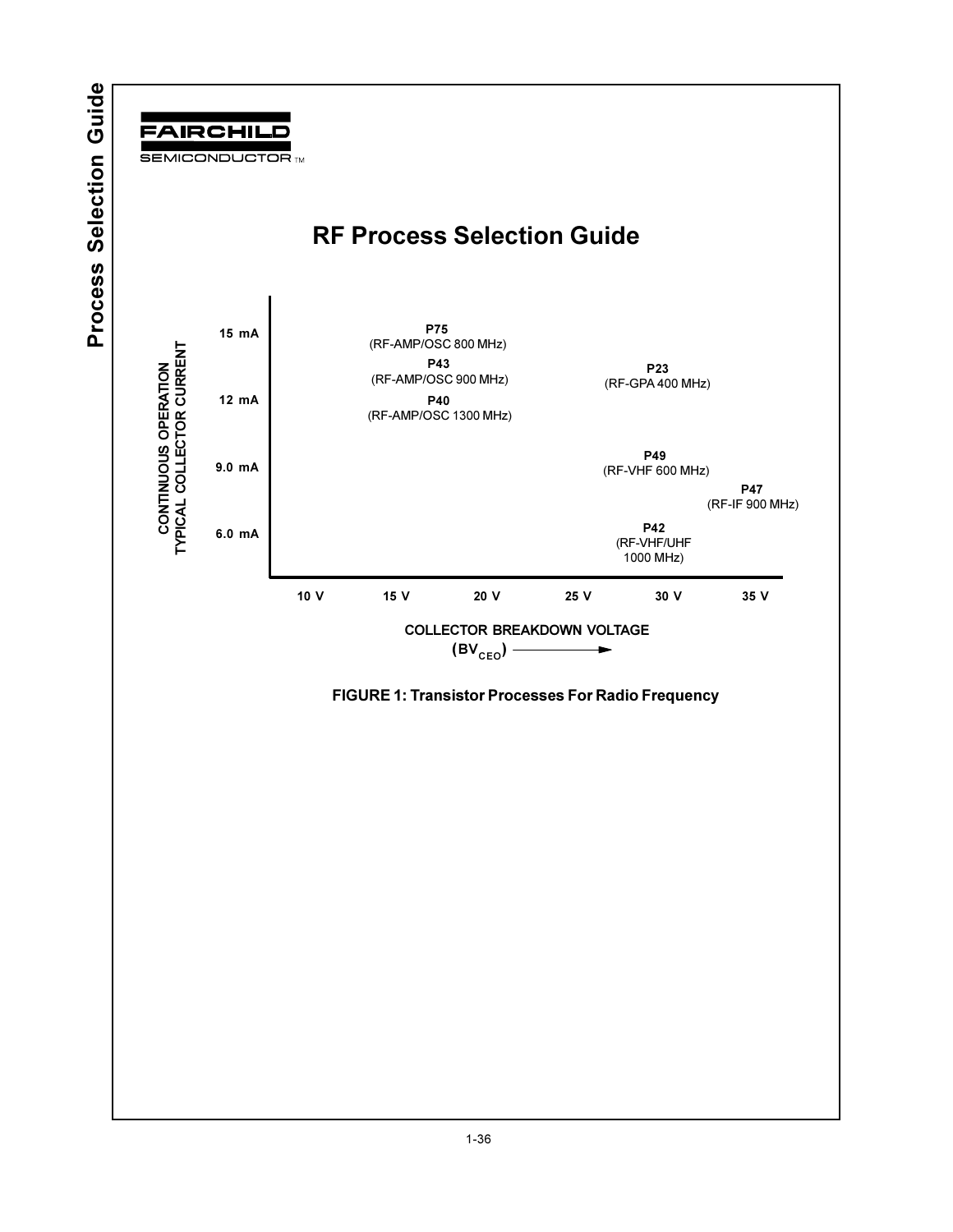# RF Process Selection Guide

CONTINUOUS OPERATION TYPICAL COLLECTOR CURRENT

15 mA

12 mA

9.0 mA

6.0 mA

**P75** (RF-AMP/OSC 800 MHz)

**P43** (RF-AMP/OSC 900 MHz)

**P40** (RF-AMP/OSC 1300 MHz)

**P23** (RF-GPA 400 MHz)

**P49** (RF-VHF 600 MHz)

**P47** (RF-IF 900 MHz)

**P42** (RF-VHF/UHF 1000 MHz)

10 V | 15 V | 20 V | 25 V | 30 V | 35 V

COLLECTOR BREAKDOWN VOLTAGE ($BV_{CEO}$) →

**FIGURE 1: Transistor Processes For Radio Frequency**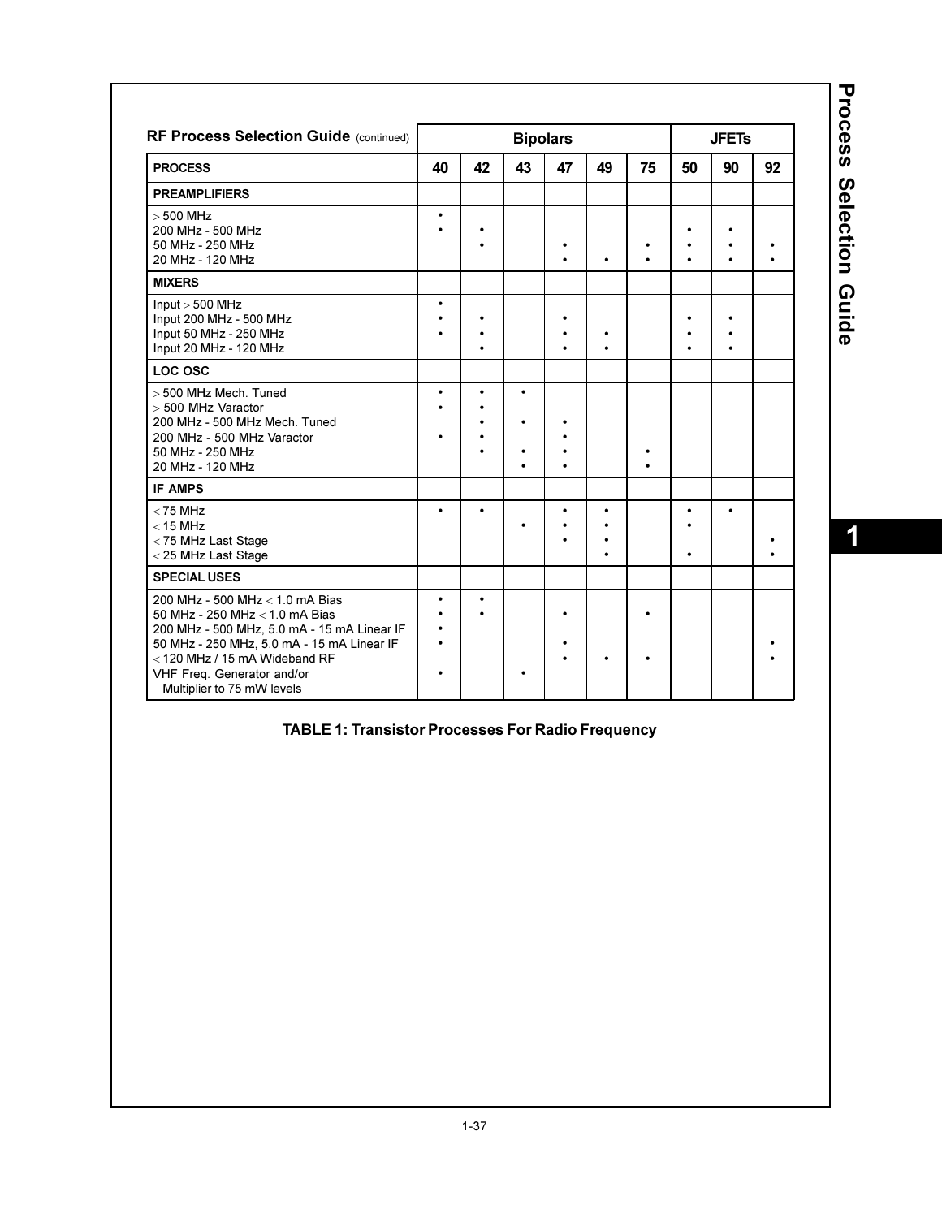## RF Process Selection Guide (continued)

| PROCESS | Bipolars | | | | | | JFETs | | |
|---|---|---|---|---|---|---|---|---|---|
| | 40 | 42 | 43 | 47 | 49 | 75 | 50 | 90 | 92 |
| **PREAMPLIFIERS** | | | | | | | | | |
| > 500 MHz | • | | | | | | | | |
| 200 MHz - 500 MHz | • | • | | | | | • | • | |
| 50 MHz - 250 MHz | | • | | • | | • | • | • | • |
| 20 MHz - 120 MHz | | | | • | • | • | • | • | • |
| **MIXERS** | | | | | | | | | |
| Input > 500 MHz | • | | | | | | | | |
| Input 200 MHz - 500 MHz | • | • | | • | | | • | • | |
| Input 50 MHz - 250 MHz | • | • | | • | • | | • | • | |
| Input 20 MHz - 120 MHz | | • | | • | • | | • | • | |
| **LOC OSC** | | | | | | | | | |
| > 500 MHz Mech. Tuned | • | • | • | | | | | | |
| > 500 MHz Varactor | • | • | | | | | | | |
| 200 MHz - 500 MHz Mech. Tuned | | • | • | • | | | | | |
| 200 MHz - 500 MHz Varactor | • | • | | • | | | | | |
| 50 MHz - 250 MHz | | • | • | • | | • | | | |
| 20 MHz - 120 MHz | | | • | • | | • | | | |
| **IF AMPS** | | | | | | | | | |
| < 75 MHz | • | • | | • | • | | • | • | |
| < 15 MHz | | | • | • | • | | • | | |
| < 75 MHz Last Stage | | | | • | • | | | | • |
| < 25 MHz Last Stage | | | | | • | | • | | • |
| **SPECIAL USES** | | | | | | | | | |
| 200 MHz - 500 MHz < 1.0 mA Bias | • | • | | | | | | | |
| 50 MHz - 250 MHz < 1.0 mA Bias | • | • | | • | | • | | | |
| 200 MHz - 500 MHz, 5.0 mA - 15 mA Linear IF | • | | | | | | | | |
| 50 MHz - 250 MHz, 5.0 mA - 15 mA Linear IF | • | | | • | | | | | • |
| < 120 MHz / 15 mA Wideband RF | | | | • | • | • | | | • |
| VHF Freq. Generator and/or Multiplier to 75 mW levels | • | | • | | | | | | |

**TABLE 1: Transistor Processes For Radio Frequency**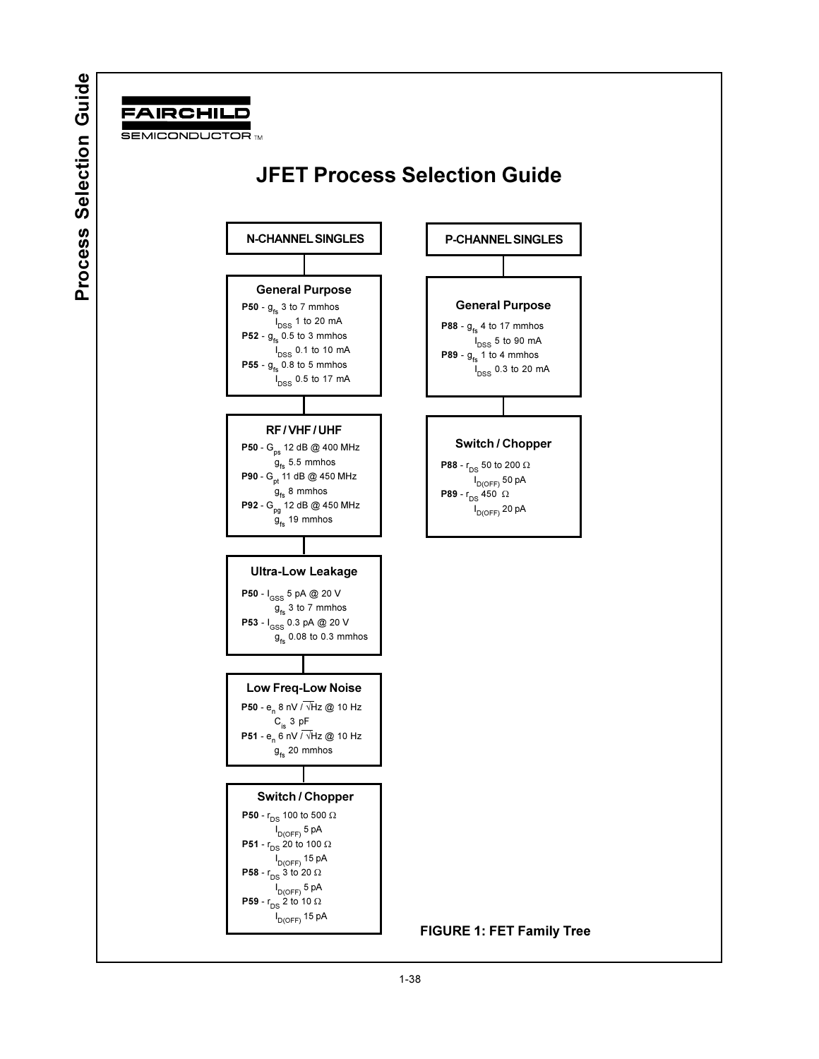FAIRCHILD SEMICONDUCTOR™

# JFET Process Selection Guide

## N-CHANNEL SINGLES

### General Purpose

**P50** - $g_{fs}$ 3 to 7 mmhos
$I_{DSS}$ 1 to 20 mA
**P52** - $g_{fs}$ 0.5 to 3 mmhos
$I_{DSS}$ 0.1 to 10 mA
**P55** - $g_{fs}$ 0.8 to 5 mmhos
$I_{DSS}$ 0.5 to 17 mA

### RF / VHF / UHF

**P50** - $G_{ps}$ 12 dB @ 400 MHz
$g_{fs}$ 5.5 mmhos
**P90** - $G_{pt}$ 11 dB @ 450 MHz
$g_{fs}$ 8 mmhos
**P92** - $G_{pg}$ 12 dB @ 450 MHz
$g_{fs}$ 19 mmhos

### Ultra-Low Leakage

**P50** - $I_{GSS}$ 5 pA @ 20 V
$g_{fs}$ 3 to 7 mmhos
**P53** - $I_{GSS}$ 0.3 pA @ 20 V
$g_{fs}$ 0.08 to 0.3 mmhos

### Low Freq-Low Noise

**P50** - $e_n$ 8 nV / $\sqrt{\text{Hz}}$ @ 10 Hz
$C_{is}$ 3 pF
**P51** - $e_n$ 6 nV / $\sqrt{\text{Hz}}$ @ 10 Hz
$g_{fs}$ 20 mmhos

### Switch / Chopper

**P50** - $r_{DS}$ 100 to 500 Ω
$I_{D(OFF)}$ 5 pA
**P51** - $r_{DS}$ 20 to 100 Ω
$I_{D(OFF)}$ 15 pA
**P58** - $r_{DS}$ 3 to 20 Ω
$I_{D(OFF)}$ 5 pA
**P59** - $r_{DS}$ 2 to 10 Ω
$I_{D(OFF)}$ 15 pA

## P-CHANNEL SINGLES

### General Purpose

**P88** - $g_{fs}$ 4 to 17 mmhos
$I_{DSS}$ 5 to 90 mA
**P89** - $g_{fs}$ 1 to 4 mmhos
$I_{DSS}$ 0.3 to 20 mA

### Switch / Chopper

**P88** - $r_{DS}$ 50 to 200 Ω
$I_{D(OFF)}$ 50 pA
**P89** - $r_{DS}$ 450 Ω
$I_{D(OFF)}$ 20 pA

**FIGURE 1: FET Family Tree**